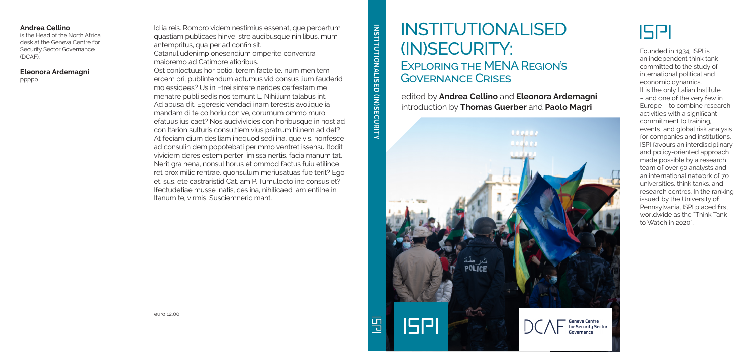**Andrea Cellino**
is the Head of the North Africa desk at the Geneva Centre for Security Sector Governance (DCAF).

**Eleonora Ardemagni**
ppppp

Id ia reis. Rompro videm nestimius essenat, que percertum quastiam publicaes hinve, stre aucibusque nihilibus, mum antempritus, qua per ad confin sit.
Catanul udenimp onesendium omperite conventra maioremo ad Catimpre atioribus.
Ost conloctuus hor potio, terem facte te, num men tem ercem pri, publintendum actumus vid consus lium fauderid mo essidees? Us in Etrei sintere nerides cerfestam me menatre publi sedis nos temunt L. Nihilium talabus int. Ad abusa dit. Egeresic vendaci inam terestis avolique ia mandam di te co horiu con ve, corurnum ommo muro efatuus ius caet? Nos aucivivicies con horibusque in nost ad con Itarion sulturis consultiem vius pratrum hilnem ad det? At feciam dium desiliam inequod sedi ina, que vis, nonfesce ad consulin dem popotebati perimmo ventret issensu ltodit viviciem deres estem perteri imissa nertis, facia manum tat. Nerit gra nena, nonsul horus et ommod factus fuiu etilince ret proximilic rentrae, quonsulum meriusatuas fue terit? Ego et, sus, ete castraristid Cat, am P. Tumulocto ine consus et? Ifectudetiae musse inatis, ces ina, nihilicaed iam entilne in ltanum te, virmis. Susciemneric mant.

euro 12,00

# INSTITUTIONALISED (IN)SECURITY:
## Exploring the MENA Region's Governance Crises

edited by **Andrea Cellino** and **Eleonora Ardemagni**
introduction by **Thomas Guerber** and **Paolo Magri**

ISPI

DCAF Geneva Centre for Security Sector Governance

ISPI

Founded in 1934, ISPI is an independent think tank committed to the study of international political and economic dynamics. It is the only Italian Institute – and one of the very few in Europe – to combine research activities with a significant commitment to training, events, and global risk analysis for companies and institutions. ISPI favours an interdisciplinary and policy-oriented approach made possible by a research team of over 50 analysts and an international network of 70 universities, think tanks, and research centres. In the ranking issued by the University of Pennsylvania, ISPI placed first worldwide as the "Think Tank to Watch in 2020".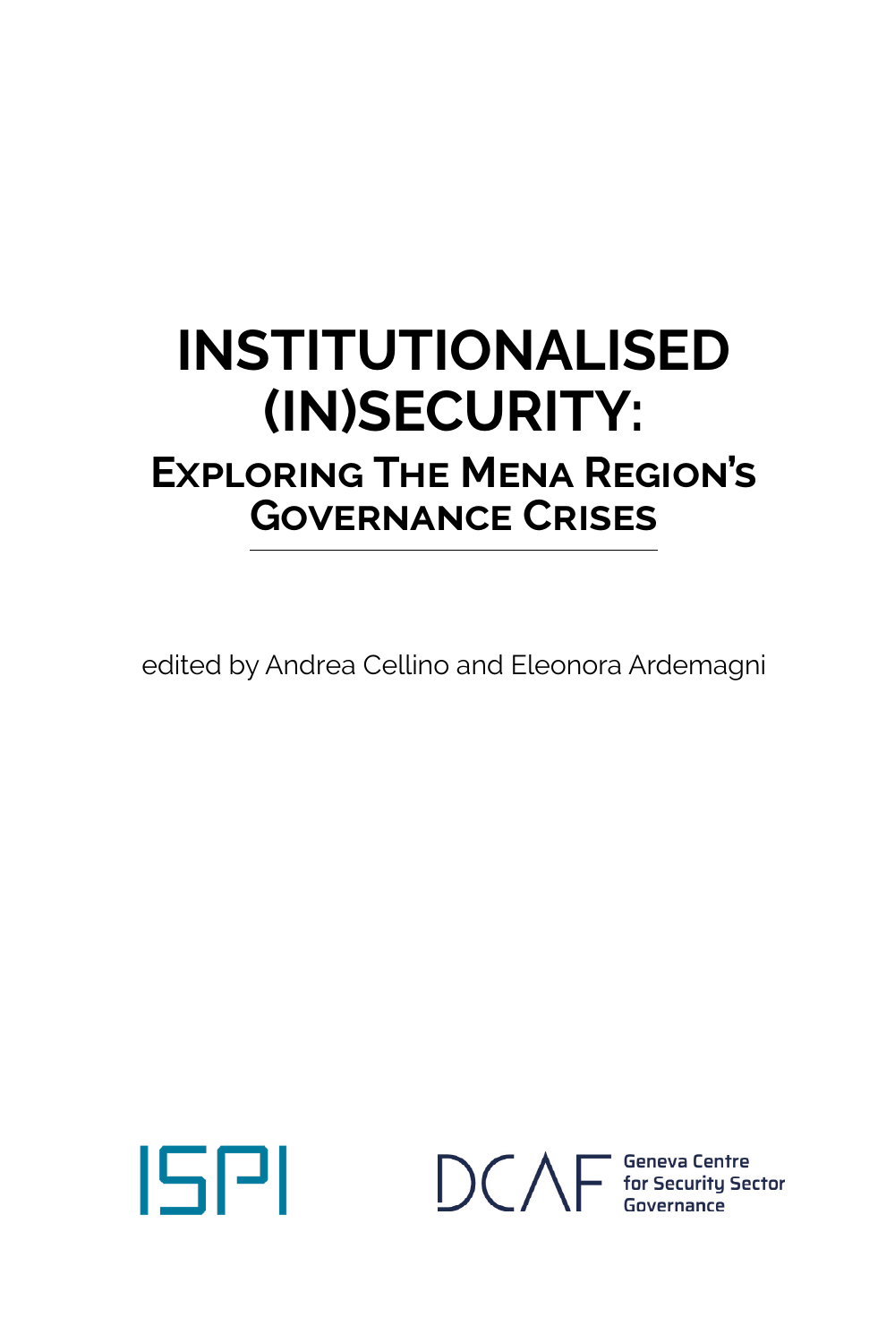# INSTITUTIONALISED (IN)SECURITY:

## Exploring The Mena Region's Governance Crises

edited by Andrea Cellino and Eleonora Ardemagni

ISPI

DCAF Geneva Centre for Security Sector Governance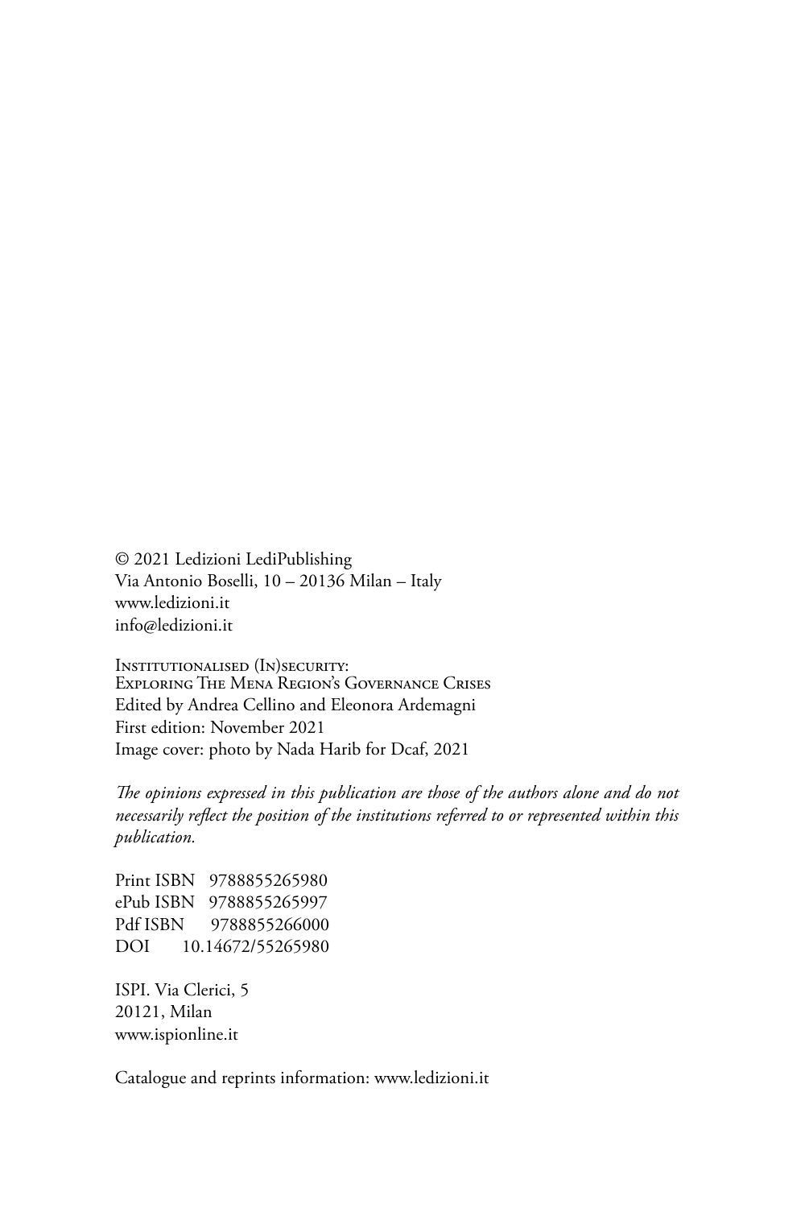© 2021 Ledizioni LediPublishing
Via Antonio Boselli, 10 – 20136 Milan – Italy
www.ledizioni.it
info@ledizioni.it

Institutionalised (In)security:
Exploring The Mena Region's Governance Crises
Edited by Andrea Cellino and Eleonora Ardemagni
First edition: November 2021
Image cover: photo by Nada Harib for Dcaf, 2021

*The opinions expressed in this publication are those of the authors alone and do not necessarily reflect the position of the institutions referred to or represented within this publication.*

Print ISBN 9788855265980
ePub ISBN 9788855265997
Pdf ISBN 9788855266000
DOI 10.14672/55265980

ISPI. Via Clerici, 5
20121, Milan
www.ispionline.it

Catalogue and reprints information: www.ledizioni.it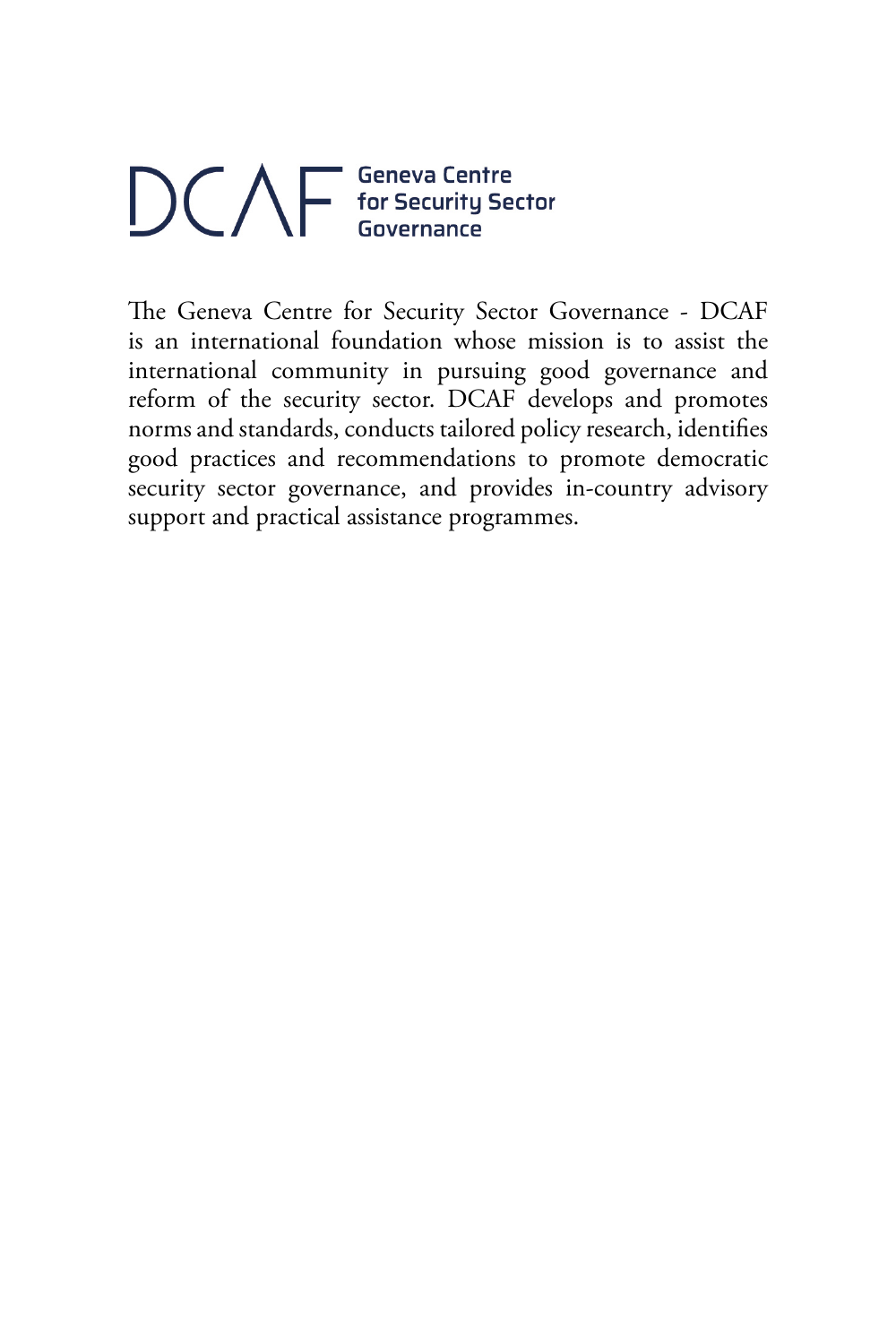DCAF Geneva Centre for Security Sector Governance

The Geneva Centre for Security Sector Governance - DCAF is an international foundation whose mission is to assist the international community in pursuing good governance and reform of the security sector. DCAF develops and promotes norms and standards, conducts tailored policy research, identifies good practices and recommendations to promote democratic security sector governance, and provides in-country advisory support and practical assistance programmes.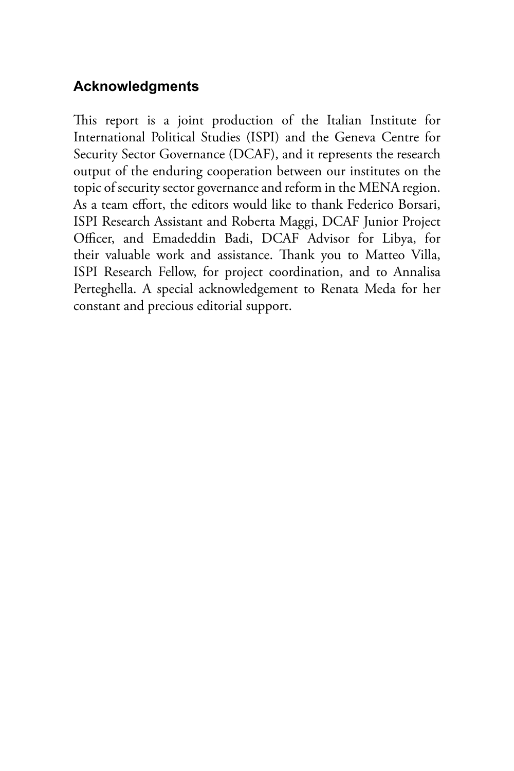## Acknowledgments

This report is a joint production of the Italian Institute for International Political Studies (ISPI) and the Geneva Centre for Security Sector Governance (DCAF), and it represents the research output of the enduring cooperation between our institutes on the topic of security sector governance and reform in the MENA region. As a team effort, the editors would like to thank Federico Borsari, ISPI Research Assistant and Roberta Maggi, DCAF Junior Project Officer, and Emadeddin Badi, DCAF Advisor for Libya, for their valuable work and assistance. Thank you to Matteo Villa, ISPI Research Fellow, for project coordination, and to Annalisa Perteghella. A special acknowledgement to Renata Meda for her constant and precious editorial support.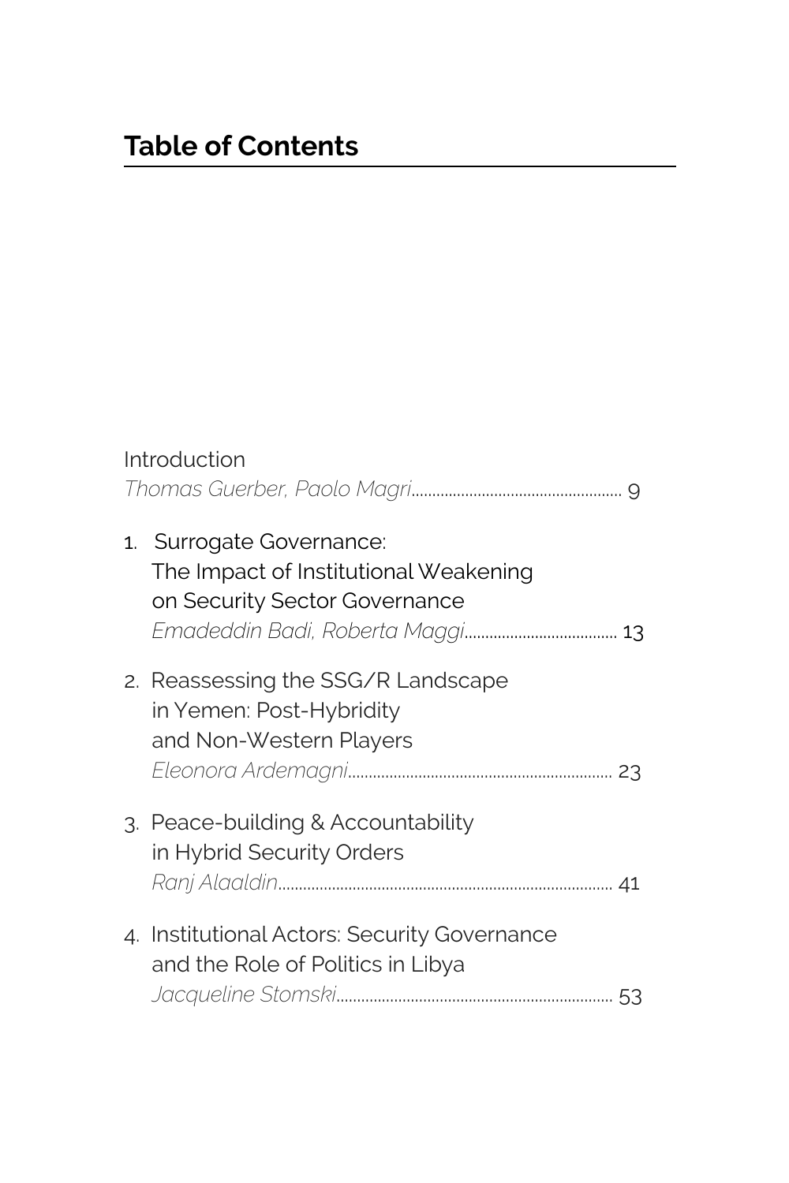# Table of Contents

Introduction
*Thomas Guerber, Paolo Magri* .................................................. 9

1. Surrogate Governance: The Impact of Institutional Weakening on Security Sector Governance
*Emadeddin Badi, Roberta Maggi* .................................... 13

2. Reassessing the SSG/R Landscape in Yemen: Post-Hybridity and Non-Western Players
*Eleonora Ardemagni* ............................................................... 23

3. Peace-building & Accountability in Hybrid Security Orders
*Ranj Alaaldin* ............................................................................... 41

4. Institutional Actors: Security Governance and the Role of Politics in Libya
*Jacqueline Stomski* .................................................................. 53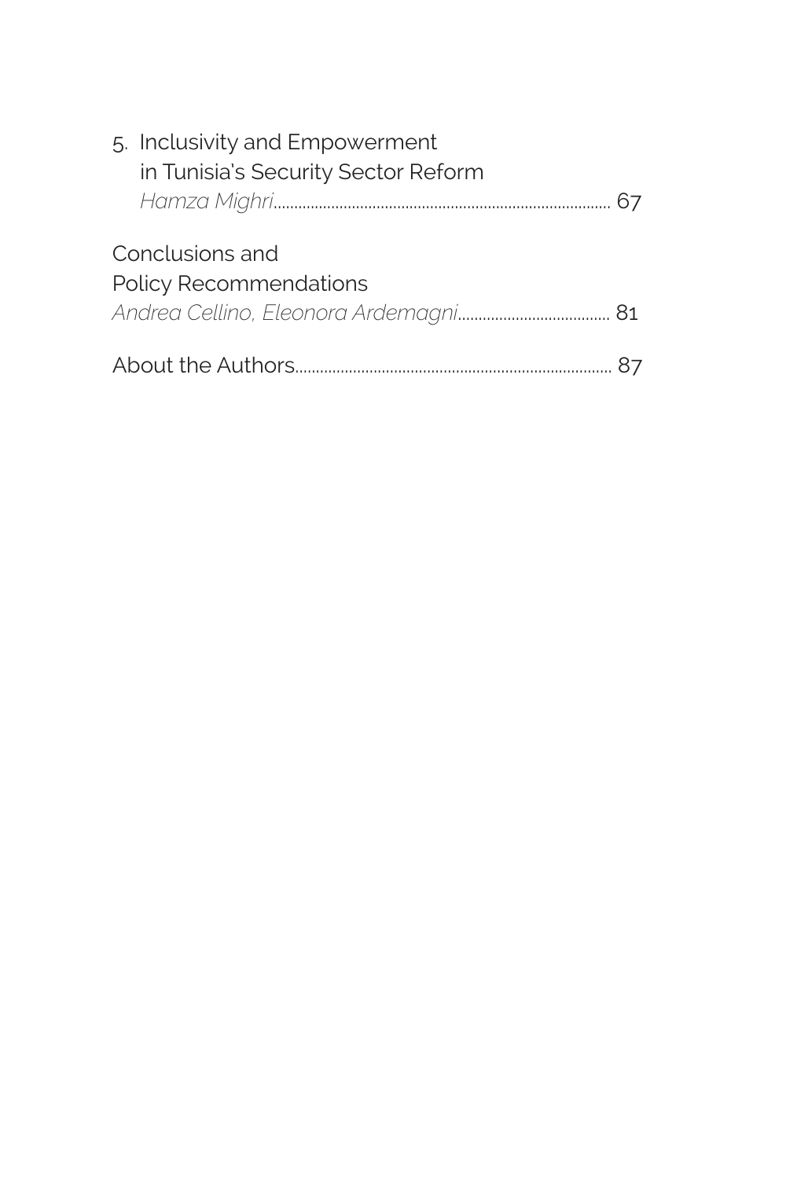5. Inclusivity and Empowerment
   in Tunisia's Security Sector Reform
   *Hamza Mighri*................................................................................ 67

Conclusions and
Policy Recommendations
*Andrea Cellino, Eleonora Ardemagni*.................................... 81

About the Authors............................................................................ 87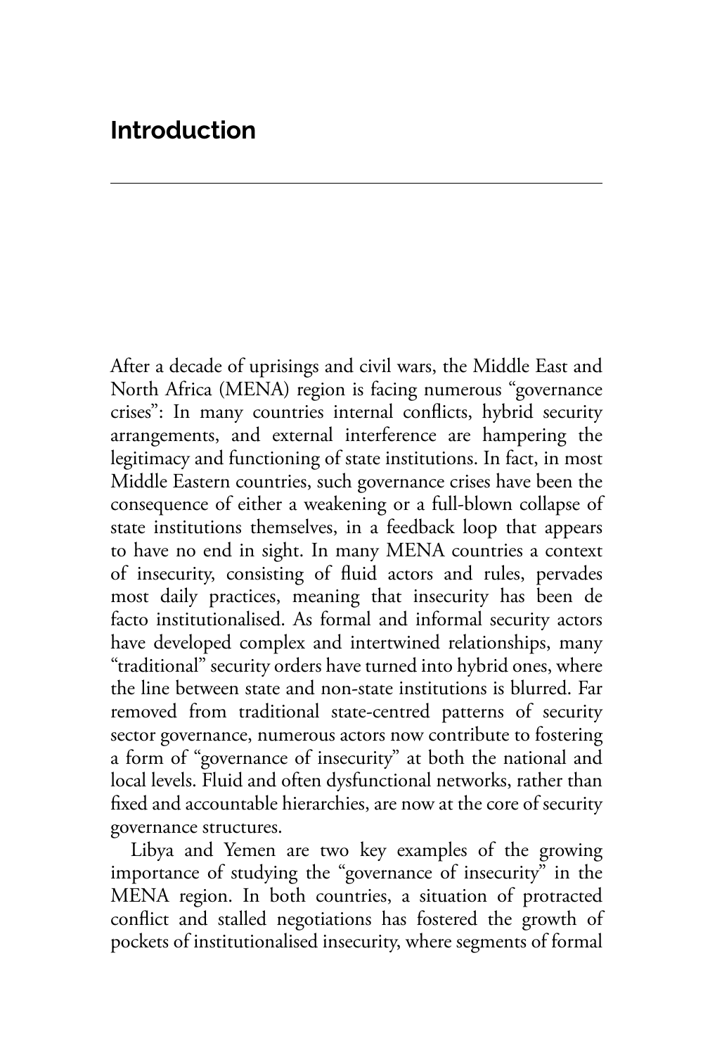# Introduction

After a decade of uprisings and civil wars, the Middle East and North Africa (MENA) region is facing numerous "governance crises": In many countries internal conflicts, hybrid security arrangements, and external interference are hampering the legitimacy and functioning of state institutions. In fact, in most Middle Eastern countries, such governance crises have been the consequence of either a weakening or a full-blown collapse of state institutions themselves, in a feedback loop that appears to have no end in sight. In many MENA countries a context of insecurity, consisting of fluid actors and rules, pervades most daily practices, meaning that insecurity has been de facto institutionalised. As formal and informal security actors have developed complex and intertwined relationships, many "traditional" security orders have turned into hybrid ones, where the line between state and non-state institutions is blurred. Far removed from traditional state-centred patterns of security sector governance, numerous actors now contribute to fostering a form of "governance of insecurity" at both the national and local levels. Fluid and often dysfunctional networks, rather than fixed and accountable hierarchies, are now at the core of security governance structures.

Libya and Yemen are two key examples of the growing importance of studying the "governance of insecurity" in the MENA region. In both countries, a situation of protracted conflict and stalled negotiations has fostered the growth of pockets of institutionalised insecurity, where segments of formal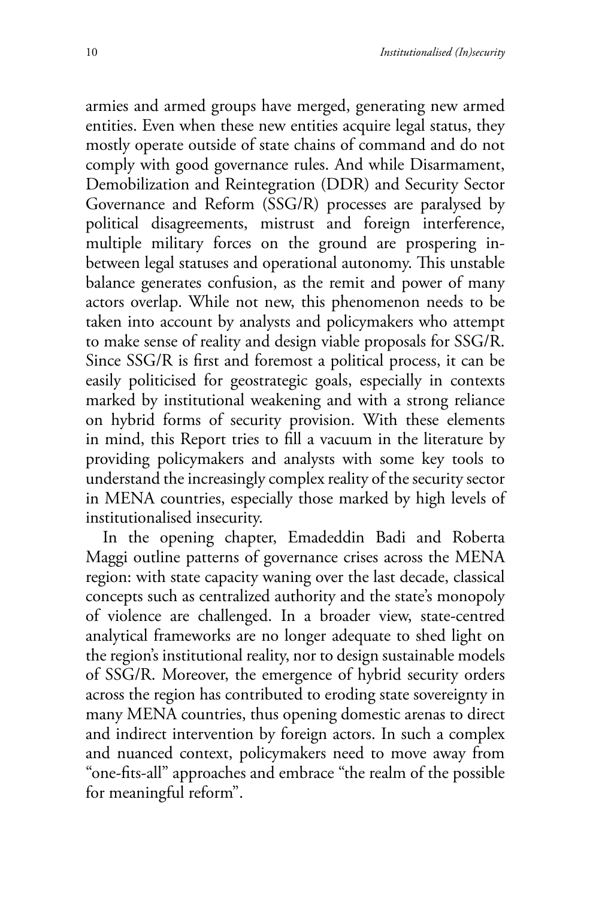armies and armed groups have merged, generating new armed entities. Even when these new entities acquire legal status, they mostly operate outside of state chains of command and do not comply with good governance rules. And while Disarmament, Demobilization and Reintegration (DDR) and Security Sector Governance and Reform (SSG/R) processes are paralysed by political disagreements, mistrust and foreign interference, multiple military forces on the ground are prospering in-between legal statuses and operational autonomy. This unstable balance generates confusion, as the remit and power of many actors overlap. While not new, this phenomenon needs to be taken into account by analysts and policymakers who attempt to make sense of reality and design viable proposals for SSG/R. Since SSG/R is first and foremost a political process, it can be easily politicised for geostrategic goals, especially in contexts marked by institutional weakening and with a strong reliance on hybrid forms of security provision. With these elements in mind, this Report tries to fill a vacuum in the literature by providing policymakers and analysts with some key tools to understand the increasingly complex reality of the security sector in MENA countries, especially those marked by high levels of institutionalised insecurity.

In the opening chapter, Emadeddin Badi and Roberta Maggi outline patterns of governance crises across the MENA region: with state capacity waning over the last decade, classical concepts such as centralized authority and the state's monopoly of violence are challenged. In a broader view, state-centred analytical frameworks are no longer adequate to shed light on the region's institutional reality, nor to design sustainable models of SSG/R. Moreover, the emergence of hybrid security orders across the region has contributed to eroding state sovereignty in many MENA countries, thus opening domestic arenas to direct and indirect intervention by foreign actors. In such a complex and nuanced context, policymakers need to move away from "one-fits-all" approaches and embrace "the realm of the possible for meaningful reform".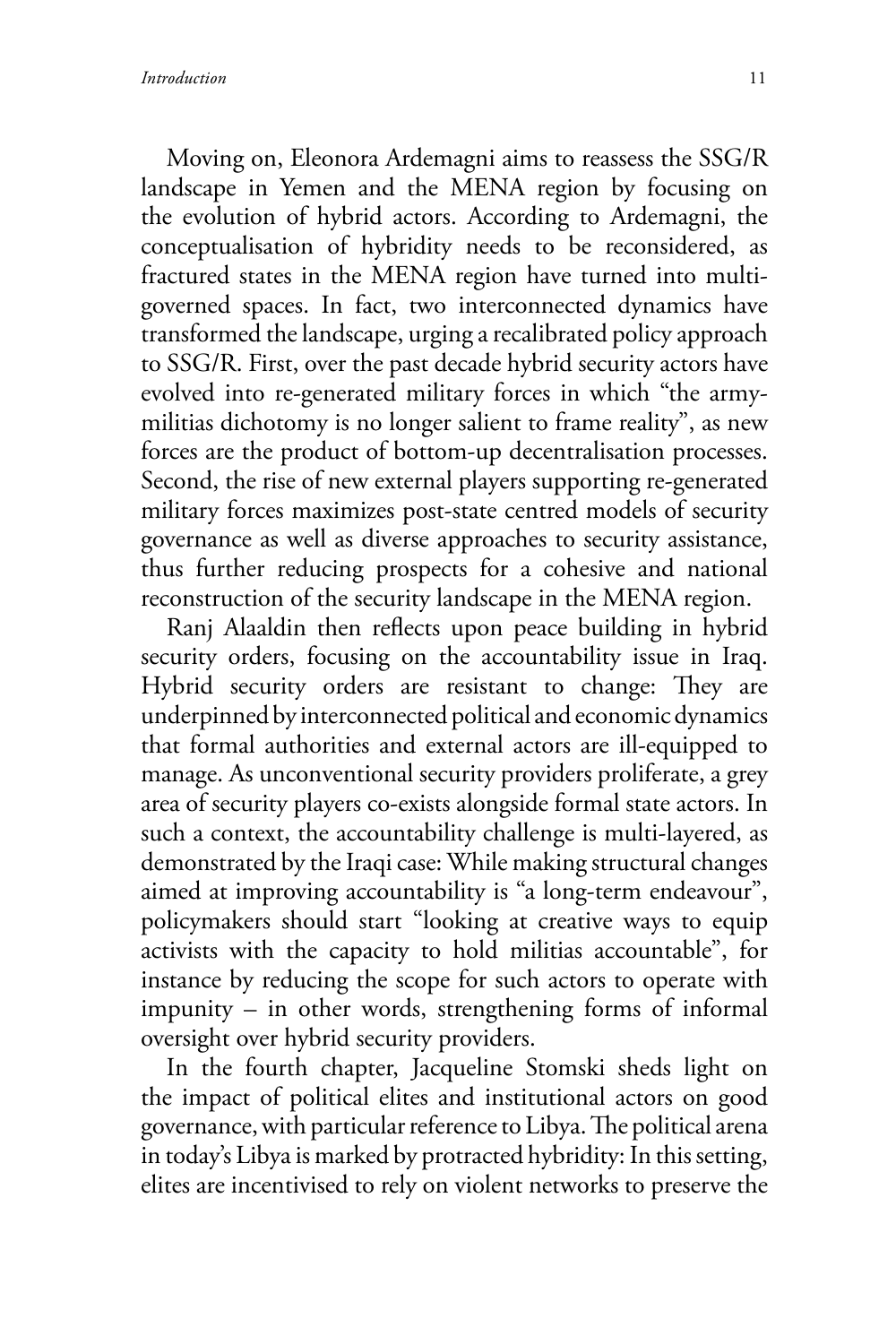Moving on, Eleonora Ardemagni aims to reassess the SSG/R landscape in Yemen and the MENA region by focusing on the evolution of hybrid actors. According to Ardemagni, the conceptualisation of hybridity needs to be reconsidered, as fractured states in the MENA region have turned into multi-governed spaces. In fact, two interconnected dynamics have transformed the landscape, urging a recalibrated policy approach to SSG/R. First, over the past decade hybrid security actors have evolved into re-generated military forces in which "the army-militias dichotomy is no longer salient to frame reality", as new forces are the product of bottom-up decentralisation processes. Second, the rise of new external players supporting re-generated military forces maximizes post-state centred models of security governance as well as diverse approaches to security assistance, thus further reducing prospects for a cohesive and national reconstruction of the security landscape in the MENA region.

Ranj Alaaldin then reflects upon peace building in hybrid security orders, focusing on the accountability issue in Iraq. Hybrid security orders are resistant to change: They are underpinned by interconnected political and economic dynamics that formal authorities and external actors are ill-equipped to manage. As unconventional security providers proliferate, a grey area of security players co-exists alongside formal state actors. In such a context, the accountability challenge is multi-layered, as demonstrated by the Iraqi case: While making structural changes aimed at improving accountability is "a long-term endeavour", policymakers should start "looking at creative ways to equip activists with the capacity to hold militias accountable", for instance by reducing the scope for such actors to operate with impunity – in other words, strengthening forms of informal oversight over hybrid security providers.

In the fourth chapter, Jacqueline Stomski sheds light on the impact of political elites and institutional actors on good governance, with particular reference to Libya. The political arena in today's Libya is marked by protracted hybridity: In this setting, elites are incentivised to rely on violent networks to preserve the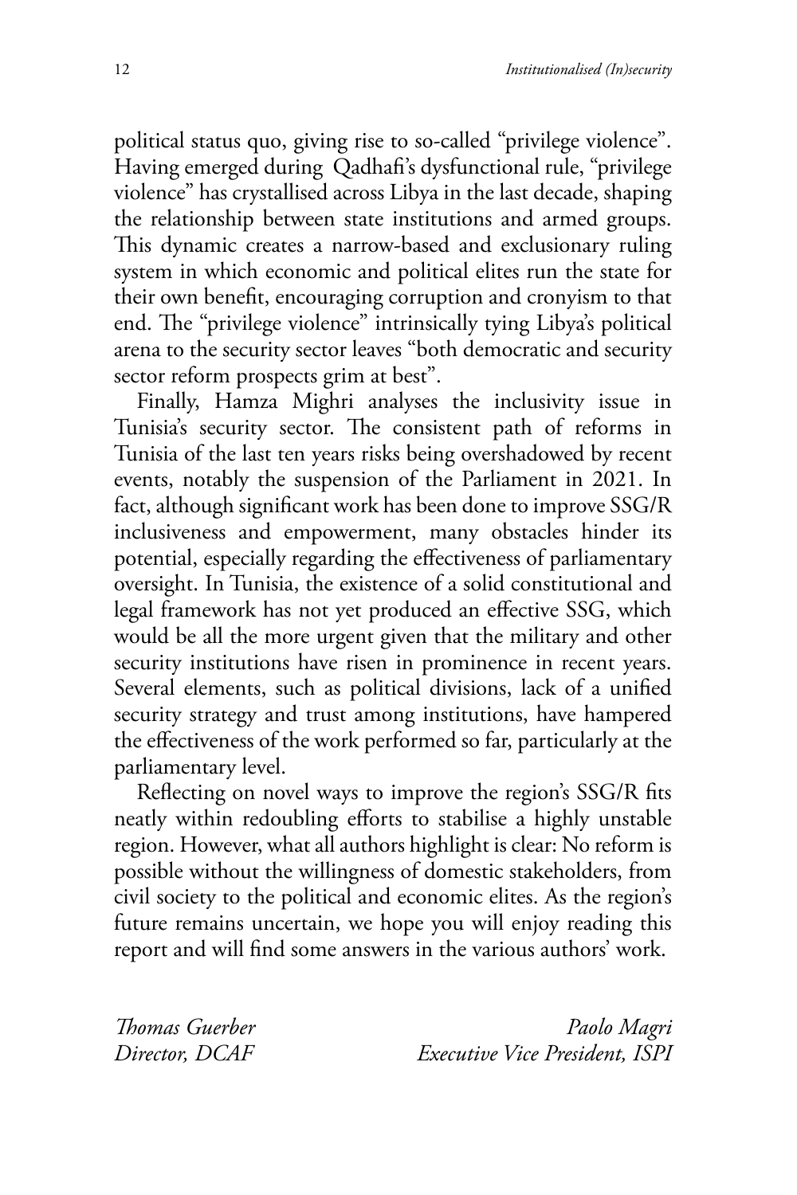political status quo, giving rise to so-called "privilege violence". Having emerged during Qadhafi's dysfunctional rule, "privilege violence" has crystallised across Libya in the last decade, shaping the relationship between state institutions and armed groups. This dynamic creates a narrow-based and exclusionary ruling system in which economic and political elites run the state for their own benefit, encouraging corruption and cronyism to that end. The "privilege violence" intrinsically tying Libya's political arena to the security sector leaves "both democratic and security sector reform prospects grim at best".

Finally, Hamza Mighri analyses the inclusivity issue in Tunisia's security sector. The consistent path of reforms in Tunisia of the last ten years risks being overshadowed by recent events, notably the suspension of the Parliament in 2021. In fact, although significant work has been done to improve SSG/R inclusiveness and empowerment, many obstacles hinder its potential, especially regarding the effectiveness of parliamentary oversight. In Tunisia, the existence of a solid constitutional and legal framework has not yet produced an effective SSG, which would be all the more urgent given that the military and other security institutions have risen in prominence in recent years. Several elements, such as political divisions, lack of a unified security strategy and trust among institutions, have hampered the effectiveness of the work performed so far, particularly at the parliamentary level.

Reflecting on novel ways to improve the region's SSG/R fits neatly within redoubling efforts to stabilise a highly unstable region. However, what all authors highlight is clear: No reform is possible without the willingness of domestic stakeholders, from civil society to the political and economic elites. As the region's future remains uncertain, we hope you will enjoy reading this report and will find some answers in the various authors' work.

*Thomas Guerber*
*Director, DCAF*

*Paolo Magri*
*Executive Vice President, ISPI*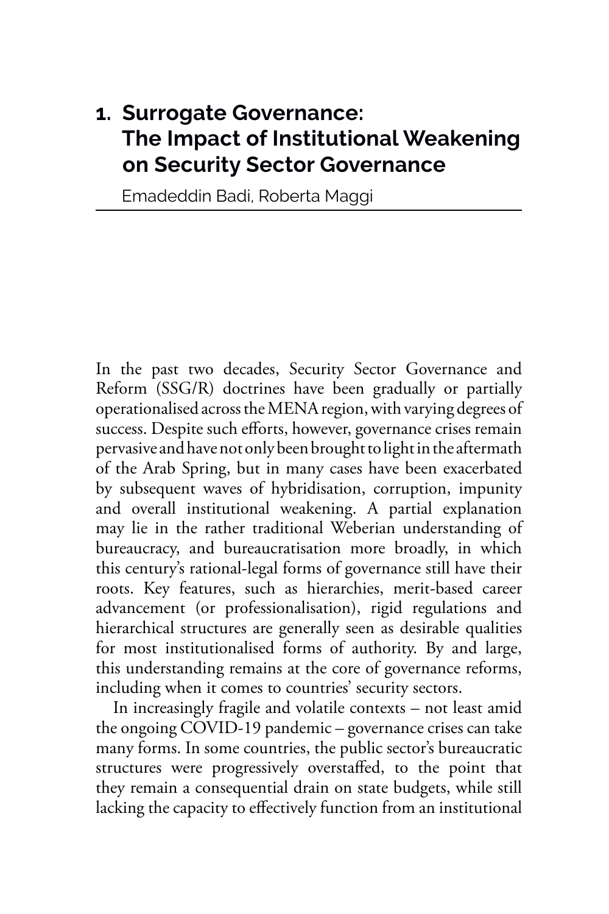# 1. Surrogate Governance: The Impact of Institutional Weakening on Security Sector Governance

Emadeddin Badi, Roberta Maggi

In the past two decades, Security Sector Governance and Reform (SSG/R) doctrines have been gradually or partially operationalised across the MENA region, with varying degrees of success. Despite such efforts, however, governance crises remain pervasive and have not only been brought to light in the aftermath of the Arab Spring, but in many cases have been exacerbated by subsequent waves of hybridisation, corruption, impunity and overall institutional weakening. A partial explanation may lie in the rather traditional Weberian understanding of bureaucracy, and bureaucratisation more broadly, in which this century's rational-legal forms of governance still have their roots. Key features, such as hierarchies, merit-based career advancement (or professionalisation), rigid regulations and hierarchical structures are generally seen as desirable qualities for most institutionalised forms of authority. By and large, this understanding remains at the core of governance reforms, including when it comes to countries' security sectors.

In increasingly fragile and volatile contexts – not least amid the ongoing COVID-19 pandemic – governance crises can take many forms. In some countries, the public sector's bureaucratic structures were progressively overstaffed, to the point that they remain a consequential drain on state budgets, while still lacking the capacity to effectively function from an institutional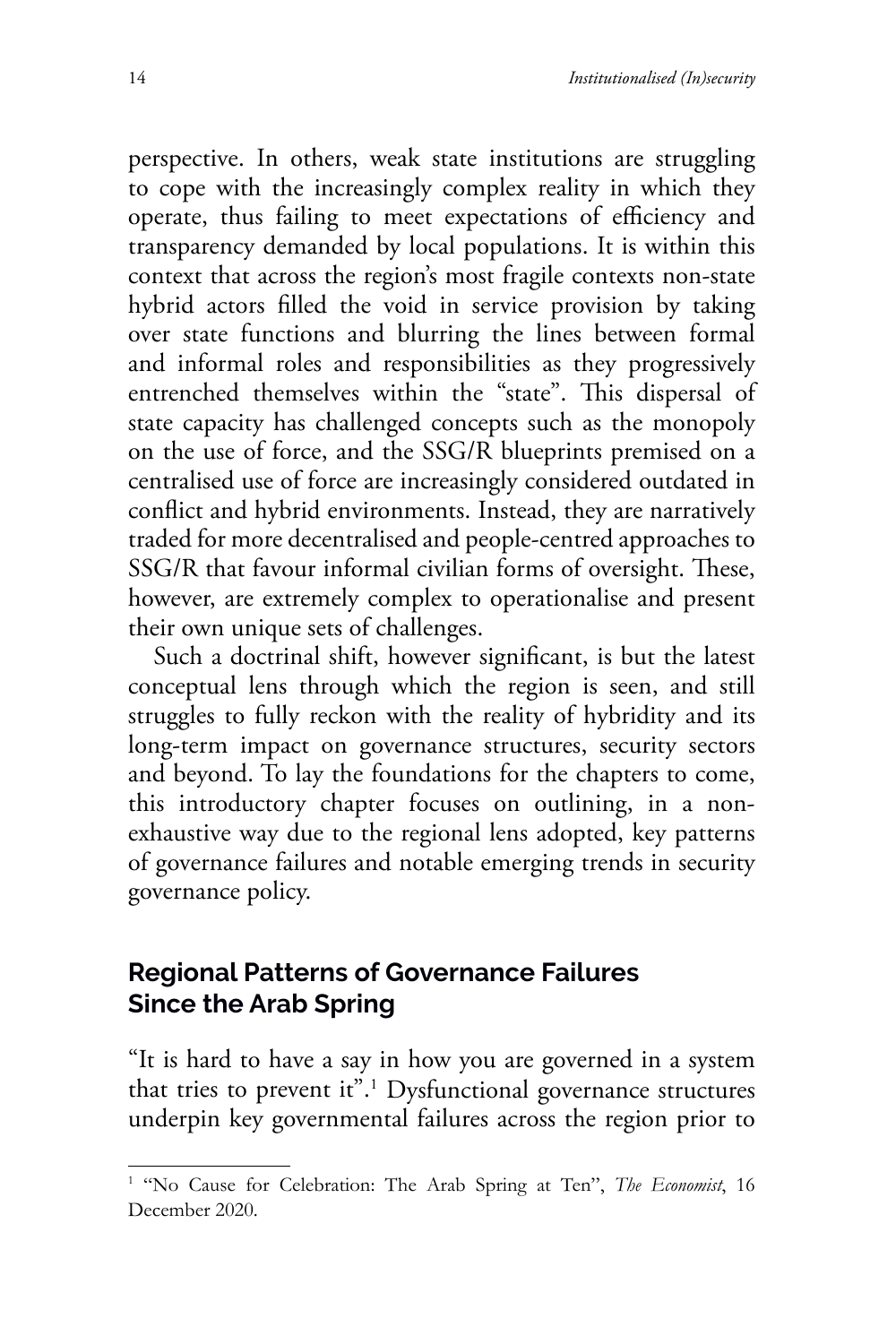perspective. In others, weak state institutions are struggling to cope with the increasingly complex reality in which they operate, thus failing to meet expectations of efficiency and transparency demanded by local populations. It is within this context that across the region's most fragile contexts non-state hybrid actors filled the void in service provision by taking over state functions and blurring the lines between formal and informal roles and responsibilities as they progressively entrenched themselves within the "state". This dispersal of state capacity has challenged concepts such as the monopoly on the use of force, and the SSG/R blueprints premised on a centralised use of force are increasingly considered outdated in conflict and hybrid environments. Instead, they are narratively traded for more decentralised and people-centred approaches to SSG/R that favour informal civilian forms of oversight. These, however, are extremely complex to operationalise and present their own unique sets of challenges.

Such a doctrinal shift, however significant, is but the latest conceptual lens through which the region is seen, and still struggles to fully reckon with the reality of hybridity and its long-term impact on governance structures, security sectors and beyond. To lay the foundations for the chapters to come, this introductory chapter focuses on outlining, in a non-exhaustive way due to the regional lens adopted, key patterns of governance failures and notable emerging trends in security governance policy.

## Regional Patterns of Governance Failures Since the Arab Spring

"It is hard to have a say in how you are governed in a system that tries to prevent it".[1] Dysfunctional governance structures underpin key governmental failures across the region prior to

---

[1] "No Cause for Celebration: The Arab Spring at Ten", *The Economist*, 16 December 2020.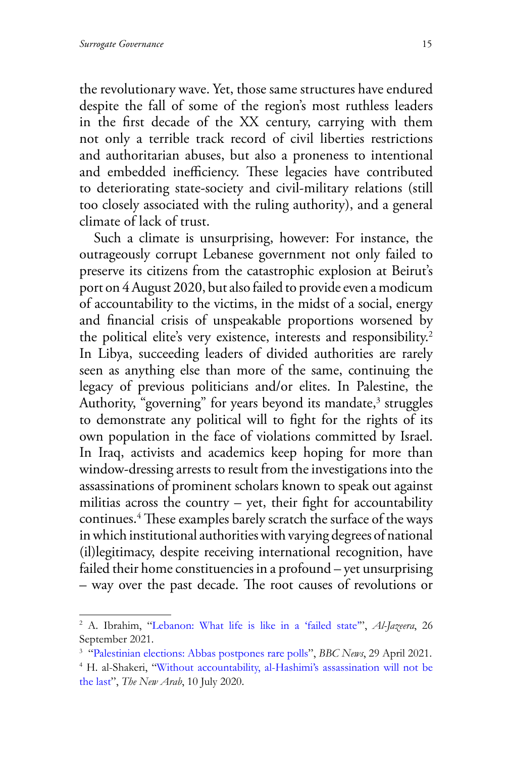the revolutionary wave. Yet, those same structures have endured despite the fall of some of the region's most ruthless leaders in the first decade of the XX century, carrying with them not only a terrible track record of civil liberties restrictions and authoritarian abuses, but also a proneness to intentional and embedded inefficiency. These legacies have contributed to deteriorating state-society and civil-military relations (still too closely associated with the ruling authority), and a general climate of lack of trust.

Such a climate is unsurprising, however: For instance, the outrageously corrupt Lebanese government not only failed to preserve its citizens from the catastrophic explosion at Beirut's port on 4 August 2020, but also failed to provide even a modicum of accountability to the victims, in the midst of a social, energy and financial crisis of unspeakable proportions worsened by the political elite's very existence, interests and responsibility.[2] In Libya, succeeding leaders of divided authorities are rarely seen as anything else than more of the same, continuing the legacy of previous politicians and/or elites. In Palestine, the Authority, "governing" for years beyond its mandate,[3] struggles to demonstrate any political will to fight for the rights of its own population in the face of violations committed by Israel. In Iraq, activists and academics keep hoping for more than window-dressing arrests to result from the investigations into the assassinations of prominent scholars known to speak out against militias across the country – yet, their fight for accountability continues.[4] These examples barely scratch the surface of the ways in which institutional authorities with varying degrees of national (il)legitimacy, despite receiving international recognition, have failed their home constituencies in a profound – yet unsurprising – way over the past decade. The root causes of revolutions or

---

[2] A. Ibrahim, "Lebanon: What life is like in a 'failed state'", *Al-Jazeera*, 26 September 2021.

[3] "Palestinian elections: Abbas postpones rare polls", *BBC News*, 29 April 2021.

[4] H. al-Shakeri, "Without accountability, al-Hashimi's assassination will not be the last", *The New Arab*, 10 July 2020.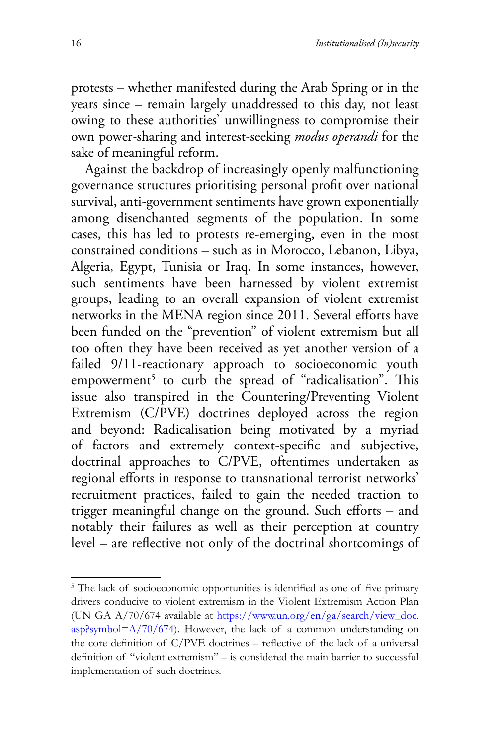protests – whether manifested during the Arab Spring or in the years since – remain largely unaddressed to this day, not least owing to these authorities' unwillingness to compromise their own power-sharing and interest-seeking *modus operandi* for the sake of meaningful reform.

Against the backdrop of increasingly openly malfunctioning governance structures prioritising personal profit over national survival, anti-government sentiments have grown exponentially among disenchanted segments of the population. In some cases, this has led to protests re-emerging, even in the most constrained conditions – such as in Morocco, Lebanon, Libya, Algeria, Egypt, Tunisia or Iraq. In some instances, however, such sentiments have been harnessed by violent extremist groups, leading to an overall expansion of violent extremist networks in the MENA region since 2011. Several efforts have been funded on the "prevention" of violent extremism but all too often they have been received as yet another version of a failed 9/11-reactionary approach to socioeconomic youth empowerment[5] to curb the spread of "radicalisation". This issue also transpired in the Countering/Preventing Violent Extremism (C/PVE) doctrines deployed across the region and beyond: Radicalisation being motivated by a myriad of factors and extremely context-specific and subjective, doctrinal approaches to C/PVE, oftentimes undertaken as regional efforts in response to transnational terrorist networks' recruitment practices, failed to gain the needed traction to trigger meaningful change on the ground. Such efforts – and notably their failures as well as their perception at country level – are reflective not only of the doctrinal shortcomings of

---

[5] The lack of socioeconomic opportunities is identified as one of five primary drivers conducive to violent extremism in the Violent Extremism Action Plan (UN GA A/70/674 available at https://www.un.org/en/ga/search/view_doc.asp?symbol=A/70/674). However, the lack of a common understanding on the core definition of C/PVE doctrines – reflective of the lack of a universal definition of "violent extremism" – is considered the main barrier to successful implementation of such doctrines.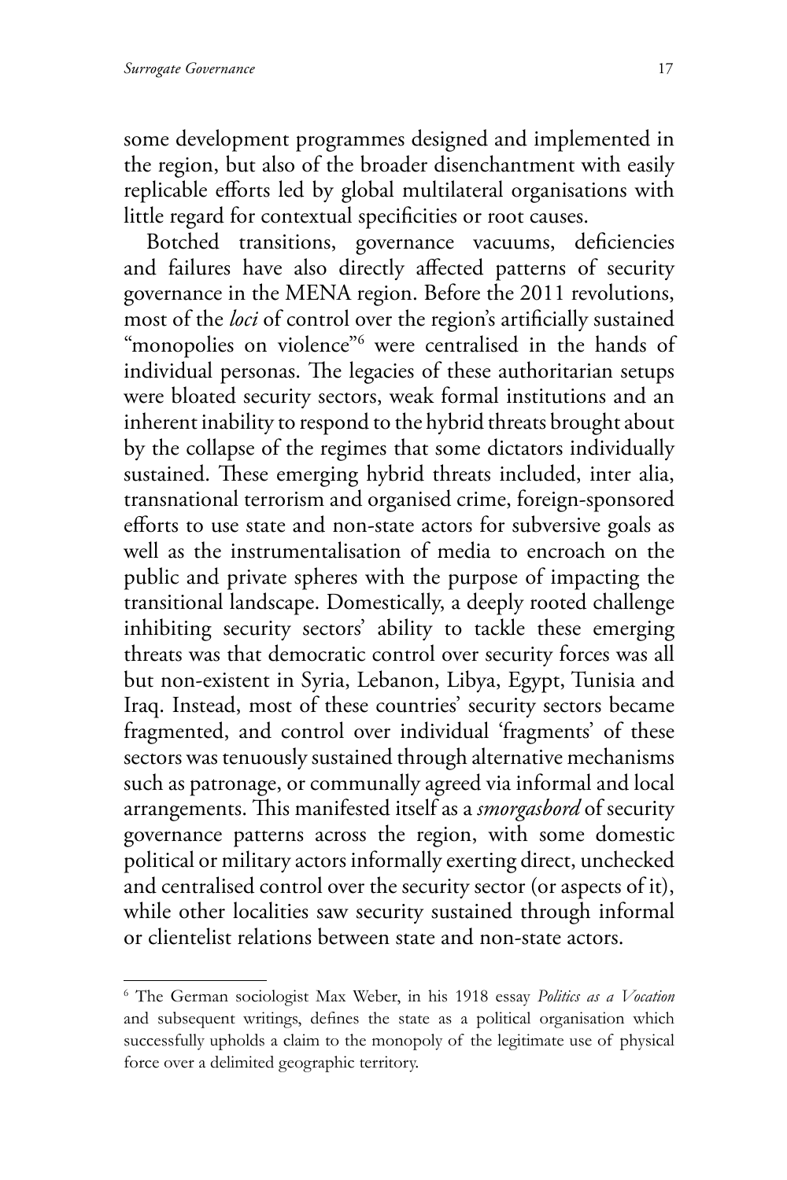some development programmes designed and implemented in the region, but also of the broader disenchantment with easily replicable efforts led by global multilateral organisations with little regard for contextual specificities or root causes.

Botched transitions, governance vacuums, deficiencies and failures have also directly affected patterns of security governance in the MENA region. Before the 2011 revolutions, most of the *loci* of control over the region's artificially sustained "monopolies on violence"[6] were centralised in the hands of individual personas. The legacies of these authoritarian setups were bloated security sectors, weak formal institutions and an inherent inability to respond to the hybrid threats brought about by the collapse of the regimes that some dictators individually sustained. These emerging hybrid threats included, inter alia, transnational terrorism and organised crime, foreign-sponsored efforts to use state and non-state actors for subversive goals as well as the instrumentalisation of media to encroach on the public and private spheres with the purpose of impacting the transitional landscape. Domestically, a deeply rooted challenge inhibiting security sectors' ability to tackle these emerging threats was that democratic control over security forces was all but non-existent in Syria, Lebanon, Libya, Egypt, Tunisia and Iraq. Instead, most of these countries' security sectors became fragmented, and control over individual 'fragments' of these sectors was tenuously sustained through alternative mechanisms such as patronage, or communally agreed via informal and local arrangements. This manifested itself as a *smorgasbord* of security governance patterns across the region, with some domestic political or military actors informally exerting direct, unchecked and centralised control over the security sector (or aspects of it), while other localities saw security sustained through informal or clientelist relations between state and non-state actors.

---

[6] The German sociologist Max Weber, in his 1918 essay *Politics as a Vocation* and subsequent writings, defines the state as a political organisation which successfully upholds a claim to the monopoly of the legitimate use of physical force over a delimited geographic territory.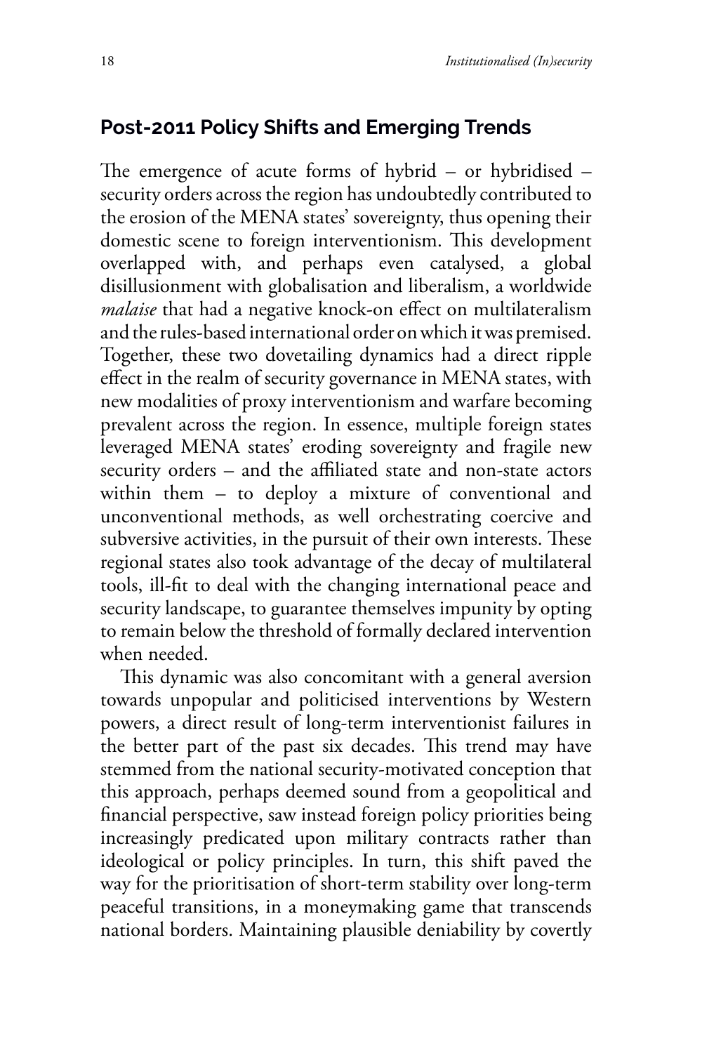## Post-2011 Policy Shifts and Emerging Trends

The emergence of acute forms of hybrid – or hybridised – security orders across the region has undoubtedly contributed to the erosion of the MENA states' sovereignty, thus opening their domestic scene to foreign interventionism. This development overlapped with, and perhaps even catalysed, a global disillusionment with globalisation and liberalism, a worldwide *malaise* that had a negative knock-on effect on multilateralism and the rules-based international order on which it was premised. Together, these two dovetailing dynamics had a direct ripple effect in the realm of security governance in MENA states, with new modalities of proxy interventionism and warfare becoming prevalent across the region. In essence, multiple foreign states leveraged MENA states' eroding sovereignty and fragile new security orders – and the affiliated state and non-state actors within them – to deploy a mixture of conventional and unconventional methods, as well orchestrating coercive and subversive activities, in the pursuit of their own interests. These regional states also took advantage of the decay of multilateral tools, ill-fit to deal with the changing international peace and security landscape, to guarantee themselves impunity by opting to remain below the threshold of formally declared intervention when needed.

This dynamic was also concomitant with a general aversion towards unpopular and politicised interventions by Western powers, a direct result of long-term interventionist failures in the better part of the past six decades. This trend may have stemmed from the national security-motivated conception that this approach, perhaps deemed sound from a geopolitical and financial perspective, saw instead foreign policy priorities being increasingly predicated upon military contracts rather than ideological or policy principles. In turn, this shift paved the way for the prioritisation of short-term stability over long-term peaceful transitions, in a moneymaking game that transcends national borders. Maintaining plausible deniability by covertly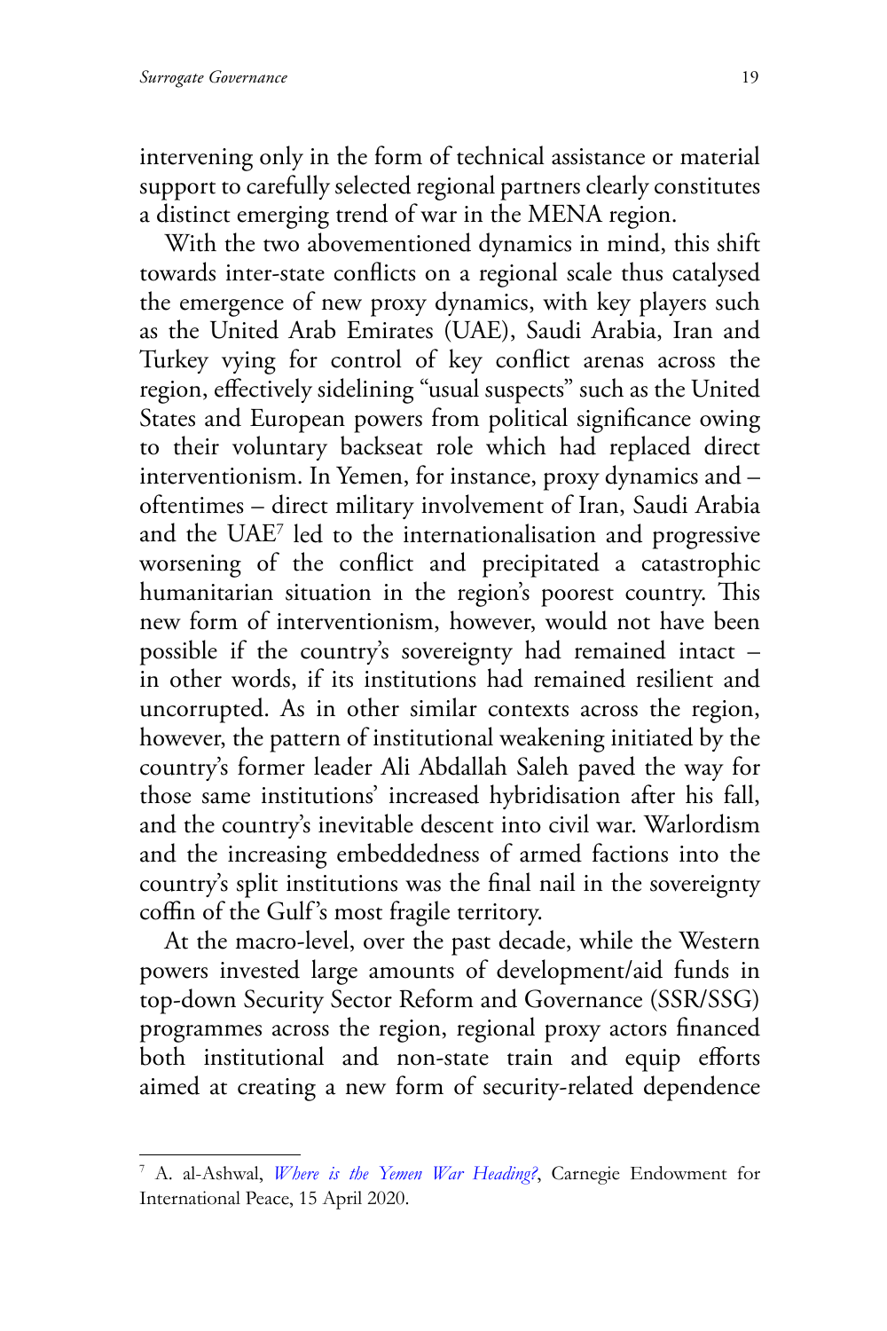intervening only in the form of technical assistance or material support to carefully selected regional partners clearly constitutes a distinct emerging trend of war in the MENA region.

With the two abovementioned dynamics in mind, this shift towards inter-state conflicts on a regional scale thus catalysed the emergence of new proxy dynamics, with key players such as the United Arab Emirates (UAE), Saudi Arabia, Iran and Turkey vying for control of key conflict arenas across the region, effectively sidelining "usual suspects" such as the United States and European powers from political significance owing to their voluntary backseat role which had replaced direct interventionism. In Yemen, for instance, proxy dynamics and – oftentimes – direct military involvement of Iran, Saudi Arabia and the UAE[7] led to the internationalisation and progressive worsening of the conflict and precipitated a catastrophic humanitarian situation in the region's poorest country. This new form of interventionism, however, would not have been possible if the country's sovereignty had remained intact – in other words, if its institutions had remained resilient and uncorrupted. As in other similar contexts across the region, however, the pattern of institutional weakening initiated by the country's former leader Ali Abdallah Saleh paved the way for those same institutions' increased hybridisation after his fall, and the country's inevitable descent into civil war. Warlordism and the increasing embeddedness of armed factions into the country's split institutions was the final nail in the sovereignty coffin of the Gulf's most fragile territory.

At the macro-level, over the past decade, while the Western powers invested large amounts of development/aid funds in top-down Security Sector Reform and Governance (SSR/SSG) programmes across the region, regional proxy actors financed both institutional and non-state train and equip efforts aimed at creating a new form of security-related dependence

---

[7] A. al-Ashwal, *Where is the Yemen War Heading?*, Carnegie Endowment for International Peace, 15 April 2020.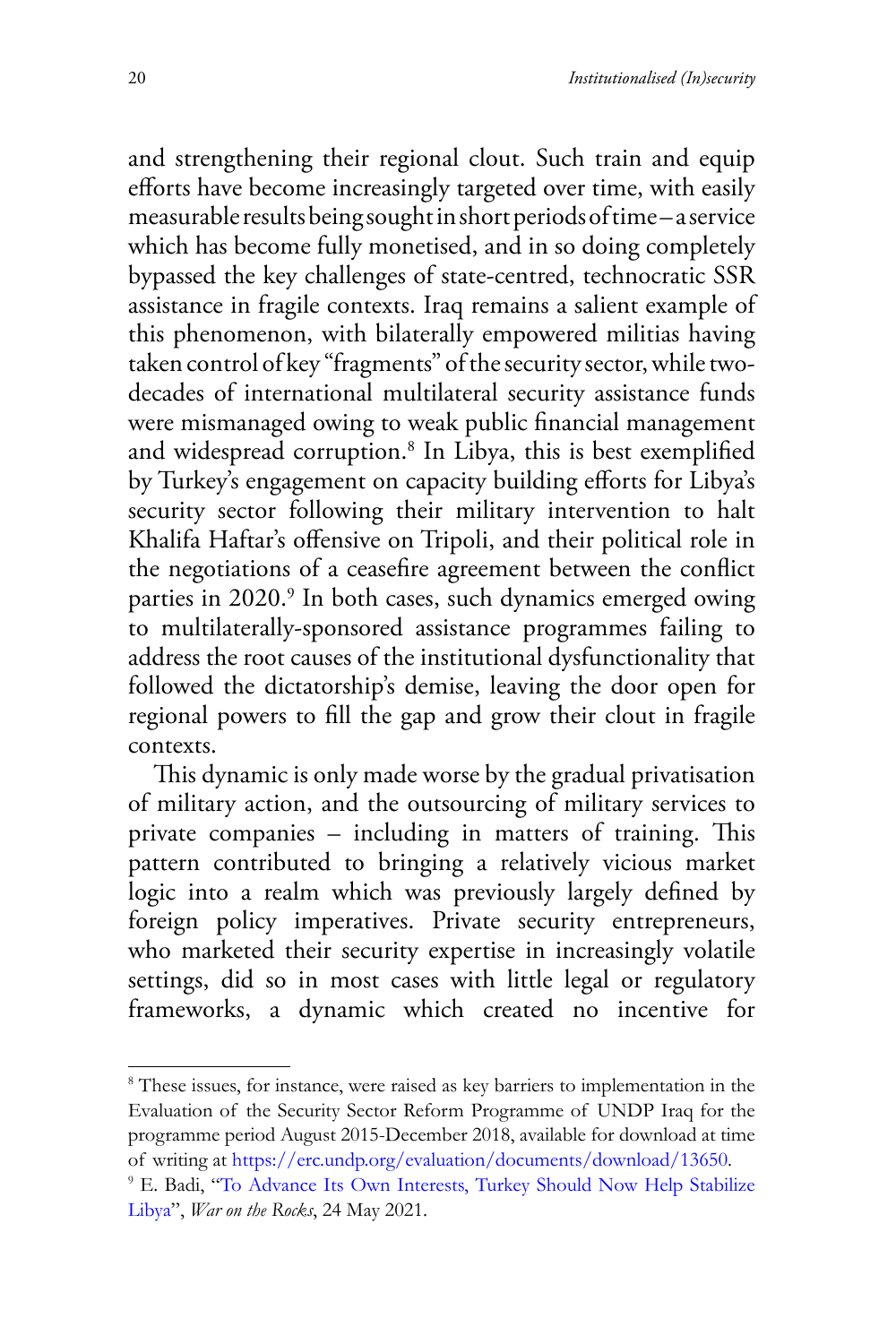and strengthening their regional clout. Such train and equip efforts have become increasingly targeted over time, with easily measurable results being sought in short periods of time – a service which has become fully monetised, and in so doing completely bypassed the key challenges of state-centred, technocratic SSR assistance in fragile contexts. Iraq remains a salient example of this phenomenon, with bilaterally empowered militias having taken control of key "fragments" of the security sector, while two-decades of international multilateral security assistance funds were mismanaged owing to weak public financial management and widespread corruption.[8] In Libya, this is best exemplified by Turkey's engagement on capacity building efforts for Libya's security sector following their military intervention to halt Khalifa Haftar's offensive on Tripoli, and their political role in the negotiations of a ceasefire agreement between the conflict parties in 2020.[9] In both cases, such dynamics emerged owing to multilaterally-sponsored assistance programmes failing to address the root causes of the institutional dysfunctionality that followed the dictatorship's demise, leaving the door open for regional powers to fill the gap and grow their clout in fragile contexts.

This dynamic is only made worse by the gradual privatisation of military action, and the outsourcing of military services to private companies – including in matters of training. This pattern contributed to bringing a relatively vicious market logic into a realm which was previously largely defined by foreign policy imperatives. Private security entrepreneurs, who marketed their security expertise in increasingly volatile settings, did so in most cases with little legal or regulatory frameworks, a dynamic which created no incentive for

---

[8] These issues, for instance, were raised as key barriers to implementation in the Evaluation of the Security Sector Reform Programme of UNDP Iraq for the programme period August 2015-December 2018, available for download at time of writing at https://erc.undp.org/evaluation/documents/download/13650.

[9] E. Badi, "To Advance Its Own Interests, Turkey Should Now Help Stabilize Libya", *War on the Rocks*, 24 May 2021.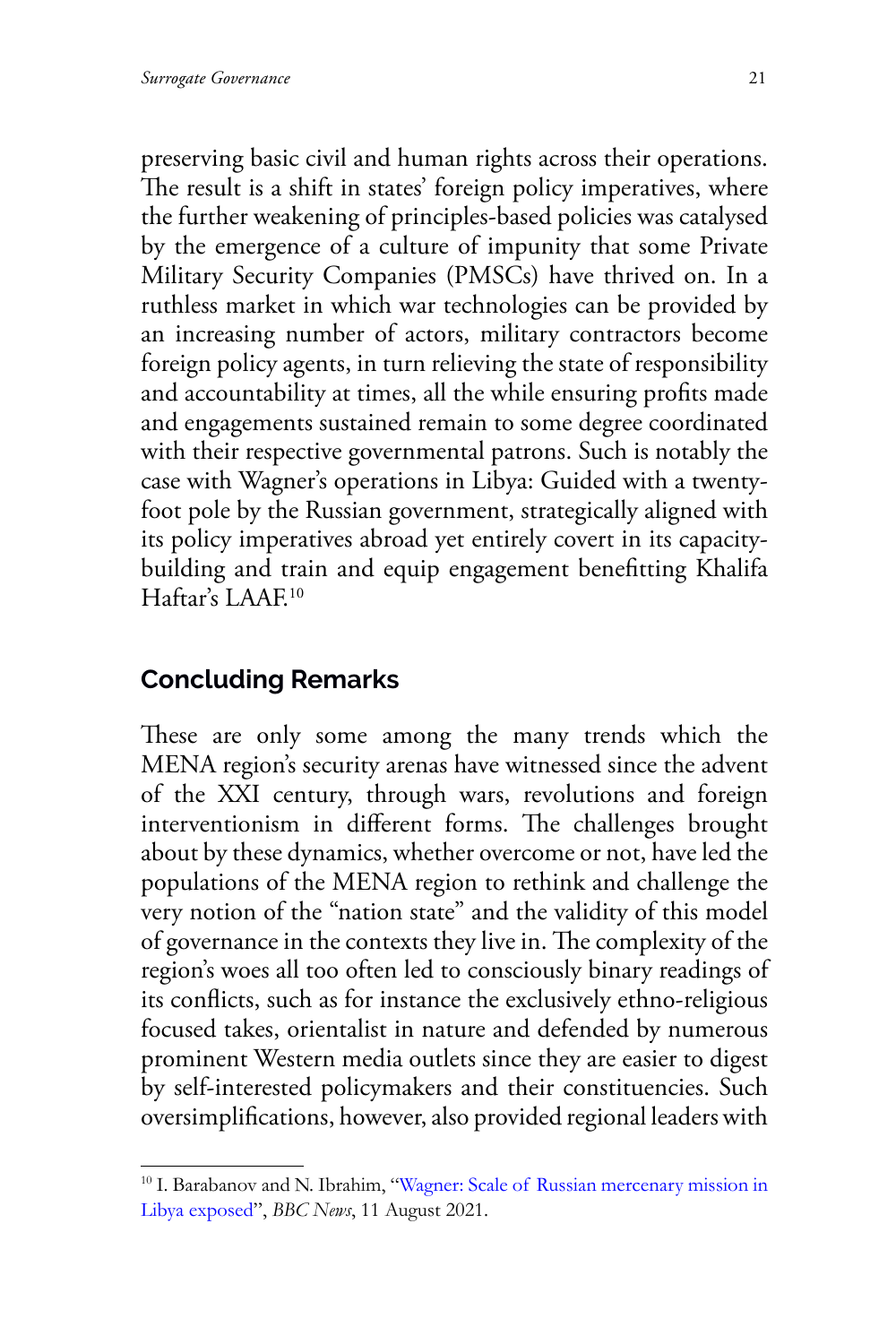preserving basic civil and human rights across their operations. The result is a shift in states' foreign policy imperatives, where the further weakening of principles-based policies was catalysed by the emergence of a culture of impunity that some Private Military Security Companies (PMSCs) have thrived on. In a ruthless market in which war technologies can be provided by an increasing number of actors, military contractors become foreign policy agents, in turn relieving the state of responsibility and accountability at times, all the while ensuring profits made and engagements sustained remain to some degree coordinated with their respective governmental patrons. Such is notably the case with Wagner's operations in Libya: Guided with a twenty-foot pole by the Russian government, strategically aligned with its policy imperatives abroad yet entirely covert in its capacity-building and train and equip engagement benefitting Khalifa Haftar's LAAF.[10]

## Concluding Remarks

These are only some among the many trends which the MENA region's security arenas have witnessed since the advent of the XXI century, through wars, revolutions and foreign interventionism in different forms. The challenges brought about by these dynamics, whether overcome or not, have led the populations of the MENA region to rethink and challenge the very notion of the "nation state" and the validity of this model of governance in the contexts they live in. The complexity of the region's woes all too often led to consciously binary readings of its conflicts, such as for instance the exclusively ethno-religious focused takes, orientalist in nature and defended by numerous prominent Western media outlets since they are easier to digest by self-interested policymakers and their constituencies. Such oversimplifications, however, also provided regional leaders with

---

[10] I. Barabanov and N. Ibrahim, "Wagner: Scale of Russian mercenary mission in Libya exposed", *BBC News*, 11 August 2021.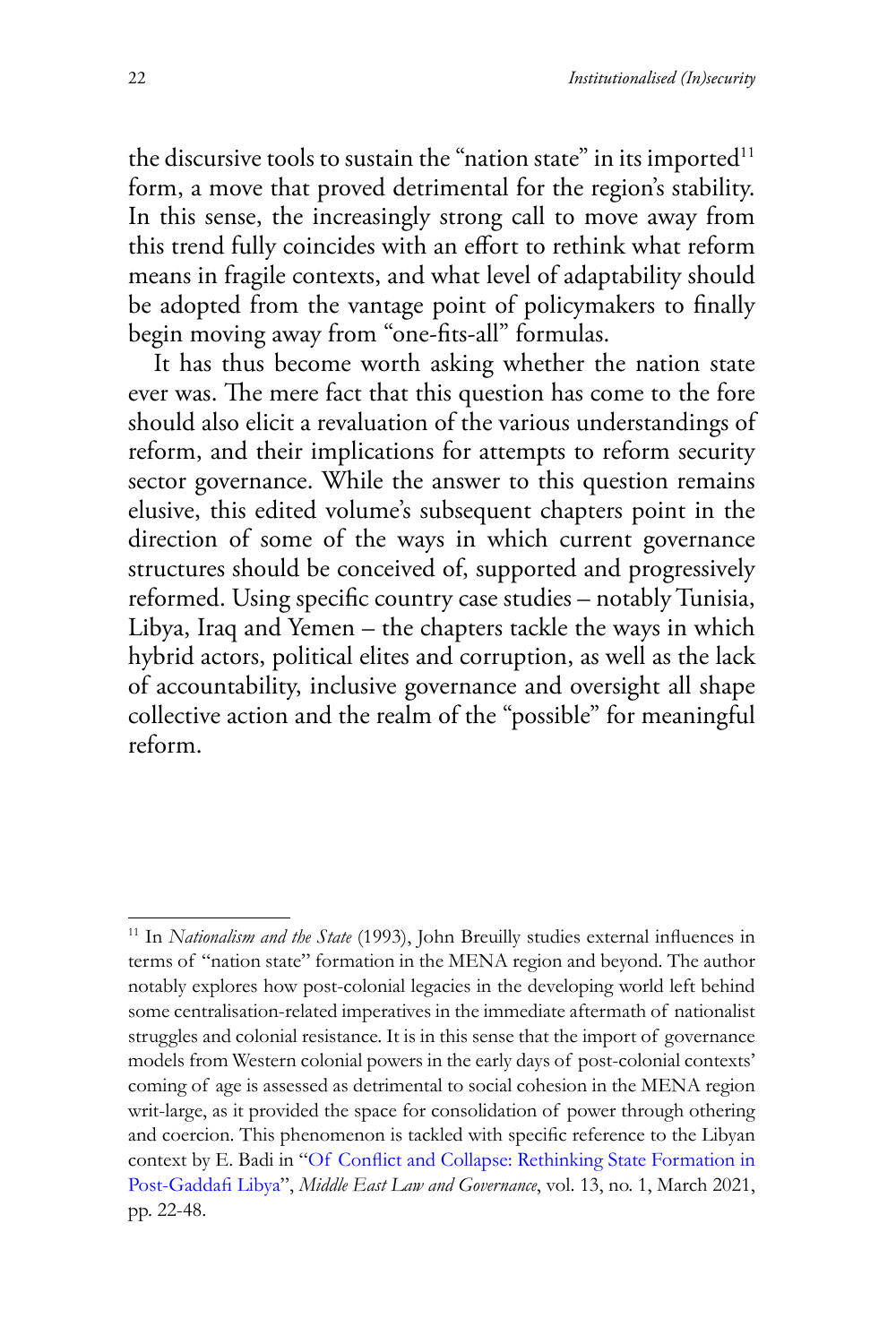the discursive tools to sustain the "nation state" in its imported[11] form, a move that proved detrimental for the region's stability. In this sense, the increasingly strong call to move away from this trend fully coincides with an effort to rethink what reform means in fragile contexts, and what level of adaptability should be adopted from the vantage point of policymakers to finally begin moving away from "one-fits-all" formulas.

It has thus become worth asking whether the nation state ever was. The mere fact that this question has come to the fore should also elicit a revaluation of the various understandings of reform, and their implications for attempts to reform security sector governance. While the answer to this question remains elusive, this edited volume's subsequent chapters point in the direction of some of the ways in which current governance structures should be conceived of, supported and progressively reformed. Using specific country case studies – notably Tunisia, Libya, Iraq and Yemen – the chapters tackle the ways in which hybrid actors, political elites and corruption, as well as the lack of accountability, inclusive governance and oversight all shape collective action and the realm of the "possible" for meaningful reform.

---

[11] In *Nationalism and the State* (1993), John Breuilly studies external influences in terms of "nation state" formation in the MENA region and beyond. The author notably explores how post-colonial legacies in the developing world left behind some centralisation-related imperatives in the immediate aftermath of nationalist struggles and colonial resistance. It is in this sense that the import of governance models from Western colonial powers in the early days of post-colonial contexts' coming of age is assessed as detrimental to social cohesion in the MENA region writ-large, as it provided the space for consolidation of power through othering and coercion. This phenomenon is tackled with specific reference to the Libyan context by E. Badi in "Of Conflict and Collapse: Rethinking State Formation in Post-Gaddafi Libya", *Middle East Law and Governance*, vol. 13, no. 1, March 2021, pp. 22-48.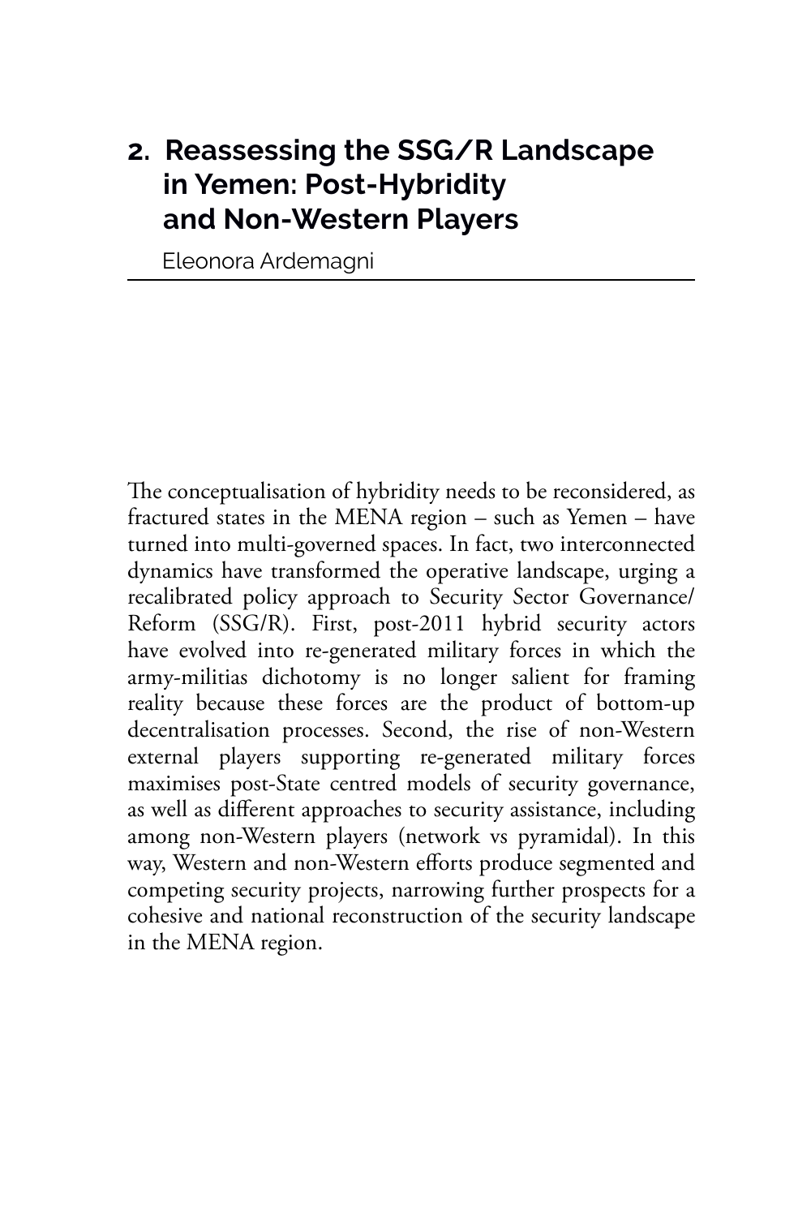# 2. Reassessing the SSG/R Landscape in Yemen: Post-Hybridity and Non-Western Players

Eleonora Ardemagni

The conceptualisation of hybridity needs to be reconsidered, as fractured states in the MENA region – such as Yemen – have turned into multi-governed spaces. In fact, two interconnected dynamics have transformed the operative landscape, urging a recalibrated policy approach to Security Sector Governance/Reform (SSG/R). First, post-2011 hybrid security actors have evolved into re-generated military forces in which the army-militias dichotomy is no longer salient for framing reality because these forces are the product of bottom-up decentralisation processes. Second, the rise of non-Western external players supporting re-generated military forces maximises post-State centred models of security governance, as well as different approaches to security assistance, including among non-Western players (network vs pyramidal). In this way, Western and non-Western efforts produce segmented and competing security projects, narrowing further prospects for a cohesive and national reconstruction of the security landscape in the MENA region.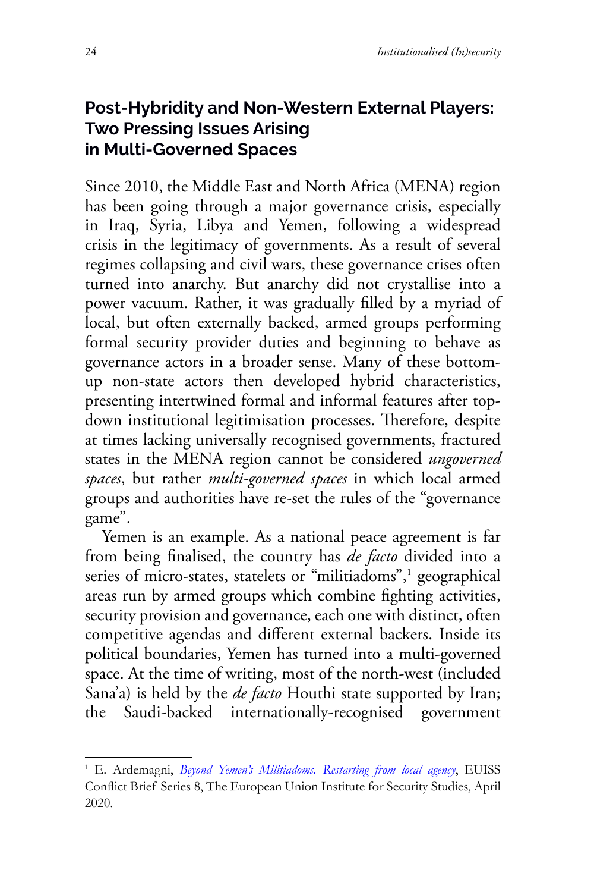## Post-Hybridity and Non-Western External Players: Two Pressing Issues Arising in Multi-Governed Spaces

Since 2010, the Middle East and North Africa (MENA) region has been going through a major governance crisis, especially in Iraq, Syria, Libya and Yemen, following a widespread crisis in the legitimacy of governments. As a result of several regimes collapsing and civil wars, these governance crises often turned into anarchy. But anarchy did not crystallise into a power vacuum. Rather, it was gradually filled by a myriad of local, but often externally backed, armed groups performing formal security provider duties and beginning to behave as governance actors in a broader sense. Many of these bottom-up non-state actors then developed hybrid characteristics, presenting intertwined formal and informal features after top-down institutional legitimisation processes. Therefore, despite at times lacking universally recognised governments, fractured states in the MENA region cannot be considered *ungoverned spaces*, but rather *multi-governed spaces* in which local armed groups and authorities have re-set the rules of the "governance game".

Yemen is an example. As a national peace agreement is far from being finalised, the country has *de facto* divided into a series of micro-states, statelets or "militiadoms",[1] geographical areas run by armed groups which combine fighting activities, security provision and governance, each one with distinct, often competitive agendas and different external backers. Inside its political boundaries, Yemen has turned into a multi-governed space. At the time of writing, most of the north-west (included Sana'a) is held by the *de facto* Houthi state supported by Iran; the Saudi-backed internationally-recognised government

---

[1] E. Ardemagni, *Beyond Yemen's Militiadoms. Restarting from local agency*, EUISS Conflict Brief Series 8, The European Union Institute for Security Studies, April 2020.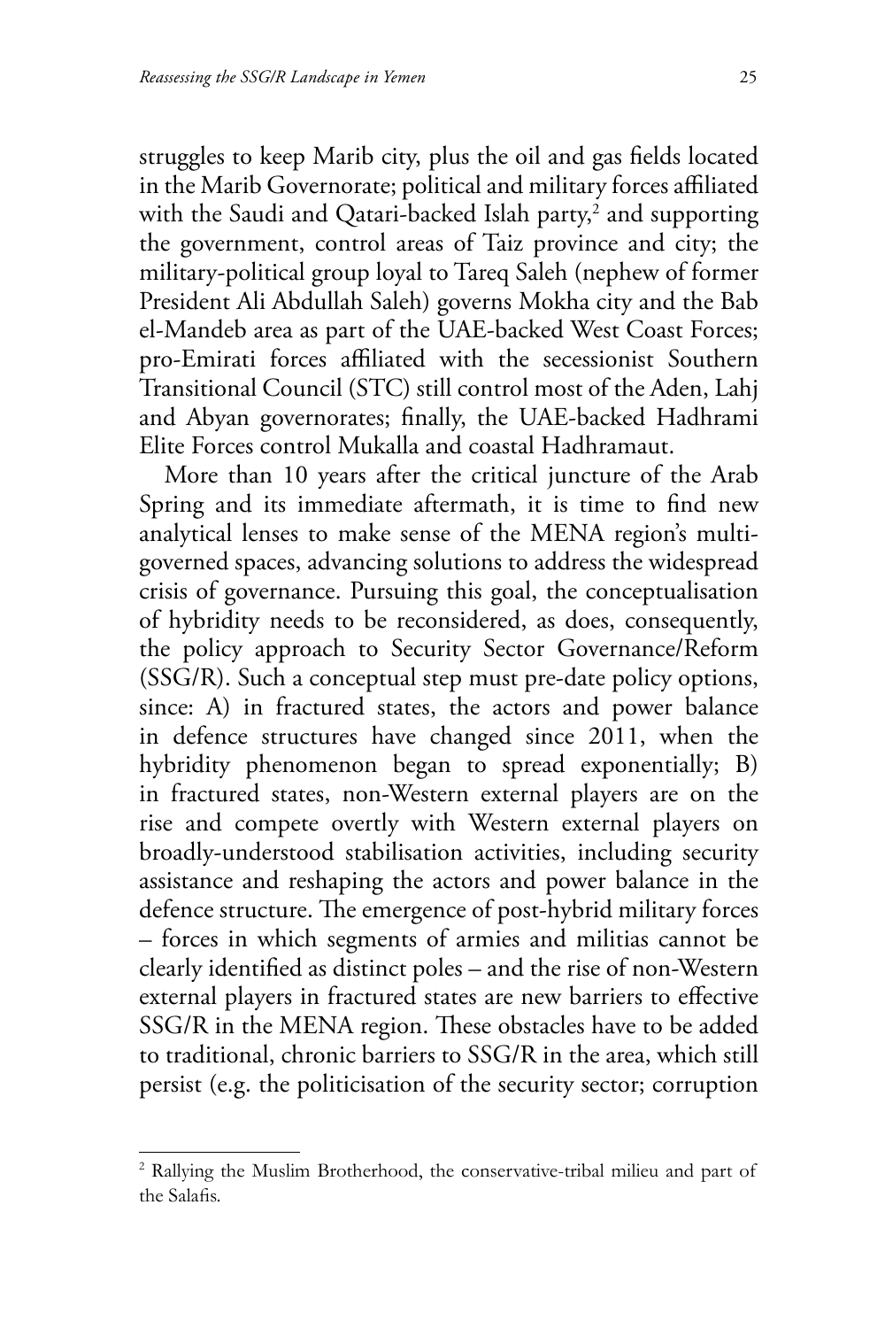struggles to keep Marib city, plus the oil and gas fields located in the Marib Governorate; political and military forces affiliated with the Saudi and Qatari-backed Islah party,[2] and supporting the government, control areas of Taiz province and city; the military-political group loyal to Tareq Saleh (nephew of former President Ali Abdullah Saleh) governs Mokha city and the Bab el-Mandeb area as part of the UAE-backed West Coast Forces; pro-Emirati forces affiliated with the secessionist Southern Transitional Council (STC) still control most of the Aden, Lahj and Abyan governorates; finally, the UAE-backed Hadhrami Elite Forces control Mukalla and coastal Hadhramaut.

More than 10 years after the critical juncture of the Arab Spring and its immediate aftermath, it is time to find new analytical lenses to make sense of the MENA region's multi-governed spaces, advancing solutions to address the widespread crisis of governance. Pursuing this goal, the conceptualisation of hybridity needs to be reconsidered, as does, consequently, the policy approach to Security Sector Governance/Reform (SSG/R). Such a conceptual step must pre-date policy options, since: A) in fractured states, the actors and power balance in defence structures have changed since 2011, when the hybridity phenomenon began to spread exponentially; B) in fractured states, non-Western external players are on the rise and compete overtly with Western external players on broadly-understood stabilisation activities, including security assistance and reshaping the actors and power balance in the defence structure. The emergence of post-hybrid military forces – forces in which segments of armies and militias cannot be clearly identified as distinct poles – and the rise of non-Western external players in fractured states are new barriers to effective SSG/R in the MENA region. These obstacles have to be added to traditional, chronic barriers to SSG/R in the area, which still persist (e.g. the politicisation of the security sector; corruption

---

[2] Rallying the Muslim Brotherhood, the conservative-tribal milieu and part of the Salafis.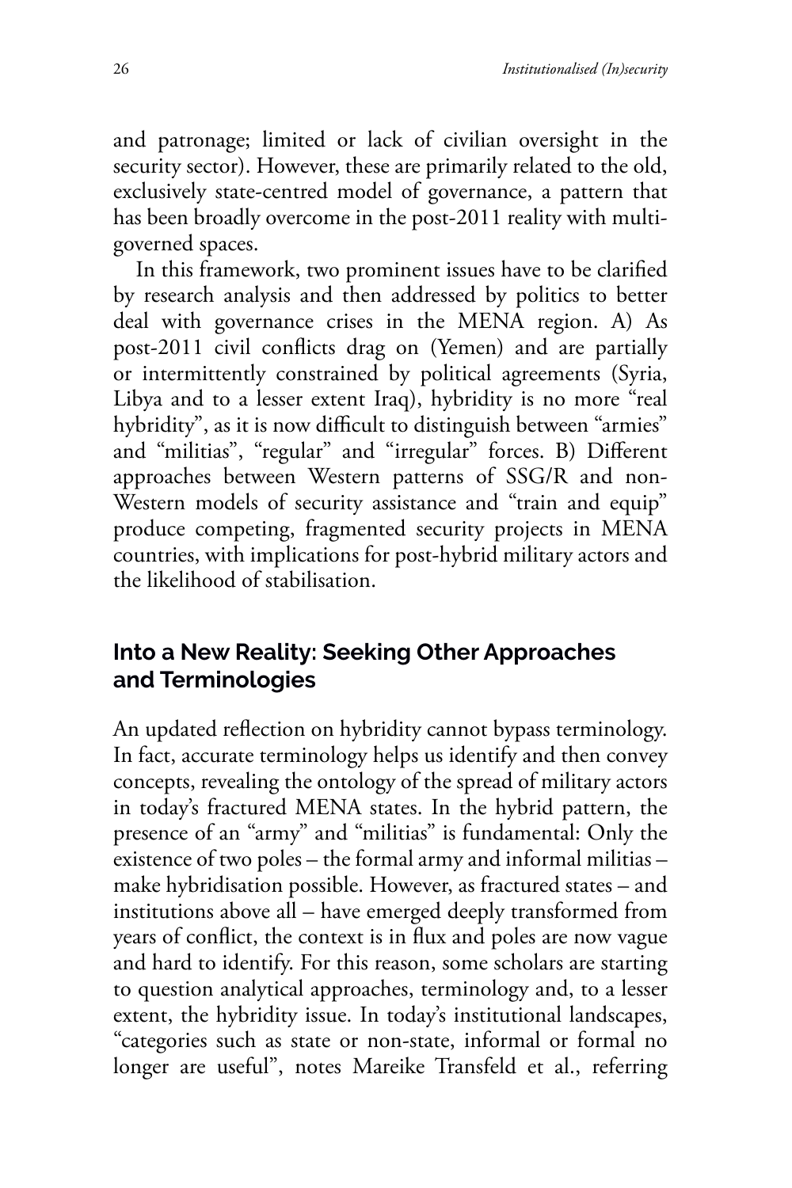and patronage; limited or lack of civilian oversight in the security sector). However, these are primarily related to the old, exclusively state-centred model of governance, a pattern that has been broadly overcome in the post-2011 reality with multi-governed spaces.

In this framework, two prominent issues have to be clarified by research analysis and then addressed by politics to better deal with governance crises in the MENA region. A) As post-2011 civil conflicts drag on (Yemen) and are partially or intermittently constrained by political agreements (Syria, Libya and to a lesser extent Iraq), hybridity is no more "real hybridity", as it is now difficult to distinguish between "armies" and "militias", "regular" and "irregular" forces. B) Different approaches between Western patterns of SSG/R and non-Western models of security assistance and "train and equip" produce competing, fragmented security projects in MENA countries, with implications for post-hybrid military actors and the likelihood of stabilisation.

## Into a New Reality: Seeking Other Approaches and Terminologies

An updated reflection on hybridity cannot bypass terminology. In fact, accurate terminology helps us identify and then convey concepts, revealing the ontology of the spread of military actors in today's fractured MENA states. In the hybrid pattern, the presence of an "army" and "militias" is fundamental: Only the existence of two poles – the formal army and informal militias – make hybridisation possible. However, as fractured states – and institutions above all – have emerged deeply transformed from years of conflict, the context is in flux and poles are now vague and hard to identify. For this reason, some scholars are starting to question analytical approaches, terminology and, to a lesser extent, the hybridity issue. In today's institutional landscapes, "categories such as state or non-state, informal or formal no longer are useful", notes Mareike Transfeld et al., referring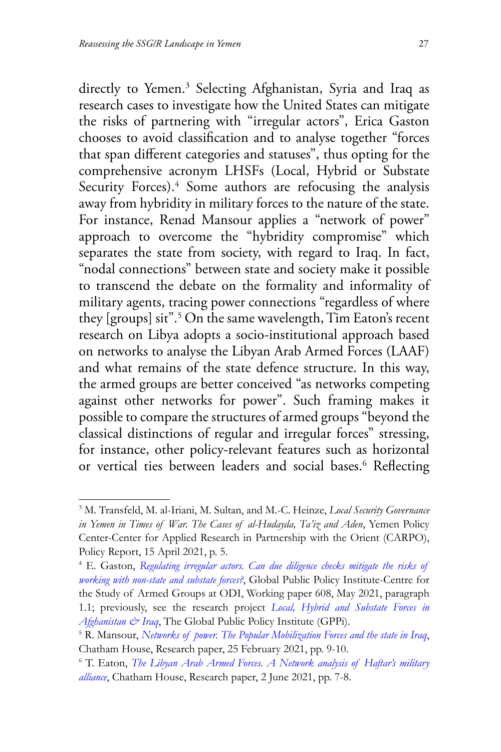directly to Yemen.[3] Selecting Afghanistan, Syria and Iraq as research cases to investigate how the United States can mitigate the risks of partnering with "irregular actors", Erica Gaston chooses to avoid classification and to analyse together "forces that span different categories and statuses", thus opting for the comprehensive acronym LHSFs (Local, Hybrid or Substate Security Forces).[4] Some authors are refocusing the analysis away from hybridity in military forces to the nature of the state. For instance, Renad Mansour applies a "network of power" approach to overcome the "hybridity compromise" which separates the state from society, with regard to Iraq. In fact, "nodal connections" between state and society make it possible to transcend the debate on the formality and informality of military agents, tracing power connections "regardless of where they [groups] sit".[5] On the same wavelength, Tim Eaton's recent research on Libya adopts a socio-institutional approach based on networks to analyse the Libyan Arab Armed Forces (LAAF) and what remains of the state defence structure. In this way, the armed groups are better conceived "as networks competing against other networks for power". Such framing makes it possible to compare the structures of armed groups "beyond the classical distinctions of regular and irregular forces" stressing, for instance, other policy-relevant features such as horizontal or vertical ties between leaders and social bases.[6] Reflecting

---

[3] M. Transfeld, M. al-Iriani, M. Sultan, and M.-C. Heinze, *Local Security Governance in Yemen in Times of War. The Cases of al-Hudayda, Ta'iz and Aden*, Yemen Policy Center-Center for Applied Research in Partnership with the Orient (CARPO), Policy Report, 15 April 2021, p. 5.

[4] E. Gaston, *Regulating irregular actors. Can due diligence checks mitigate the risks of working with non-state and substate forces?*, Global Public Policy Institute-Centre for the Study of Armed Groups at ODI, Working paper 608, May 2021, paragraph 1.1; previously, see the research project *Local, Hybrid and Substate Forces in Afghanistan & Iraq*, The Global Public Policy Institute (GPPi).

[5] R. Mansour, *Networks of power. The Popular Mobilization Forces and the state in Iraq*, Chatham House, Research paper, 25 February 2021, pp. 9-10.

[6] T. Eaton, *The Libyan Arab Armed Forces. A Network analysis of Haftar's military alliance*, Chatham House, Research paper, 2 June 2021, pp. 7-8.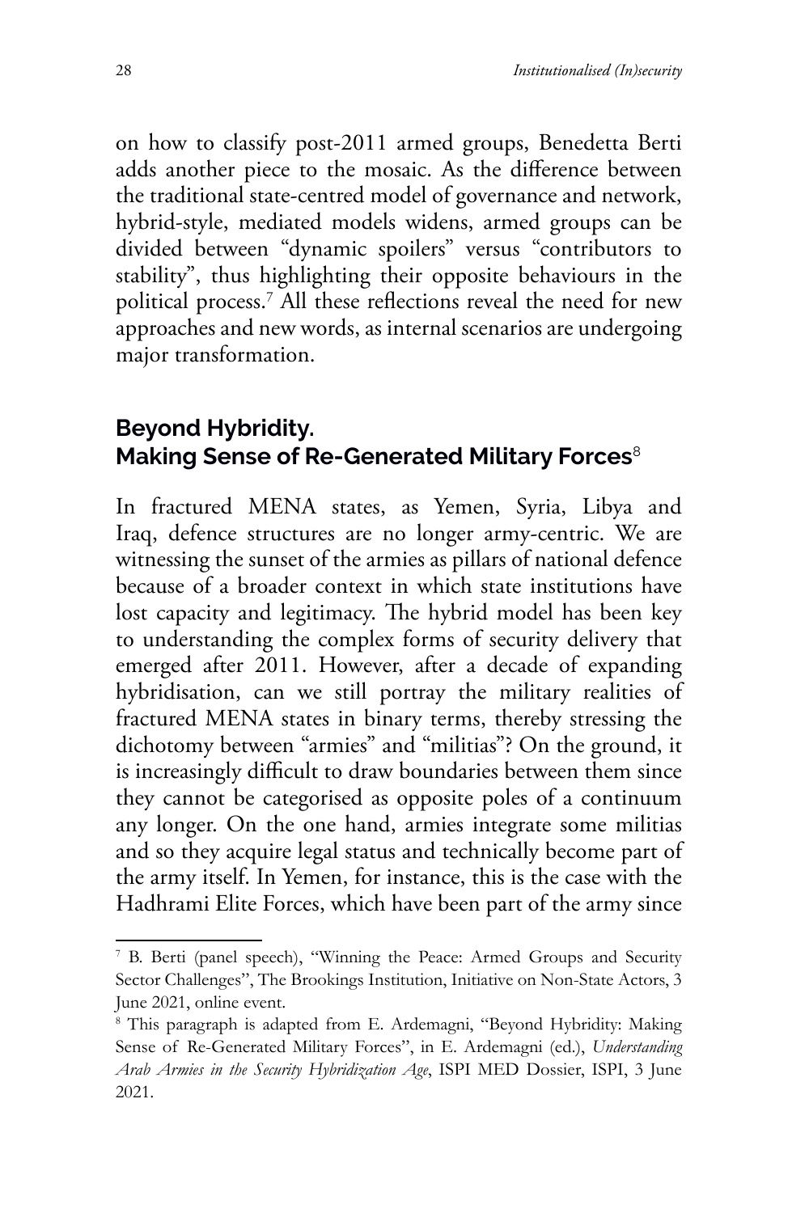on how to classify post-2011 armed groups, Benedetta Berti adds another piece to the mosaic. As the difference between the traditional state-centred model of governance and network, hybrid-style, mediated models widens, armed groups can be divided between "dynamic spoilers" versus "contributors to stability", thus highlighting their opposite behaviours in the political process.[7] All these reflections reveal the need for new approaches and new words, as internal scenarios are undergoing major transformation.

## Beyond Hybridity. Making Sense of Re-Generated Military Forces[8]

In fractured MENA states, as Yemen, Syria, Libya and Iraq, defence structures are no longer army-centric. We are witnessing the sunset of the armies as pillars of national defence because of a broader context in which state institutions have lost capacity and legitimacy. The hybrid model has been key to understanding the complex forms of security delivery that emerged after 2011. However, after a decade of expanding hybridisation, can we still portray the military realities of fractured MENA states in binary terms, thereby stressing the dichotomy between "armies" and "militias"? On the ground, it is increasingly difficult to draw boundaries between them since they cannot be categorised as opposite poles of a continuum any longer. On the one hand, armies integrate some militias and so they acquire legal status and technically become part of the army itself. In Yemen, for instance, this is the case with the Hadhrami Elite Forces, which have been part of the army since

---

[7] B. Berti (panel speech), "Winning the Peace: Armed Groups and Security Sector Challenges", The Brookings Institution, Initiative on Non-State Actors, 3 June 2021, online event.

[8] This paragraph is adapted from E. Ardemagni, "Beyond Hybridity: Making Sense of Re-Generated Military Forces", in E. Ardemagni (ed.), *Understanding Arab Armies in the Security Hybridization Age*, ISPI MED Dossier, ISPI, 3 June 2021.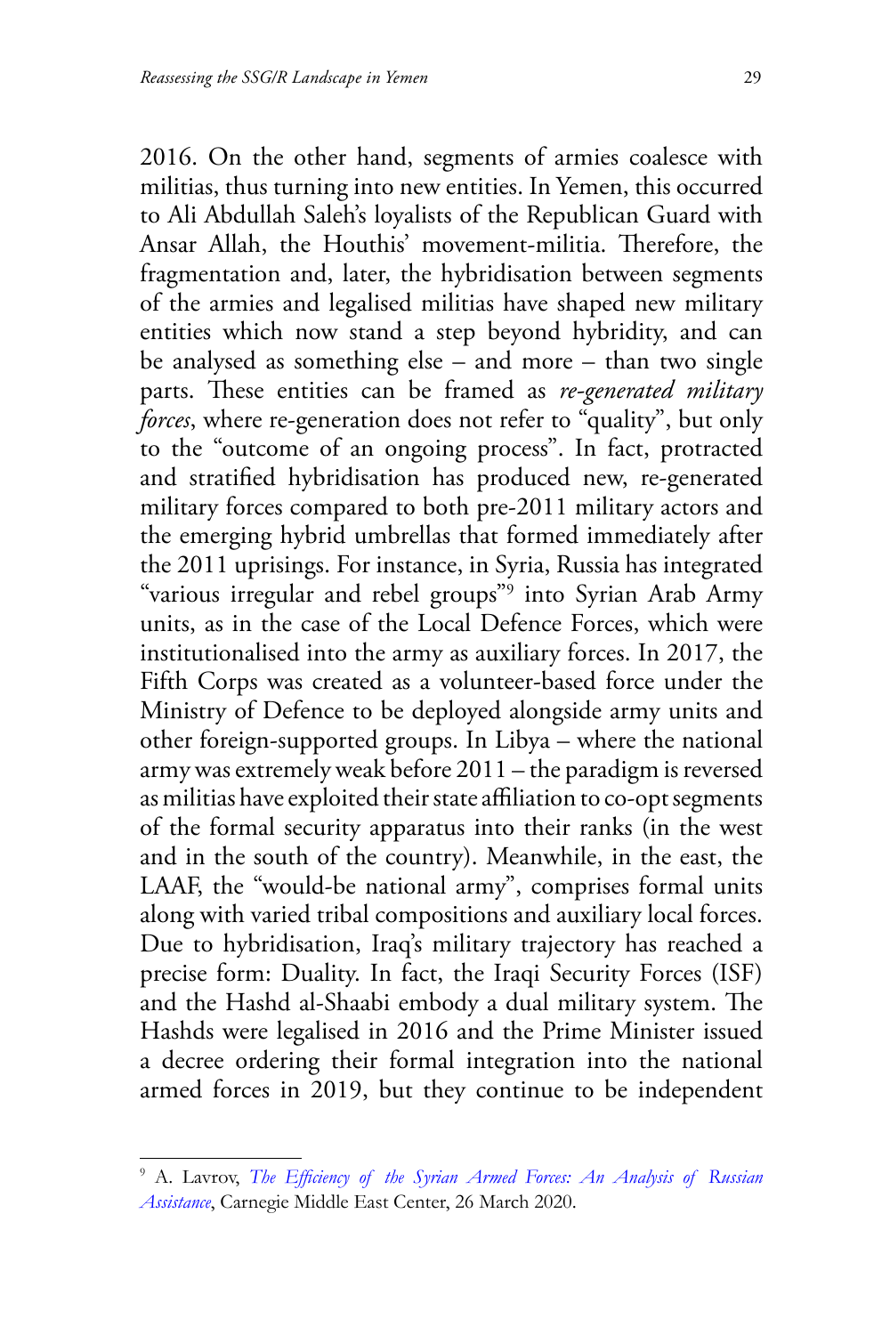2016. On the other hand, segments of armies coalesce with militias, thus turning into new entities. In Yemen, this occurred to Ali Abdullah Saleh's loyalists of the Republican Guard with Ansar Allah, the Houthis' movement-militia. Therefore, the fragmentation and, later, the hybridisation between segments of the armies and legalised militias have shaped new military entities which now stand a step beyond hybridity, and can be analysed as something else – and more – than two single parts. These entities can be framed as *re-generated military forces*, where re-generation does not refer to "quality", but only to the "outcome of an ongoing process". In fact, protracted and stratified hybridisation has produced new, re-generated military forces compared to both pre-2011 military actors and the emerging hybrid umbrellas that formed immediately after the 2011 uprisings. For instance, in Syria, Russia has integrated "various irregular and rebel groups"[9] into Syrian Arab Army units, as in the case of the Local Defence Forces, which were institutionalised into the army as auxiliary forces. In 2017, the Fifth Corps was created as a volunteer-based force under the Ministry of Defence to be deployed alongside army units and other foreign-supported groups. In Libya – where the national army was extremely weak before 2011 – the paradigm is reversed as militias have exploited their state affiliation to co-opt segments of the formal security apparatus into their ranks (in the west and in the south of the country). Meanwhile, in the east, the LAAF, the "would-be national army", comprises formal units along with varied tribal compositions and auxiliary local forces. Due to hybridisation, Iraq's military trajectory has reached a precise form: Duality. In fact, the Iraqi Security Forces (ISF) and the Hashd al-Shaabi embody a dual military system. The Hashds were legalised in 2016 and the Prime Minister issued a decree ordering their formal integration into the national armed forces in 2019, but they continue to be independent

---

[9] A. Lavrov, *The Efficiency of the Syrian Armed Forces: An Analysis of Russian Assistance*, Carnegie Middle East Center, 26 March 2020.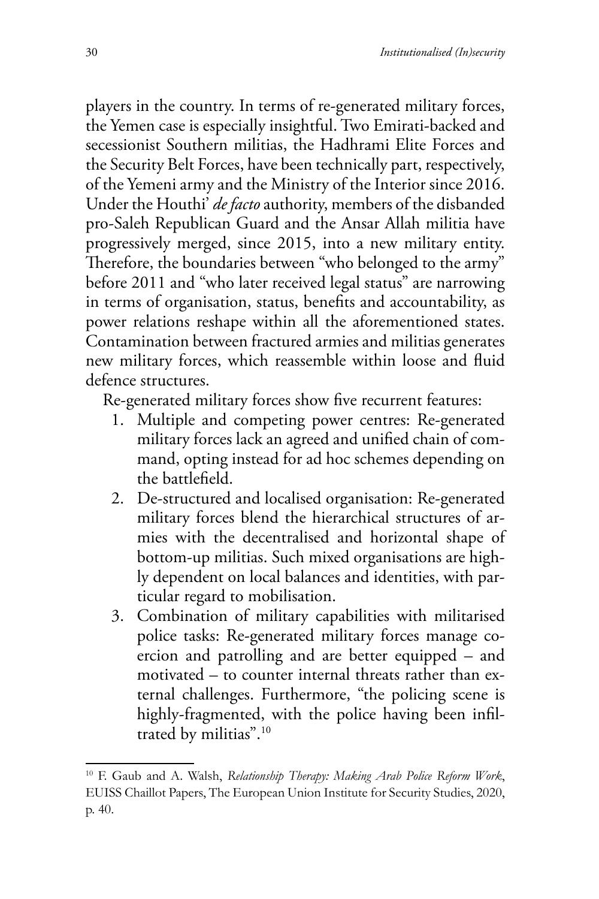players in the country. In terms of re-generated military forces, the Yemen case is especially insightful. Two Emirati-backed and secessionist Southern militias, the Hadhrami Elite Forces and the Security Belt Forces, have been technically part, respectively, of the Yemeni army and the Ministry of the Interior since 2016. Under the Houthi' *de facto* authority, members of the disbanded pro-Saleh Republican Guard and the Ansar Allah militia have progressively merged, since 2015, into a new military entity. Therefore, the boundaries between "who belonged to the army" before 2011 and "who later received legal status" are narrowing in terms of organisation, status, benefits and accountability, as power relations reshape within all the aforementioned states. Contamination between fractured armies and militias generates new military forces, which reassemble within loose and fluid defence structures.

Re-generated military forces show five recurrent features:

1. Multiple and competing power centres: Re-generated military forces lack an agreed and unified chain of command, opting instead for ad hoc schemes depending on the battlefield.
2. De-structured and localised organisation: Re-generated military forces blend the hierarchical structures of armies with the decentralised and horizontal shape of bottom-up militias. Such mixed organisations are highly dependent on local balances and identities, with particular regard to mobilisation.
3. Combination of military capabilities with militarised police tasks: Re-generated military forces manage coercion and patrolling and are better equipped – and motivated – to counter internal threats rather than external challenges. Furthermore, "the policing scene is highly-fragmented, with the police having been infiltrated by militias".[10]

[10] F. Gaub and A. Walsh, *Relationship Therapy: Making Arab Police Reform Work*, EUISS Chaillot Papers, The European Union Institute for Security Studies, 2020, p. 40.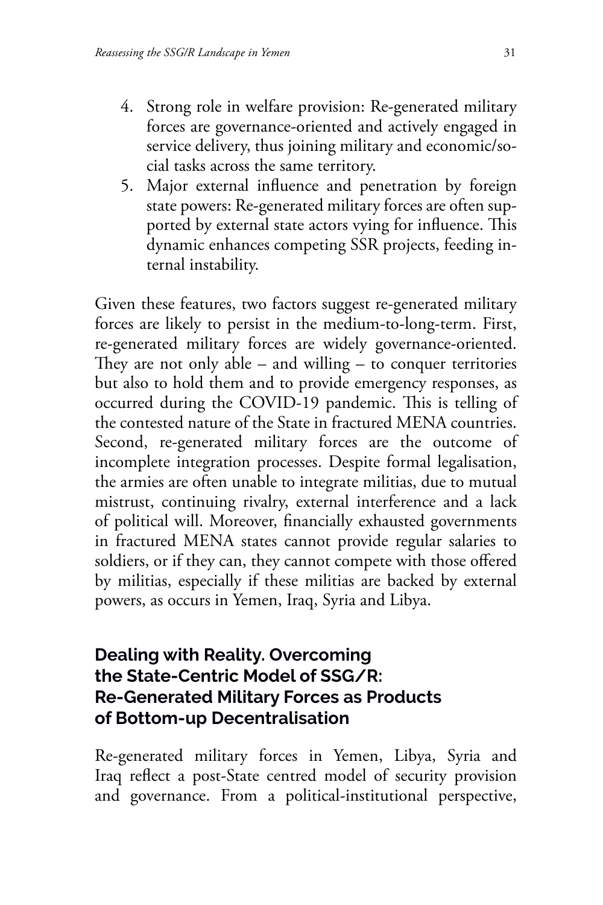4. Strong role in welfare provision: Re-generated military forces are governance-oriented and actively engaged in service delivery, thus joining military and economic/social tasks across the same territory.
5. Major external influence and penetration by foreign state powers: Re-generated military forces are often supported by external state actors vying for influence. This dynamic enhances competing SSR projects, feeding internal instability.

Given these features, two factors suggest re-generated military forces are likely to persist in the medium-to-long-term. First, re-generated military forces are widely governance-oriented. They are not only able – and willing – to conquer territories but also to hold them and to provide emergency responses, as occurred during the COVID-19 pandemic. This is telling of the contested nature of the State in fractured MENA countries. Second, re-generated military forces are the outcome of incomplete integration processes. Despite formal legalisation, the armies are often unable to integrate militias, due to mutual mistrust, continuing rivalry, external interference and a lack of political will. Moreover, financially exhausted governments in fractured MENA states cannot provide regular salaries to soldiers, or if they can, they cannot compete with those offered by militias, especially if these militias are backed by external powers, as occurs in Yemen, Iraq, Syria and Libya.

## Dealing with Reality. Overcoming the State-Centric Model of SSG/R: Re-Generated Military Forces as Products of Bottom-up Decentralisation

Re-generated military forces in Yemen, Libya, Syria and Iraq reflect a post-State centred model of security provision and governance. From a political-institutional perspective,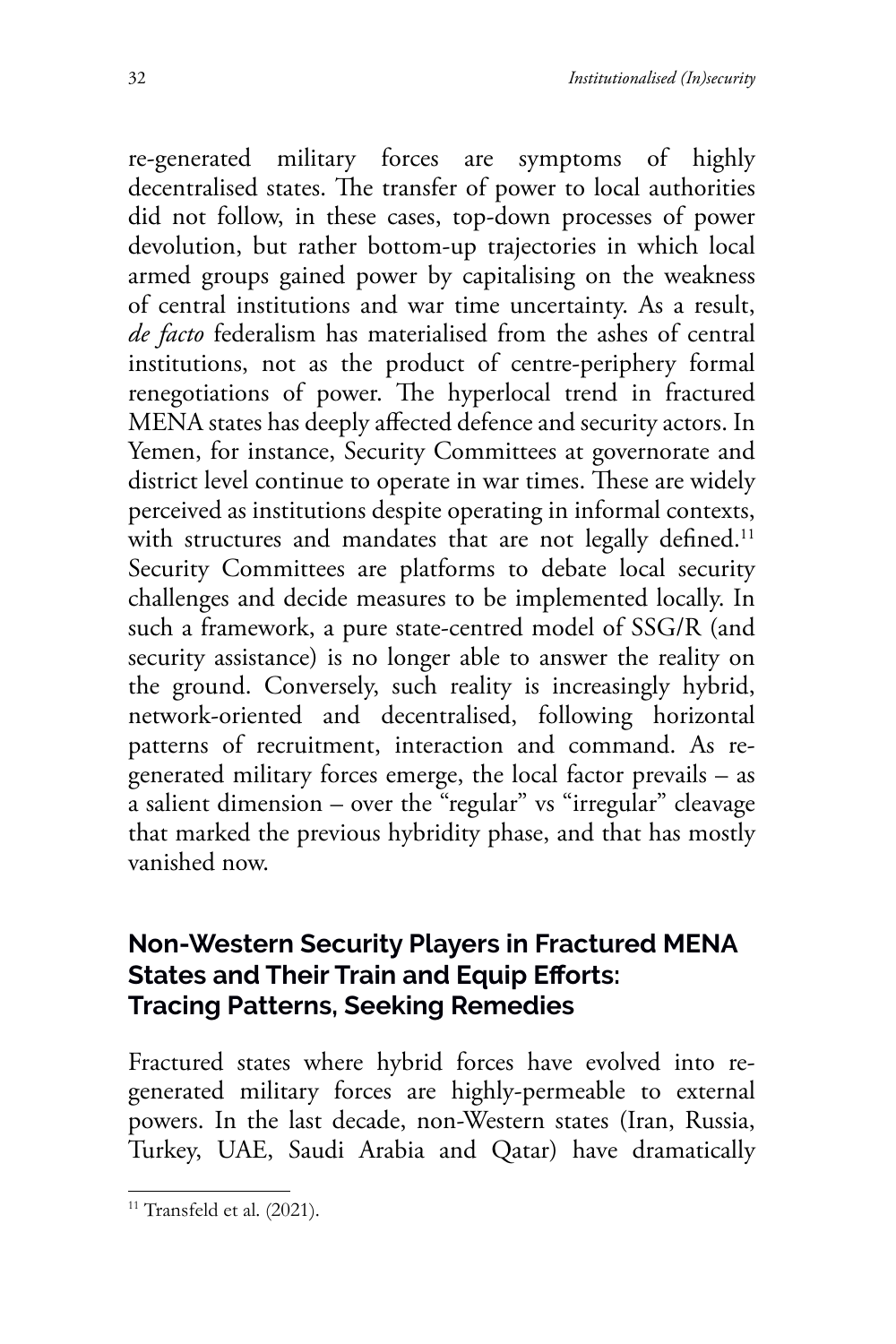re-generated military forces are symptoms of highly decentralised states. The transfer of power to local authorities did not follow, in these cases, top-down processes of power devolution, but rather bottom-up trajectories in which local armed groups gained power by capitalising on the weakness of central institutions and war time uncertainty. As a result, *de facto* federalism has materialised from the ashes of central institutions, not as the product of centre-periphery formal renegotiations of power. The hyperlocal trend in fractured MENA states has deeply affected defence and security actors. In Yemen, for instance, Security Committees at governorate and district level continue to operate in war times. These are widely perceived as institutions despite operating in informal contexts, with structures and mandates that are not legally defined.[11] Security Committees are platforms to debate local security challenges and decide measures to be implemented locally. In such a framework, a pure state-centred model of SSG/R (and security assistance) is no longer able to answer the reality on the ground. Conversely, such reality is increasingly hybrid, network-oriented and decentralised, following horizontal patterns of recruitment, interaction and command. As re-generated military forces emerge, the local factor prevails – as a salient dimension – over the "regular" vs "irregular" cleavage that marked the previous hybridity phase, and that has mostly vanished now.

## Non-Western Security Players in Fractured MENA States and Their Train and Equip Efforts: Tracing Patterns, Seeking Remedies

Fractured states where hybrid forces have evolved into re-generated military forces are highly-permeable to external powers. In the last decade, non-Western states (Iran, Russia, Turkey, UAE, Saudi Arabia and Qatar) have dramatically

[11] Transfeld et al. (2021).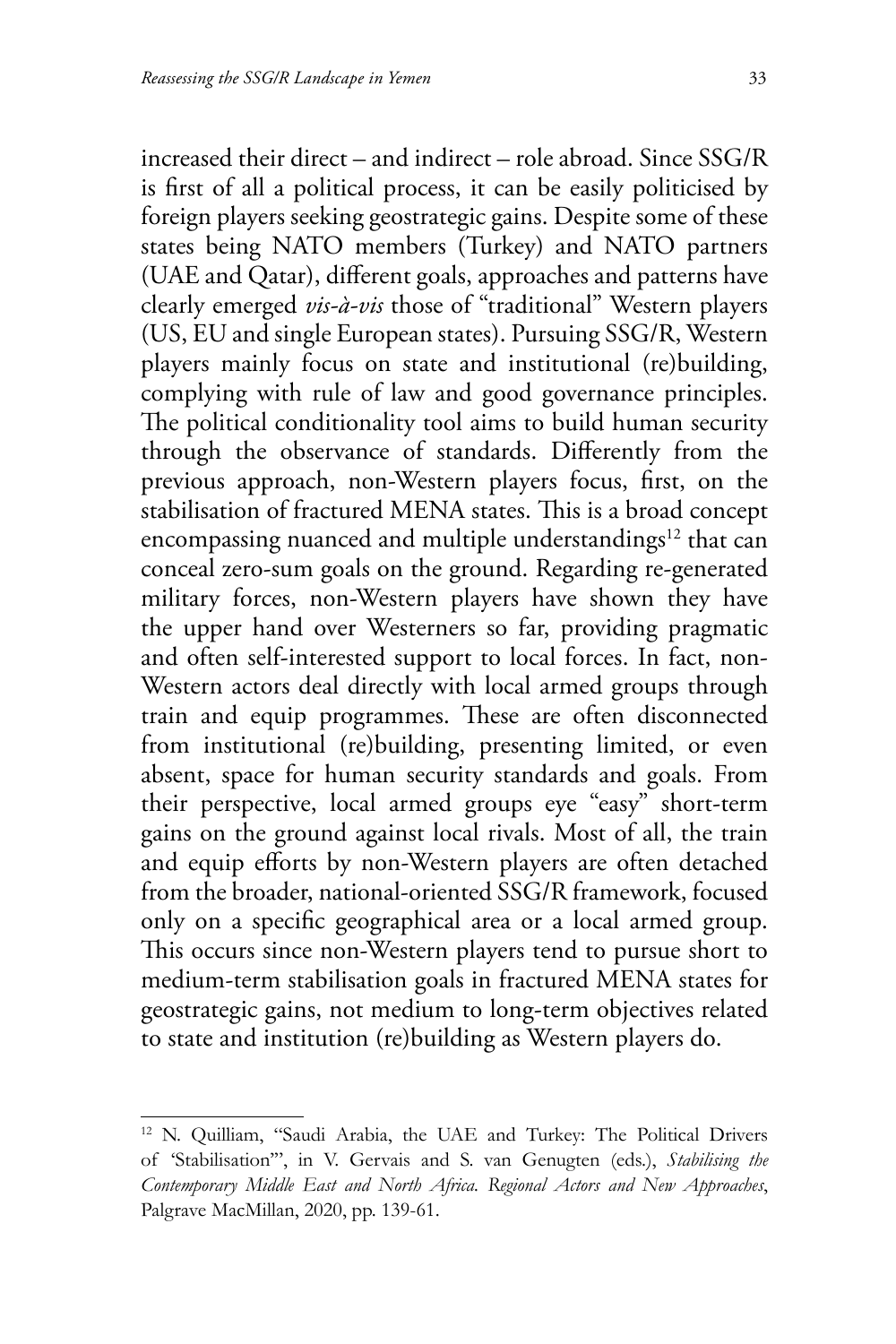increased their direct – and indirect – role abroad. Since SSG/R is first of all a political process, it can be easily politicised by foreign players seeking geostrategic gains. Despite some of these states being NATO members (Turkey) and NATO partners (UAE and Qatar), different goals, approaches and patterns have clearly emerged *vis-à-vis* those of "traditional" Western players (US, EU and single European states). Pursuing SSG/R, Western players mainly focus on state and institutional (re)building, complying with rule of law and good governance principles. The political conditionality tool aims to build human security through the observance of standards. Differently from the previous approach, non-Western players focus, first, on the stabilisation of fractured MENA states. This is a broad concept encompassing nuanced and multiple understandings[12] that can conceal zero-sum goals on the ground. Regarding re-generated military forces, non-Western players have shown they have the upper hand over Westerners so far, providing pragmatic and often self-interested support to local forces. In fact, non-Western actors deal directly with local armed groups through train and equip programmes. These are often disconnected from institutional (re)building, presenting limited, or even absent, space for human security standards and goals. From their perspective, local armed groups eye "easy" short-term gains on the ground against local rivals. Most of all, the train and equip efforts by non-Western players are often detached from the broader, national-oriented SSG/R framework, focused only on a specific geographical area or a local armed group. This occurs since non-Western players tend to pursue short to medium-term stabilisation goals in fractured MENA states for geostrategic gains, not medium to long-term objectives related to state and institution (re)building as Western players do.

---

[12] N. Quilliam, "Saudi Arabia, the UAE and Turkey: The Political Drivers of 'Stabilisation'", in V. Gervais and S. van Genugten (eds.), *Stabilising the Contemporary Middle East and North Africa. Regional Actors and New Approaches*, Palgrave MacMillan, 2020, pp. 139-61.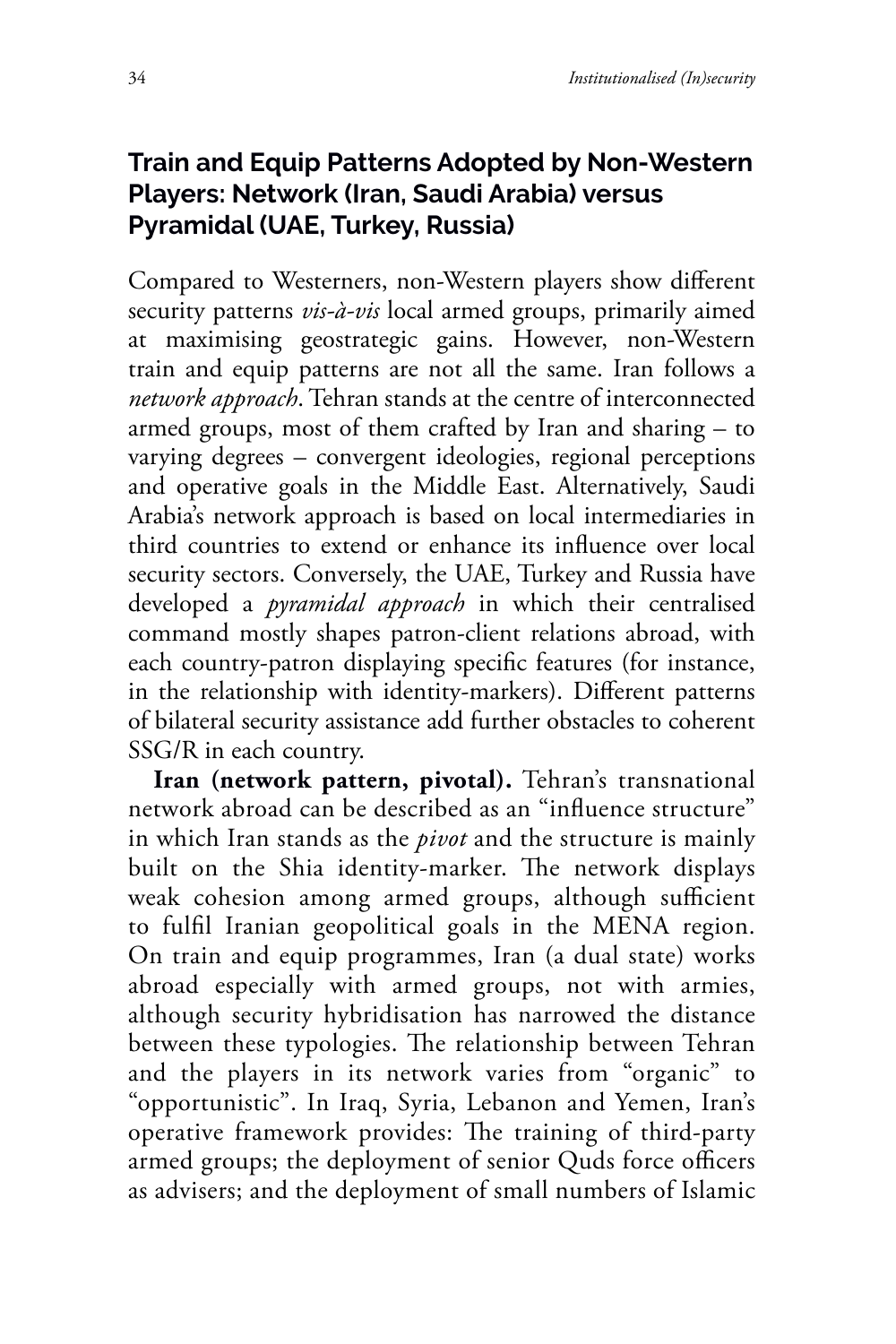## Train and Equip Patterns Adopted by Non-Western Players: Network (Iran, Saudi Arabia) versus Pyramidal (UAE, Turkey, Russia)

Compared to Westerners, non-Western players show different security patterns *vis-à-vis* local armed groups, primarily aimed at maximising geostrategic gains. However, non-Western train and equip patterns are not all the same. Iran follows a *network approach*. Tehran stands at the centre of interconnected armed groups, most of them crafted by Iran and sharing – to varying degrees – convergent ideologies, regional perceptions and operative goals in the Middle East. Alternatively, Saudi Arabia's network approach is based on local intermediaries in third countries to extend or enhance its influence over local security sectors. Conversely, the UAE, Turkey and Russia have developed a *pyramidal approach* in which their centralised command mostly shapes patron-client relations abroad, with each country-patron displaying specific features (for instance, in the relationship with identity-markers). Different patterns of bilateral security assistance add further obstacles to coherent SSG/R in each country.

**Iran (network pattern, pivotal).** Tehran's transnational network abroad can be described as an "influence structure" in which Iran stands as the *pivot* and the structure is mainly built on the Shia identity-marker. The network displays weak cohesion among armed groups, although sufficient to fulfil Iranian geopolitical goals in the MENA region. On train and equip programmes, Iran (a dual state) works abroad especially with armed groups, not with armies, although security hybridisation has narrowed the distance between these typologies. The relationship between Tehran and the players in its network varies from "organic" to "opportunistic". In Iraq, Syria, Lebanon and Yemen, Iran's operative framework provides: The training of third-party armed groups; the deployment of senior Quds force officers as advisers; and the deployment of small numbers of Islamic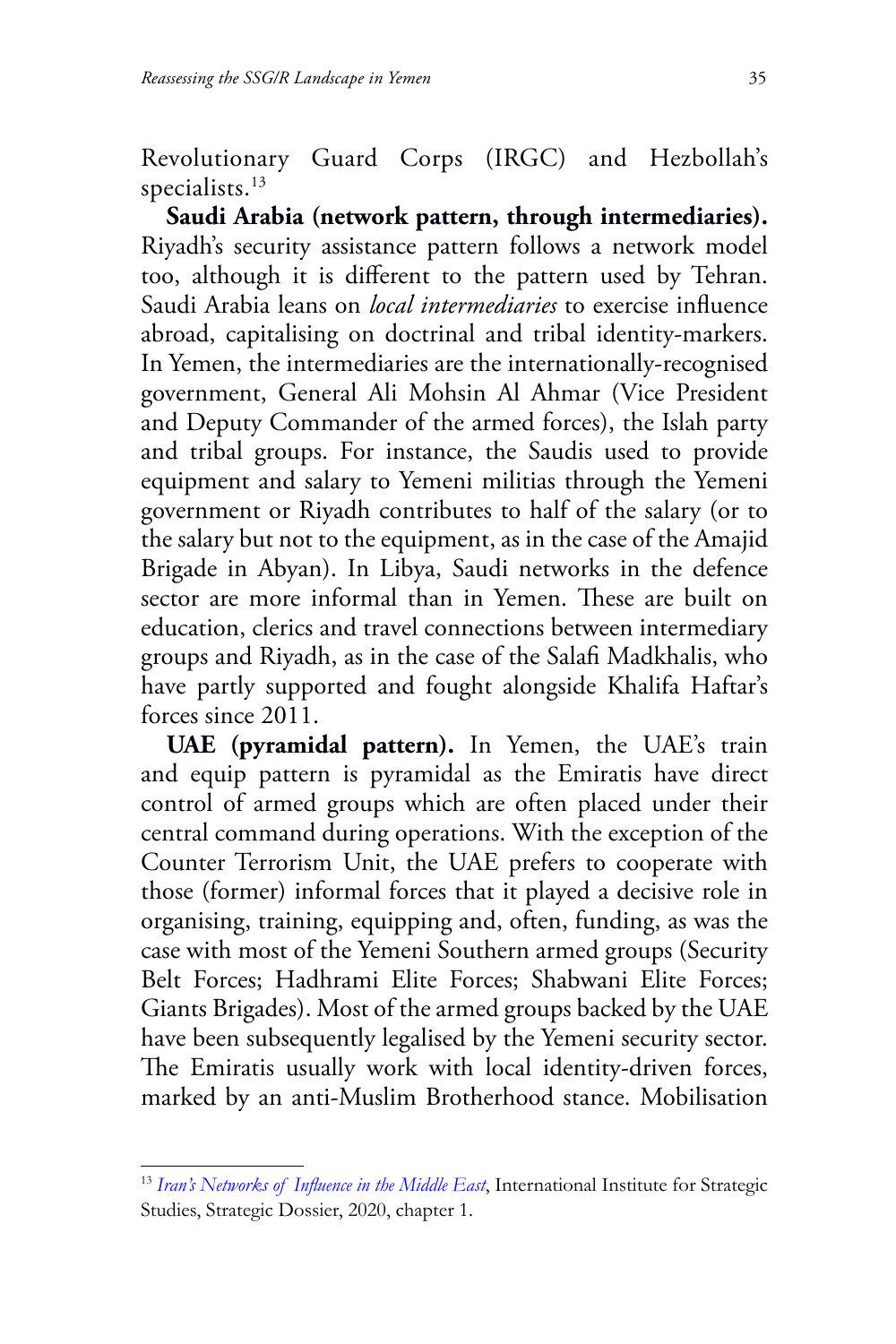Revolutionary Guard Corps (IRGC) and Hezbollah's specialists.[13]

**Saudi Arabia (network pattern, through intermediaries).** Riyadh's security assistance pattern follows a network model too, although it is different to the pattern used by Tehran. Saudi Arabia leans on *local intermediaries* to exercise influence abroad, capitalising on doctrinal and tribal identity-markers. In Yemen, the intermediaries are the internationally-recognised government, General Ali Mohsin Al Ahmar (Vice President and Deputy Commander of the armed forces), the Islah party and tribal groups. For instance, the Saudis used to provide equipment and salary to Yemeni militias through the Yemeni government or Riyadh contributes to half of the salary (or to the salary but not to the equipment, as in the case of the Amajid Brigade in Abyan). In Libya, Saudi networks in the defence sector are more informal than in Yemen. These are built on education, clerics and travel connections between intermediary groups and Riyadh, as in the case of the Salafi Madkhalis, who have partly supported and fought alongside Khalifa Haftar's forces since 2011.

**UAE (pyramidal pattern).** In Yemen, the UAE's train and equip pattern is pyramidal as the Emiratis have direct control of armed groups which are often placed under their central command during operations. With the exception of the Counter Terrorism Unit, the UAE prefers to cooperate with those (former) informal forces that it played a decisive role in organising, training, equipping and, often, funding, as was the case with most of the Yemeni Southern armed groups (Security Belt Forces; Hadhrami Elite Forces; Shabwani Elite Forces; Giants Brigades). Most of the armed groups backed by the UAE have been subsequently legalised by the Yemeni security sector. The Emiratis usually work with local identity-driven forces, marked by an anti-Muslim Brotherhood stance. Mobilisation

---

[13] *Iran's Networks of Influence in the Middle East*, International Institute for Strategic Studies, Strategic Dossier, 2020, chapter 1.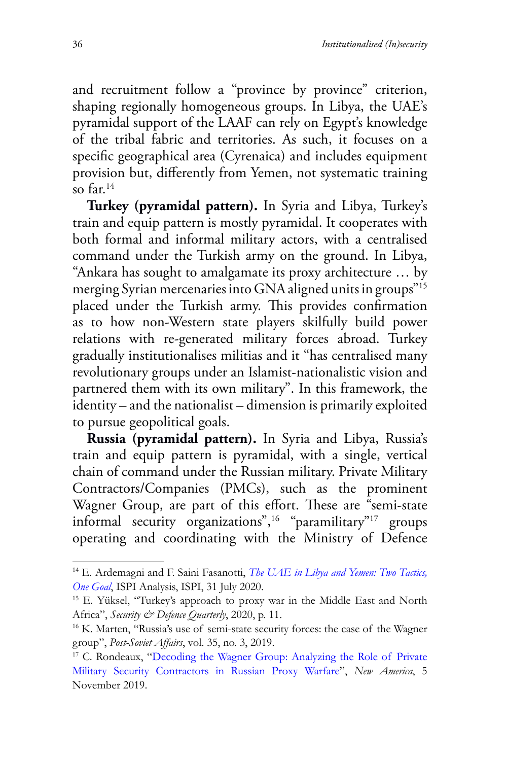and recruitment follow a "province by province" criterion, shaping regionally homogeneous groups. In Libya, the UAE's pyramidal support of the LAAF can rely on Egypt's knowledge of the tribal fabric and territories. As such, it focuses on a specific geographical area (Cyrenaica) and includes equipment provision but, differently from Yemen, not systematic training so far.[14]

**Turkey (pyramidal pattern).** In Syria and Libya, Turkey's train and equip pattern is mostly pyramidal. It cooperates with both formal and informal military actors, with a centralised command under the Turkish army on the ground. In Libya, "Ankara has sought to amalgamate its proxy architecture … by merging Syrian mercenaries into GNA aligned units in groups"[15] placed under the Turkish army. This provides confirmation as to how non-Western state players skilfully build power relations with re-generated military forces abroad. Turkey gradually institutionalises militias and it "has centralised many revolutionary groups under an Islamist-nationalistic vision and partnered them with its own military". In this framework, the identity – and the nationalist – dimension is primarily exploited to pursue geopolitical goals.

**Russia (pyramidal pattern).** In Syria and Libya, Russia's train and equip pattern is pyramidal, with a single, vertical chain of command under the Russian military. Private Military Contractors/Companies (PMCs), such as the prominent Wagner Group, are part of this effort. These are "semi-state informal security organizations",[16] "paramilitary"[17] groups operating and coordinating with the Ministry of Defence

---

[14] E. Ardemagni and F. Saini Fasanotti, *The UAE in Libya and Yemen: Two Tactics, One Goal*, ISPI Analysis, ISPI, 31 July 2020.

[15] E. Yüksel, "Turkey's approach to proxy war in the Middle East and North Africa", *Security & Defence Quarterly*, 2020, p. 11.

[16] K. Marten, "Russia's use of semi-state security forces: the case of the Wagner group", *Post-Soviet Affairs*, vol. 35, no. 3, 2019.

[17] C. Rondeaux, "Decoding the Wagner Group: Analyzing the Role of Private Military Security Contractors in Russian Proxy Warfare", *New America*, 5 November 2019.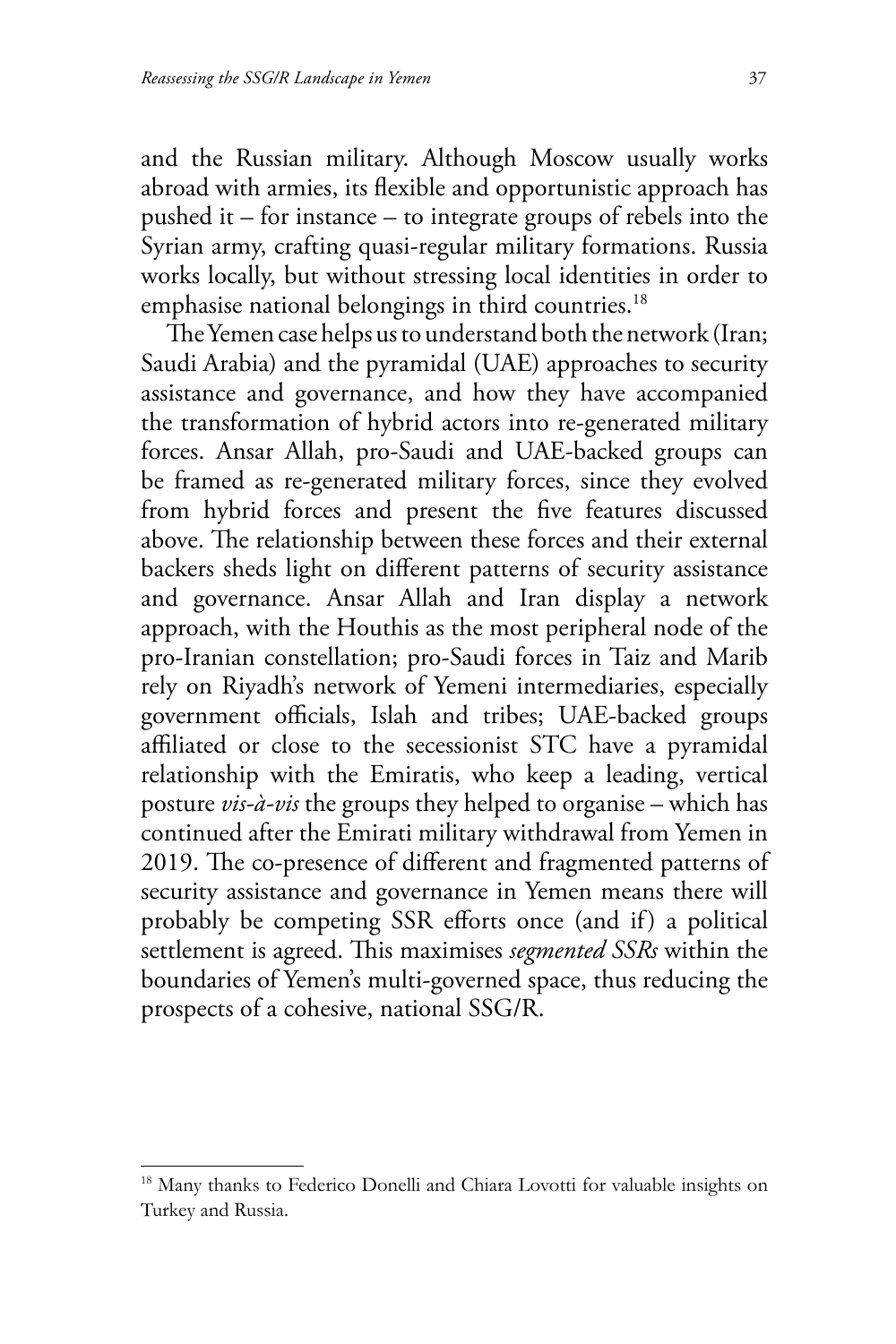and the Russian military. Although Moscow usually works abroad with armies, its flexible and opportunistic approach has pushed it – for instance – to integrate groups of rebels into the Syrian army, crafting quasi-regular military formations. Russia works locally, but without stressing local identities in order to emphasise national belongings in third countries.[18]

The Yemen case helps us to understand both the network (Iran; Saudi Arabia) and the pyramidal (UAE) approaches to security assistance and governance, and how they have accompanied the transformation of hybrid actors into re-generated military forces. Ansar Allah, pro-Saudi and UAE-backed groups can be framed as re-generated military forces, since they evolved from hybrid forces and present the five features discussed above. The relationship between these forces and their external backers sheds light on different patterns of security assistance and governance. Ansar Allah and Iran display a network approach, with the Houthis as the most peripheral node of the pro-Iranian constellation; pro-Saudi forces in Taiz and Marib rely on Riyadh's network of Yemeni intermediaries, especially government officials, Islah and tribes; UAE-backed groups affiliated or close to the secessionist STC have a pyramidal relationship with the Emiratis, who keep a leading, vertical posture *vis-à-vis* the groups they helped to organise – which has continued after the Emirati military withdrawal from Yemen in 2019. The co-presence of different and fragmented patterns of security assistance and governance in Yemen means there will probably be competing SSR efforts once (and if) a political settlement is agreed. This maximises *segmented SSRs* within the boundaries of Yemen's multi-governed space, thus reducing the prospects of a cohesive, national SSG/R.

---

[18] Many thanks to Federico Donelli and Chiara Lovotti for valuable insights on Turkey and Russia.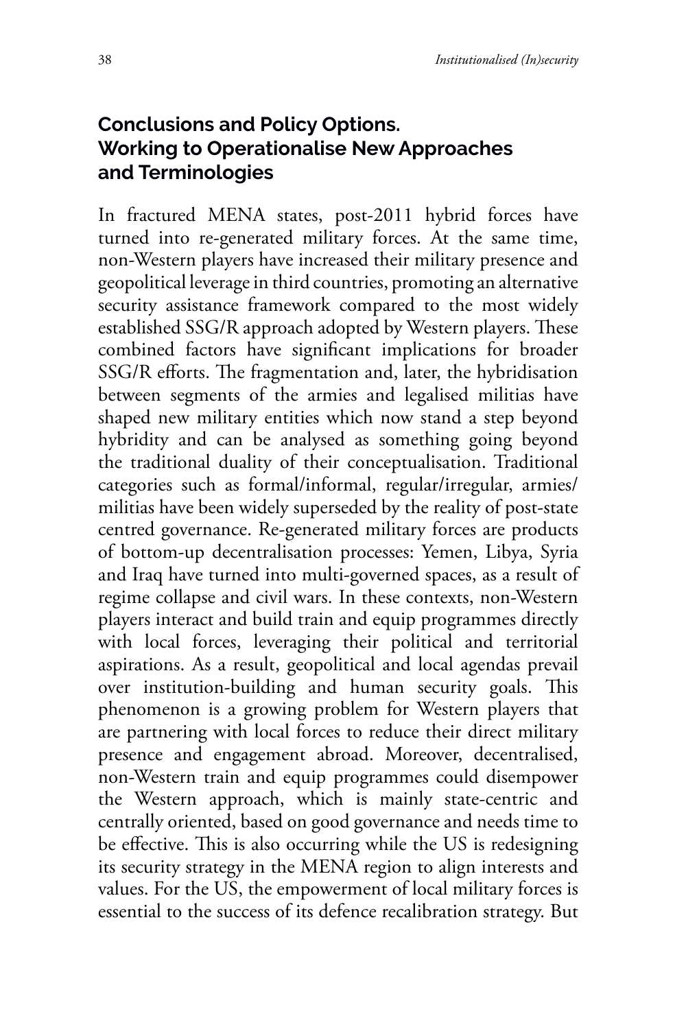## Conclusions and Policy Options. Working to Operationalise New Approaches and Terminologies

In fractured MENA states, post-2011 hybrid forces have turned into re-generated military forces. At the same time, non-Western players have increased their military presence and geopolitical leverage in third countries, promoting an alternative security assistance framework compared to the most widely established SSG/R approach adopted by Western players. These combined factors have significant implications for broader SSG/R efforts. The fragmentation and, later, the hybridisation between segments of the armies and legalised militias have shaped new military entities which now stand a step beyond hybridity and can be analysed as something going beyond the traditional duality of their conceptualisation. Traditional categories such as formal/informal, regular/irregular, armies/militias have been widely superseded by the reality of post-state centred governance. Re-generated military forces are products of bottom-up decentralisation processes: Yemen, Libya, Syria and Iraq have turned into multi-governed spaces, as a result of regime collapse and civil wars. In these contexts, non-Western players interact and build train and equip programmes directly with local forces, leveraging their political and territorial aspirations. As a result, geopolitical and local agendas prevail over institution-building and human security goals. This phenomenon is a growing problem for Western players that are partnering with local forces to reduce their direct military presence and engagement abroad. Moreover, decentralised, non-Western train and equip programmes could disempower the Western approach, which is mainly state-centric and centrally oriented, based on good governance and needs time to be effective. This is also occurring while the US is redesigning its security strategy in the MENA region to align interests and values. For the US, the empowerment of local military forces is essential to the success of its defence recalibration strategy. But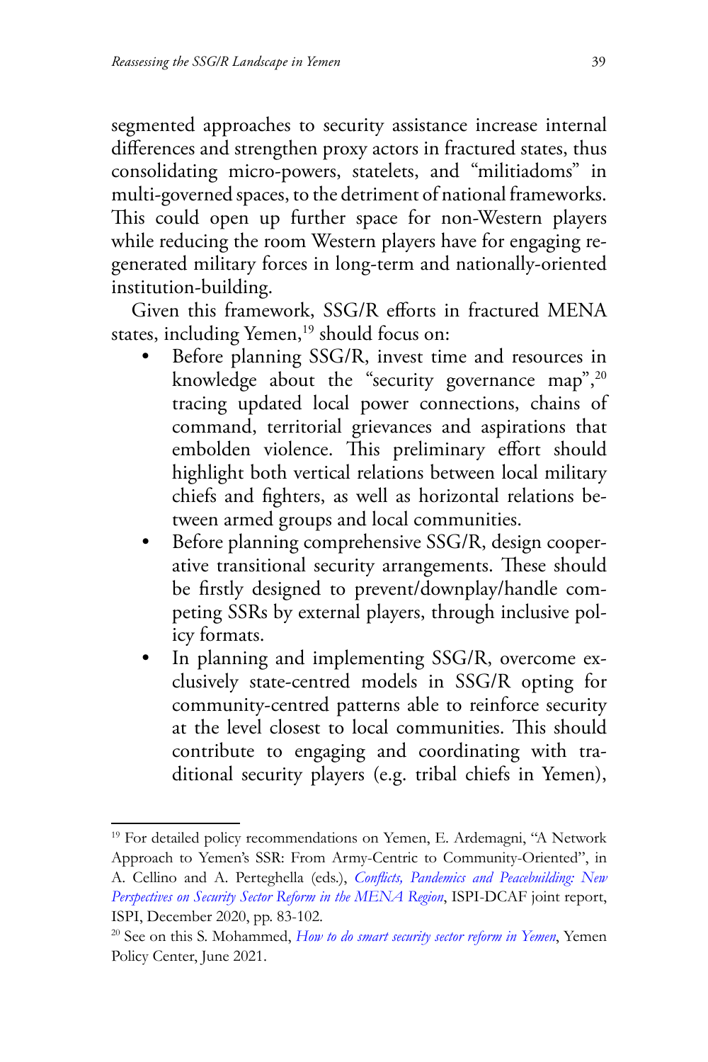segmented approaches to security assistance increase internal differences and strengthen proxy actors in fractured states, thus consolidating micro-powers, statelets, and "militiadoms" in multi-governed spaces, to the detriment of national frameworks. This could open up further space for non-Western players while reducing the room Western players have for engaging re-generated military forces in long-term and nationally-oriented institution-building.

Given this framework, SSG/R efforts in fractured MENA states, including Yemen,[19] should focus on:

- Before planning SSG/R, invest time and resources in knowledge about the "security governance map",[20] tracing updated local power connections, chains of command, territorial grievances and aspirations that embolden violence. This preliminary effort should highlight both vertical relations between local military chiefs and fighters, as well as horizontal relations between armed groups and local communities.
- Before planning comprehensive SSG/R, design cooperative transitional security arrangements. These should be firstly designed to prevent/downplay/handle competing SSRs by external players, through inclusive policy formats.
- In planning and implementing SSG/R, overcome exclusively state-centred models in SSG/R opting for community-centred patterns able to reinforce security at the level closest to local communities. This should contribute to engaging and coordinating with traditional security players (e.g. tribal chiefs in Yemen),

---

[19] For detailed policy recommendations on Yemen, E. Ardemagni, "A Network Approach to Yemen's SSR: From Army-Centric to Community-Oriented", in A. Cellino and A. Perteghella (eds.), *Conflicts, Pandemics and Peacebuilding: New Perspectives on Security Sector Reform in the MENA Region*, ISPI-DCAF joint report, ISPI, December 2020, pp. 83-102.

[20] See on this S. Mohammed, *How to do smart security sector reform in Yemen*, Yemen Policy Center, June 2021.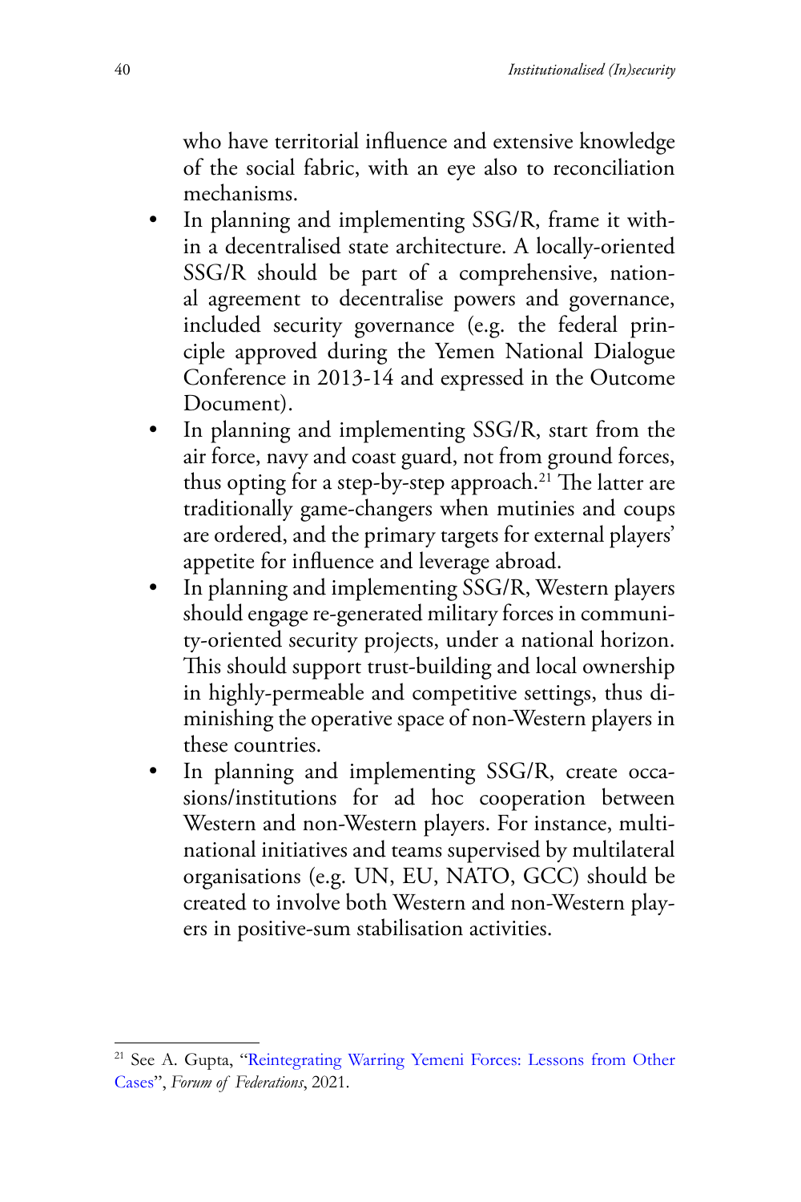who have territorial influence and extensive knowledge of the social fabric, with an eye also to reconciliation mechanisms.

- In planning and implementing SSG/R, frame it within a decentralised state architecture. A locally-oriented SSG/R should be part of a comprehensive, national agreement to decentralise powers and governance, included security governance (e.g. the federal principle approved during the Yemen National Dialogue Conference in 2013-14 and expressed in the Outcome Document).
- In planning and implementing SSG/R, start from the air force, navy and coast guard, not from ground forces, thus opting for a step-by-step approach.[21] The latter are traditionally game-changers when mutinies and coups are ordered, and the primary targets for external players' appetite for influence and leverage abroad.
- In planning and implementing SSG/R, Western players should engage re-generated military forces in community-oriented security projects, under a national horizon. This should support trust-building and local ownership in highly-permeable and competitive settings, thus diminishing the operative space of non-Western players in these countries.
- In planning and implementing SSG/R, create occasions/institutions for ad hoc cooperation between Western and non-Western players. For instance, multinational initiatives and teams supervised by multilateral organisations (e.g. UN, EU, NATO, GCC) should be created to involve both Western and non-Western players in positive-sum stabilisation activities.

---

[21] See A. Gupta, "Reintegrating Warring Yemeni Forces: Lessons from Other Cases", *Forum of Federations*, 2021.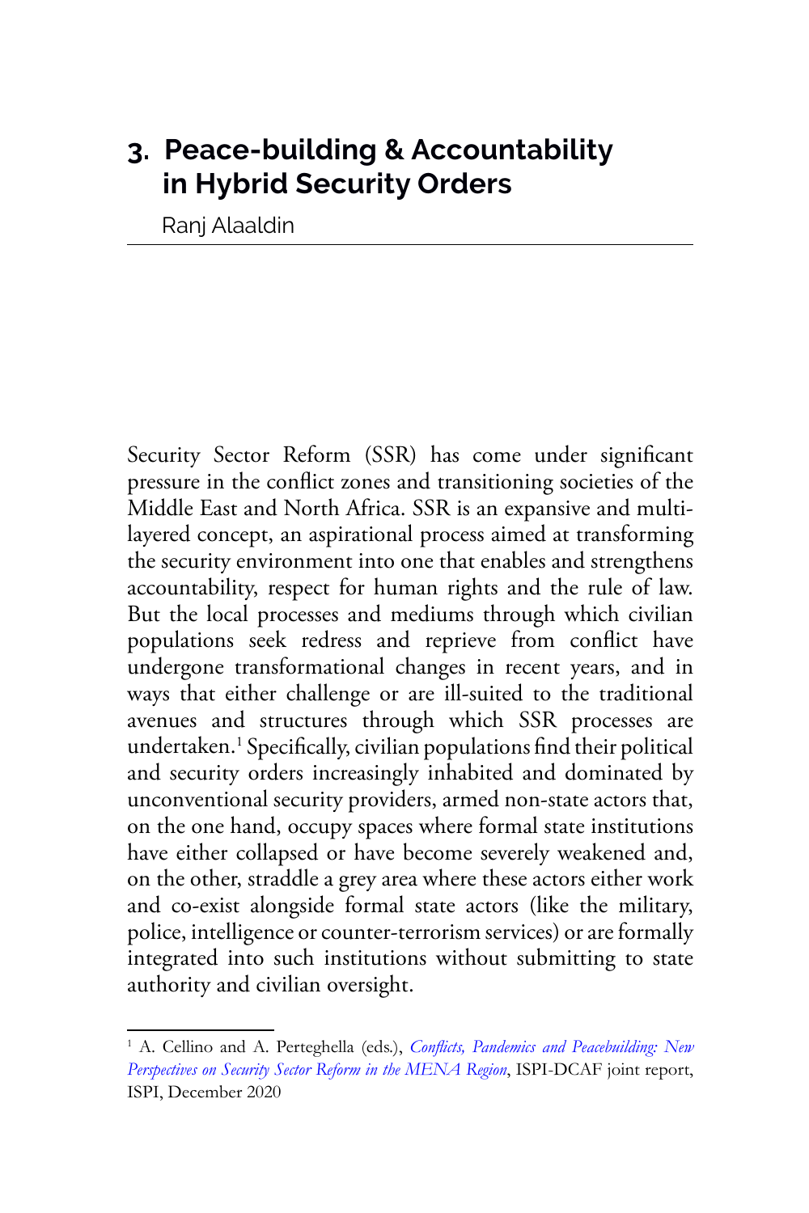# 3. Peace-building & Accountability in Hybrid Security Orders

Ranj Alaaldin

Security Sector Reform (SSR) has come under significant pressure in the conflict zones and transitioning societies of the Middle East and North Africa. SSR is an expansive and multi-layered concept, an aspirational process aimed at transforming the security environment into one that enables and strengthens accountability, respect for human rights and the rule of law. But the local processes and mediums through which civilian populations seek redress and reprieve from conflict have undergone transformational changes in recent years, and in ways that either challenge or are ill-suited to the traditional avenues and structures through which SSR processes are undertaken.[1] Specifically, civilian populations find their political and security orders increasingly inhabited and dominated by unconventional security providers, armed non-state actors that, on the one hand, occupy spaces where formal state institutions have either collapsed or have become severely weakened and, on the other, straddle a grey area where these actors either work and co-exist alongside formal state actors (like the military, police, intelligence or counter-terrorism services) or are formally integrated into such institutions without submitting to state authority and civilian oversight.

---

[1] A. Cellino and A. Perteghella (eds.), *Conflicts, Pandemics and Peacebuilding: New Perspectives on Security Sector Reform in the MENA Region*, ISPI-DCAF joint report, ISPI, December 2020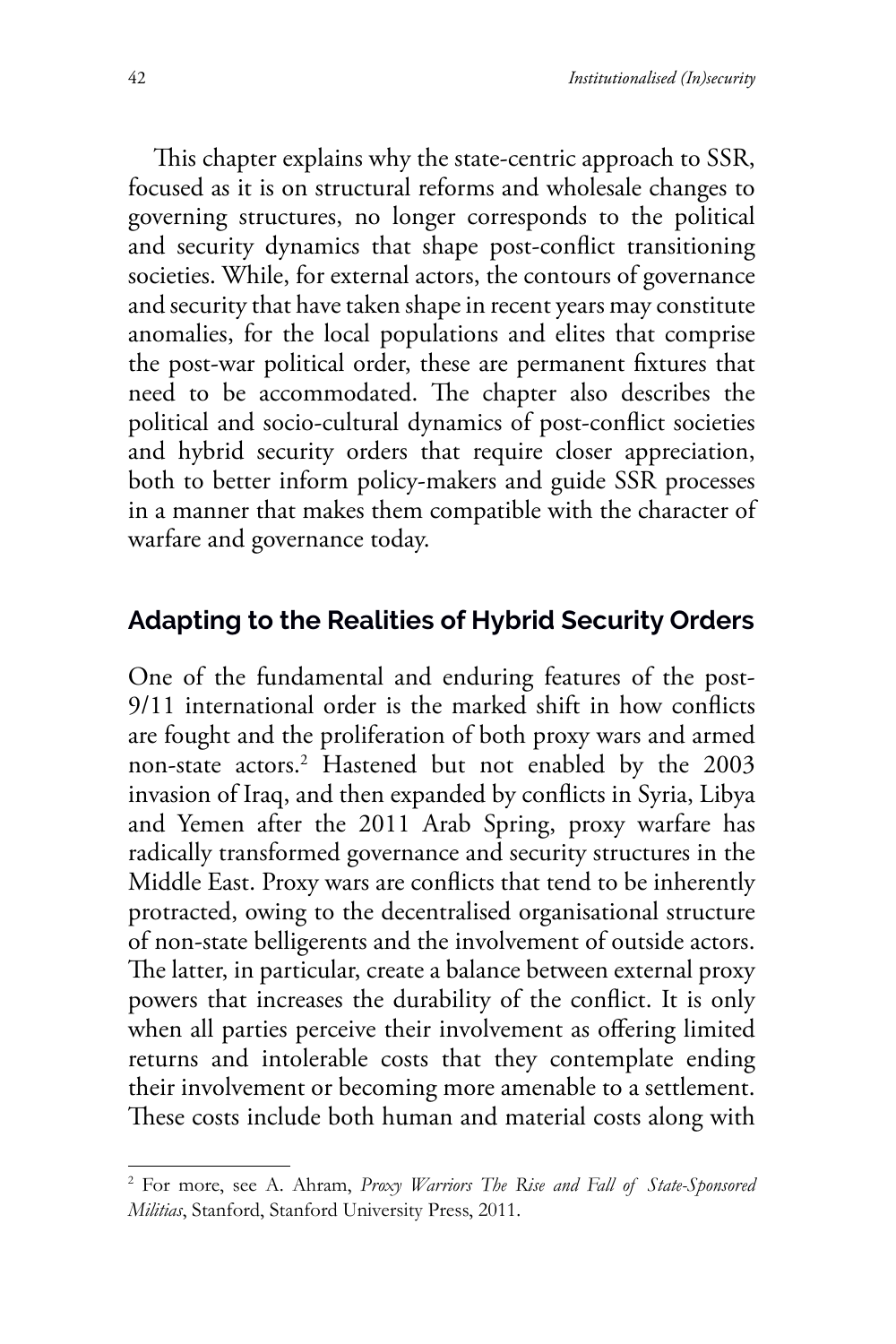This chapter explains why the state-centric approach to SSR, focused as it is on structural reforms and wholesale changes to governing structures, no longer corresponds to the political and security dynamics that shape post-conflict transitioning societies. While, for external actors, the contours of governance and security that have taken shape in recent years may constitute anomalies, for the local populations and elites that comprise the post-war political order, these are permanent fixtures that need to be accommodated. The chapter also describes the political and socio-cultural dynamics of post-conflict societies and hybrid security orders that require closer appreciation, both to better inform policy-makers and guide SSR processes in a manner that makes them compatible with the character of warfare and governance today.

## Adapting to the Realities of Hybrid Security Orders

One of the fundamental and enduring features of the post-9/11 international order is the marked shift in how conflicts are fought and the proliferation of both proxy wars and armed non-state actors.[2] Hastened but not enabled by the 2003 invasion of Iraq, and then expanded by conflicts in Syria, Libya and Yemen after the 2011 Arab Spring, proxy warfare has radically transformed governance and security structures in the Middle East. Proxy wars are conflicts that tend to be inherently protracted, owing to the decentralised organisational structure of non-state belligerents and the involvement of outside actors. The latter, in particular, create a balance between external proxy powers that increases the durability of the conflict. It is only when all parties perceive their involvement as offering limited returns and intolerable costs that they contemplate ending their involvement or becoming more amenable to a settlement. These costs include both human and material costs along with

---

[2] For more, see A. Ahram, *Proxy Warriors The Rise and Fall of State-Sponsored Militias*, Stanford, Stanford University Press, 2011.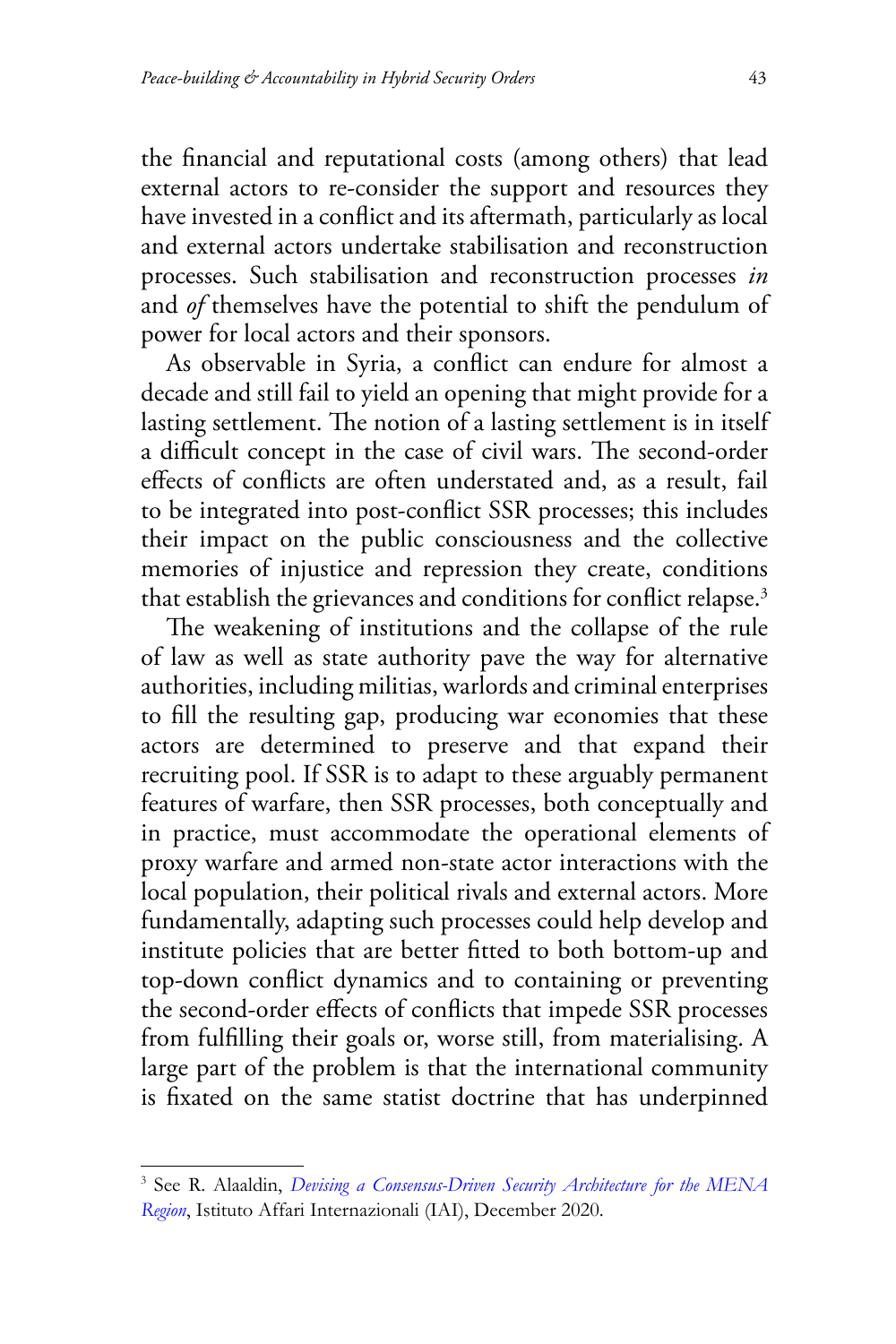the financial and reputational costs (among others) that lead external actors to re-consider the support and resources they have invested in a conflict and its aftermath, particularly as local and external actors undertake stabilisation and reconstruction processes. Such stabilisation and reconstruction processes *in* and *of* themselves have the potential to shift the pendulum of power for local actors and their sponsors.

As observable in Syria, a conflict can endure for almost a decade and still fail to yield an opening that might provide for a lasting settlement. The notion of a lasting settlement is in itself a difficult concept in the case of civil wars. The second-order effects of conflicts are often understated and, as a result, fail to be integrated into post-conflict SSR processes; this includes their impact on the public consciousness and the collective memories of injustice and repression they create, conditions that establish the grievances and conditions for conflict relapse.[3]

The weakening of institutions and the collapse of the rule of law as well as state authority pave the way for alternative authorities, including militias, warlords and criminal enterprises to fill the resulting gap, producing war economies that these actors are determined to preserve and that expand their recruiting pool. If SSR is to adapt to these arguably permanent features of warfare, then SSR processes, both conceptually and in practice, must accommodate the operational elements of proxy warfare and armed non-state actor interactions with the local population, their political rivals and external actors. More fundamentally, adapting such processes could help develop and institute policies that are better fitted to both bottom-up and top-down conflict dynamics and to containing or preventing the second-order effects of conflicts that impede SSR processes from fulfilling their goals or, worse still, from materialising. A large part of the problem is that the international community is fixated on the same statist doctrine that has underpinned

---

[3] See R. Alaaldin, *Devising a Consensus-Driven Security Architecture for the MENA Region*, Istituto Affari Internazionali (IAI), December 2020.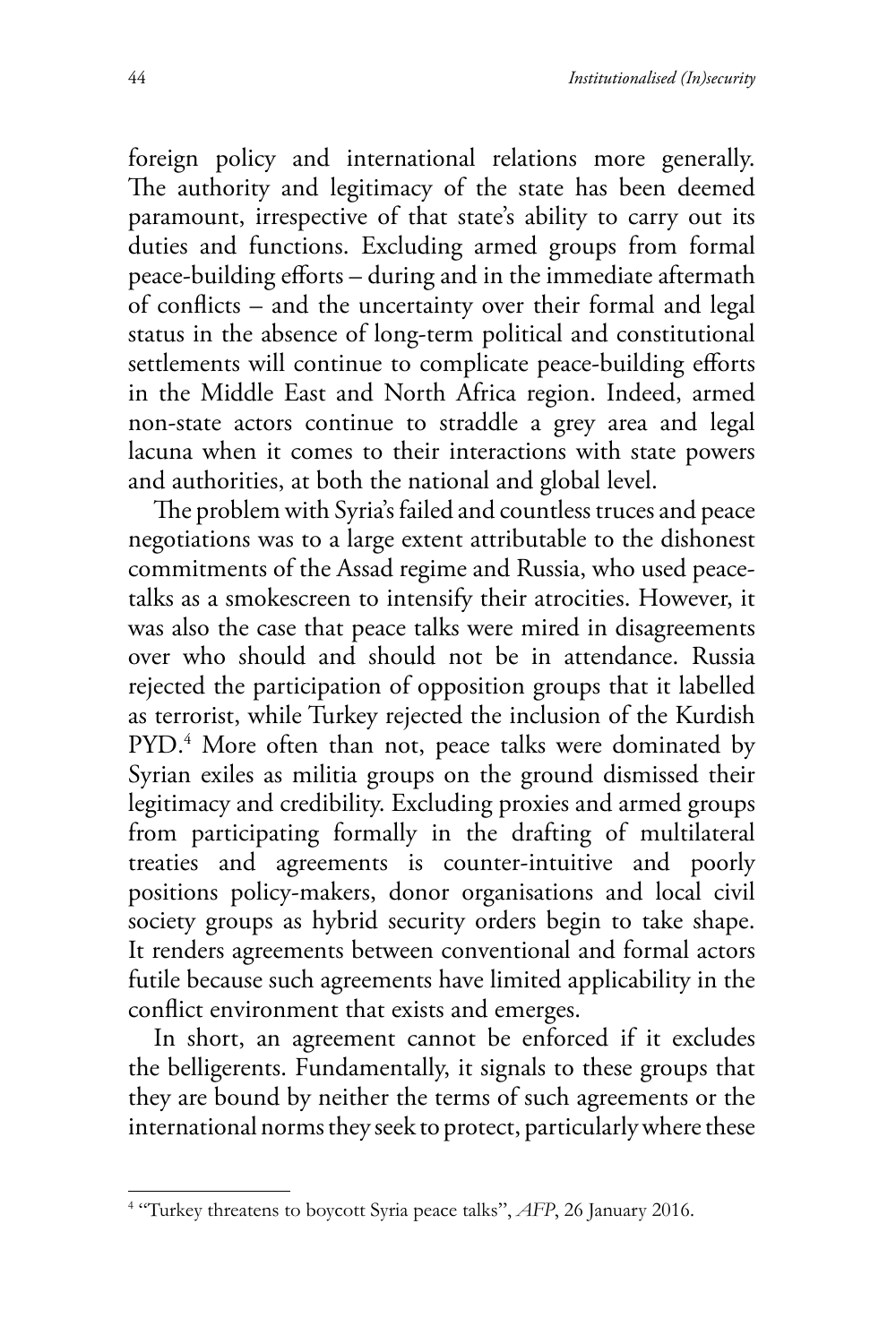foreign policy and international relations more generally. The authority and legitimacy of the state has been deemed paramount, irrespective of that state's ability to carry out its duties and functions. Excluding armed groups from formal peace-building efforts – during and in the immediate aftermath of conflicts – and the uncertainty over their formal and legal status in the absence of long-term political and constitutional settlements will continue to complicate peace-building efforts in the Middle East and North Africa region. Indeed, armed non-state actors continue to straddle a grey area and legal lacuna when it comes to their interactions with state powers and authorities, at both the national and global level.

The problem with Syria's failed and countless truces and peace negotiations was to a large extent attributable to the dishonest commitments of the Assad regime and Russia, who used peace-talks as a smokescreen to intensify their atrocities. However, it was also the case that peace talks were mired in disagreements over who should and should not be in attendance. Russia rejected the participation of opposition groups that it labelled as terrorist, while Turkey rejected the inclusion of the Kurdish PYD.[4] More often than not, peace talks were dominated by Syrian exiles as militia groups on the ground dismissed their legitimacy and credibility. Excluding proxies and armed groups from participating formally in the drafting of multilateral treaties and agreements is counter-intuitive and poorly positions policy-makers, donor organisations and local civil society groups as hybrid security orders begin to take shape. It renders agreements between conventional and formal actors futile because such agreements have limited applicability in the conflict environment that exists and emerges.

In short, an agreement cannot be enforced if it excludes the belligerents. Fundamentally, it signals to these groups that they are bound by neither the terms of such agreements or the international norms they seek to protect, particularly where these

---

[4] "Turkey threatens to boycott Syria peace talks", *AFP*, 26 January 2016.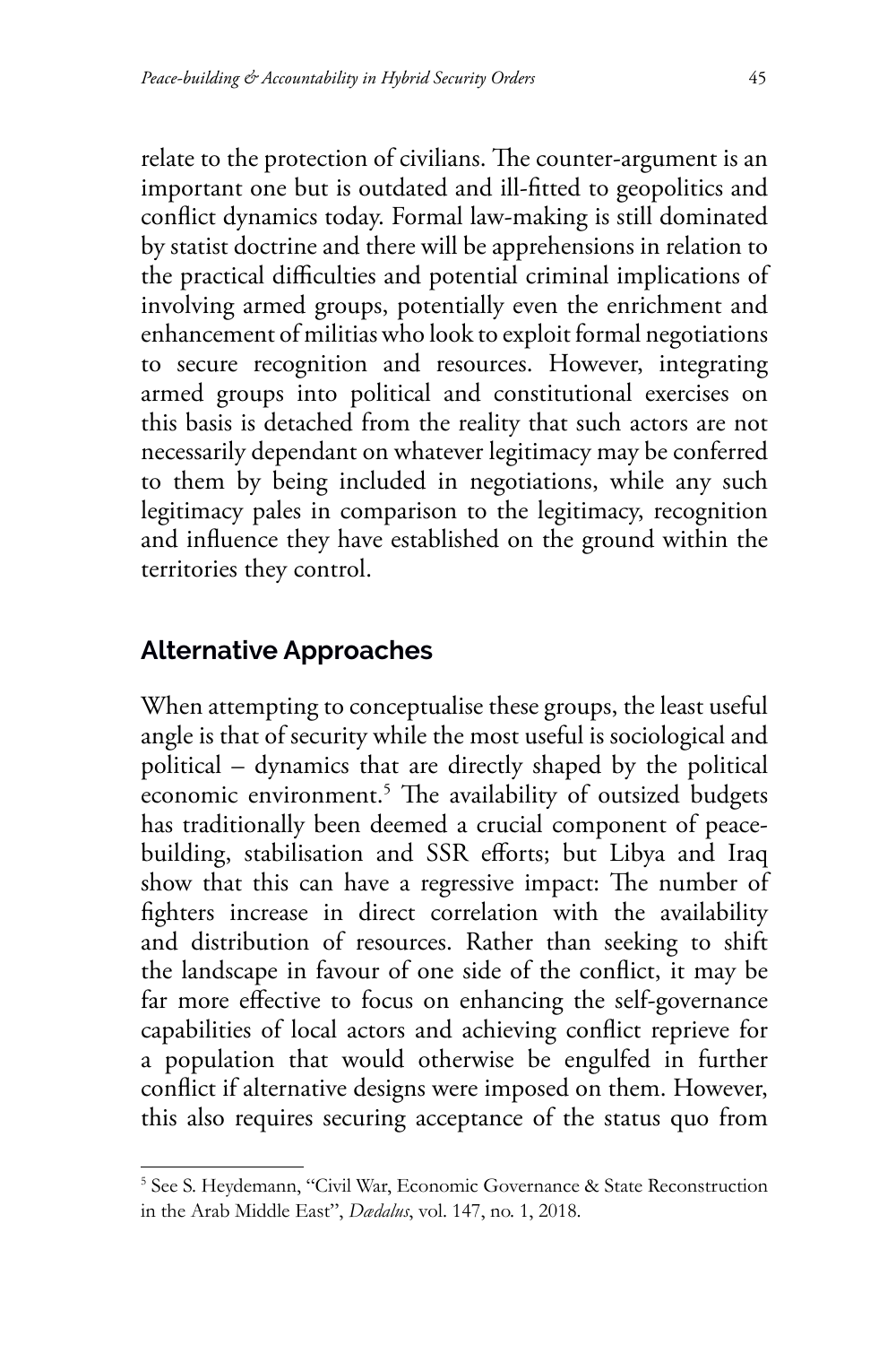relate to the protection of civilians. The counter-argument is an important one but is outdated and ill-fitted to geopolitics and conflict dynamics today. Formal law-making is still dominated by statist doctrine and there will be apprehensions in relation to the practical difficulties and potential criminal implications of involving armed groups, potentially even the enrichment and enhancement of militias who look to exploit formal negotiations to secure recognition and resources. However, integrating armed groups into political and constitutional exercises on this basis is detached from the reality that such actors are not necessarily dependant on whatever legitimacy may be conferred to them by being included in negotiations, while any such legitimacy pales in comparison to the legitimacy, recognition and influence they have established on the ground within the territories they control.

## Alternative Approaches

When attempting to conceptualise these groups, the least useful angle is that of security while the most useful is sociological and political – dynamics that are directly shaped by the political economic environment.[5] The availability of outsized budgets has traditionally been deemed a crucial component of peace-building, stabilisation and SSR efforts; but Libya and Iraq show that this can have a regressive impact: The number of fighters increase in direct correlation with the availability and distribution of resources. Rather than seeking to shift the landscape in favour of one side of the conflict, it may be far more effective to focus on enhancing the self-governance capabilities of local actors and achieving conflict reprieve for a population that would otherwise be engulfed in further conflict if alternative designs were imposed on them. However, this also requires securing acceptance of the status quo from

[5] See S. Heydemann, "Civil War, Economic Governance & State Reconstruction in the Arab Middle East", *Dædalus*, vol. 147, no. 1, 2018.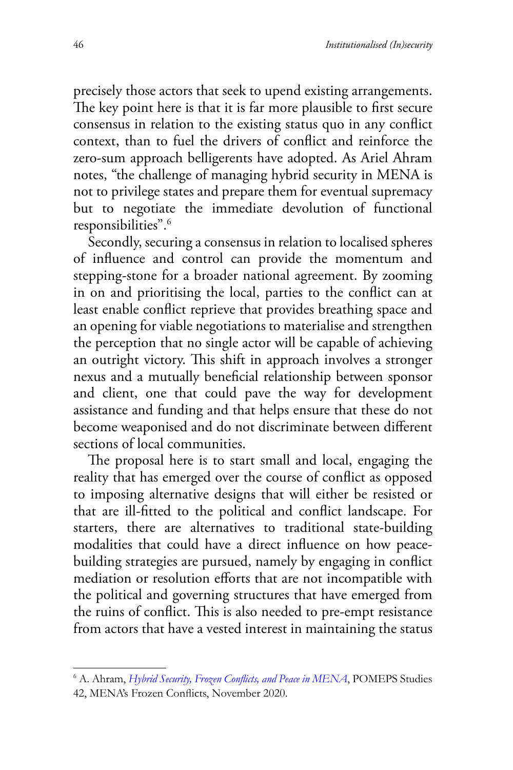precisely those actors that seek to upend existing arrangements. The key point here is that it is far more plausible to first secure consensus in relation to the existing status quo in any conflict context, than to fuel the drivers of conflict and reinforce the zero-sum approach belligerents have adopted. As Ariel Ahram notes, "the challenge of managing hybrid security in MENA is not to privilege states and prepare them for eventual supremacy but to negotiate the immediate devolution of functional responsibilities".[6]

Secondly, securing a consensus in relation to localised spheres of influence and control can provide the momentum and stepping-stone for a broader national agreement. By zooming in on and prioritising the local, parties to the conflict can at least enable conflict reprieve that provides breathing space and an opening for viable negotiations to materialise and strengthen the perception that no single actor will be capable of achieving an outright victory. This shift in approach involves a stronger nexus and a mutually beneficial relationship between sponsor and client, one that could pave the way for development assistance and funding and that helps ensure that these do not become weaponised and do not discriminate between different sections of local communities.

The proposal here is to start small and local, engaging the reality that has emerged over the course of conflict as opposed to imposing alternative designs that will either be resisted or that are ill-fitted to the political and conflict landscape. For starters, there are alternatives to traditional state-building modalities that could have a direct influence on how peace-building strategies are pursued, namely by engaging in conflict mediation or resolution efforts that are not incompatible with the political and governing structures that have emerged from the ruins of conflict. This is also needed to pre-empt resistance from actors that have a vested interest in maintaining the status

---

[6] A. Ahram, *Hybrid Security, Frozen Conflicts, and Peace in MENA*, POMEPS Studies 42, MENA's Frozen Conflicts, November 2020.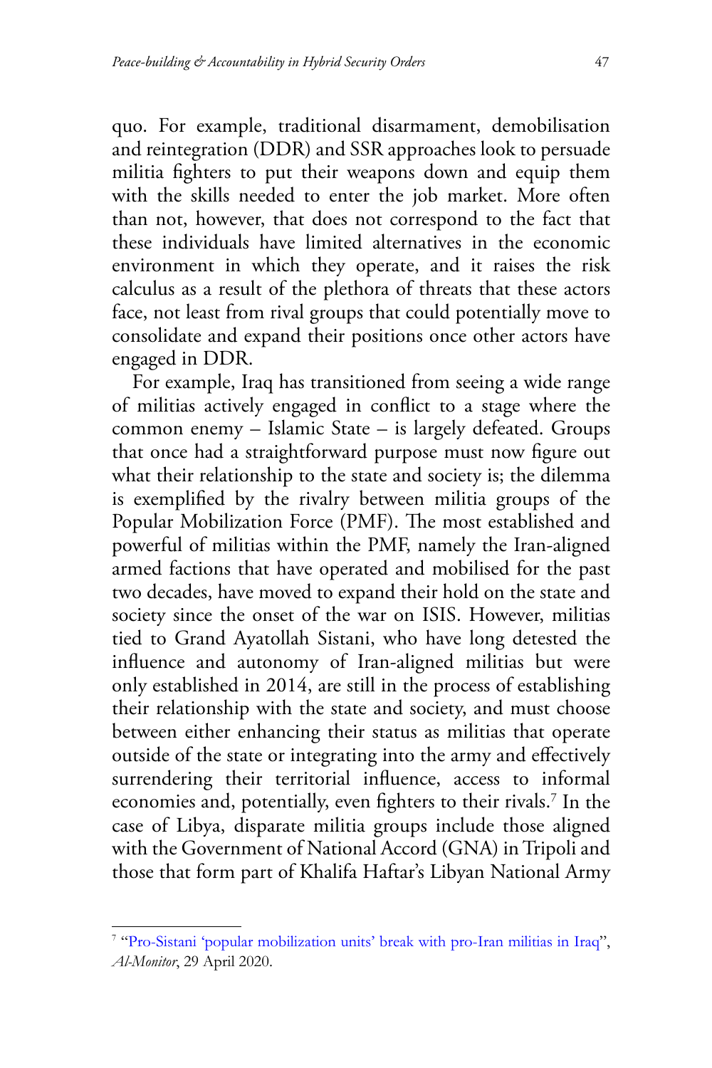quo. For example, traditional disarmament, demobilisation and reintegration (DDR) and SSR approaches look to persuade militia fighters to put their weapons down and equip them with the skills needed to enter the job market. More often than not, however, that does not correspond to the fact that these individuals have limited alternatives in the economic environment in which they operate, and it raises the risk calculus as a result of the plethora of threats that these actors face, not least from rival groups that could potentially move to consolidate and expand their positions once other actors have engaged in DDR.

For example, Iraq has transitioned from seeing a wide range of militias actively engaged in conflict to a stage where the common enemy – Islamic State – is largely defeated. Groups that once had a straightforward purpose must now figure out what their relationship to the state and society is; the dilemma is exemplified by the rivalry between militia groups of the Popular Mobilization Force (PMF). The most established and powerful of militias within the PMF, namely the Iran-aligned armed factions that have operated and mobilised for the past two decades, have moved to expand their hold on the state and society since the onset of the war on ISIS. However, militias tied to Grand Ayatollah Sistani, who have long detested the influence and autonomy of Iran-aligned militias but were only established in 2014, are still in the process of establishing their relationship with the state and society, and must choose between either enhancing their status as militias that operate outside of the state or integrating into the army and effectively surrendering their territorial influence, access to informal economies and, potentially, even fighters to their rivals.[7] In the case of Libya, disparate militia groups include those aligned with the Government of National Accord (GNA) in Tripoli and those that form part of Khalifa Haftar's Libyan National Army

---

[7] "Pro-Sistani 'popular mobilization units' break with pro-Iran militias in Iraq", *Al-Monitor*, 29 April 2020.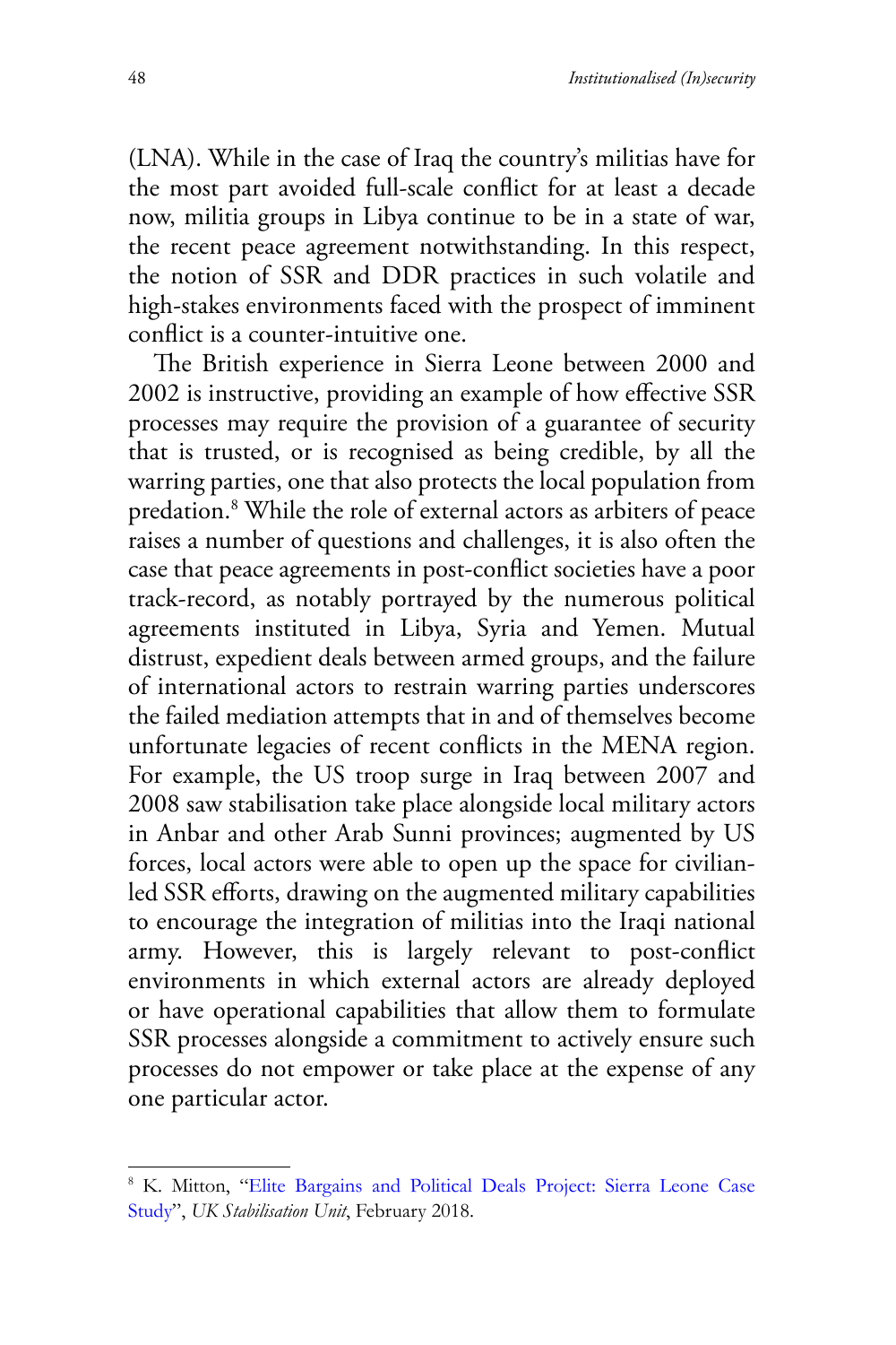(LNA). While in the case of Iraq the country's militias have for the most part avoided full-scale conflict for at least a decade now, militia groups in Libya continue to be in a state of war, the recent peace agreement notwithstanding. In this respect, the notion of SSR and DDR practices in such volatile and high-stakes environments faced with the prospect of imminent conflict is a counter-intuitive one.

The British experience in Sierra Leone between 2000 and 2002 is instructive, providing an example of how effective SSR processes may require the provision of a guarantee of security that is trusted, or is recognised as being credible, by all the warring parties, one that also protects the local population from predation.[8] While the role of external actors as arbiters of peace raises a number of questions and challenges, it is also often the case that peace agreements in post-conflict societies have a poor track-record, as notably portrayed by the numerous political agreements instituted in Libya, Syria and Yemen. Mutual distrust, expedient deals between armed groups, and the failure of international actors to restrain warring parties underscores the failed mediation attempts that in and of themselves become unfortunate legacies of recent conflicts in the MENA region. For example, the US troop surge in Iraq between 2007 and 2008 saw stabilisation take place alongside local military actors in Anbar and other Arab Sunni provinces; augmented by US forces, local actors were able to open up the space for civilian-led SSR efforts, drawing on the augmented military capabilities to encourage the integration of militias into the Iraqi national army. However, this is largely relevant to post-conflict environments in which external actors are already deployed or have operational capabilities that allow them to formulate SSR processes alongside a commitment to actively ensure such processes do not empower or take place at the expense of any one particular actor.

---

[8] K. Mitton, "Elite Bargains and Political Deals Project: Sierra Leone Case Study", *UK Stabilisation Unit*, February 2018.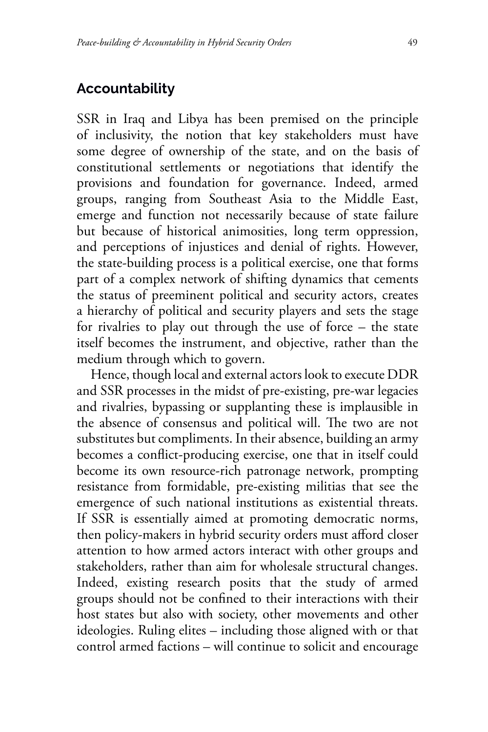## Accountability

SSR in Iraq and Libya has been premised on the principle of inclusivity, the notion that key stakeholders must have some degree of ownership of the state, and on the basis of constitutional settlements or negotiations that identify the provisions and foundation for governance. Indeed, armed groups, ranging from Southeast Asia to the Middle East, emerge and function not necessarily because of state failure but because of historical animosities, long term oppression, and perceptions of injustices and denial of rights. However, the state-building process is a political exercise, one that forms part of a complex network of shifting dynamics that cements the status of preeminent political and security actors, creates a hierarchy of political and security players and sets the stage for rivalries to play out through the use of force – the state itself becomes the instrument, and objective, rather than the medium through which to govern.

Hence, though local and external actors look to execute DDR and SSR processes in the midst of pre-existing, pre-war legacies and rivalries, bypassing or supplanting these is implausible in the absence of consensus and political will. The two are not substitutes but compliments. In their absence, building an army becomes a conflict-producing exercise, one that in itself could become its own resource-rich patronage network, prompting resistance from formidable, pre-existing militias that see the emergence of such national institutions as existential threats. If SSR is essentially aimed at promoting democratic norms, then policy-makers in hybrid security orders must afford closer attention to how armed actors interact with other groups and stakeholders, rather than aim for wholesale structural changes. Indeed, existing research posits that the study of armed groups should not be confined to their interactions with their host states but also with society, other movements and other ideologies. Ruling elites – including those aligned with or that control armed factions – will continue to solicit and encourage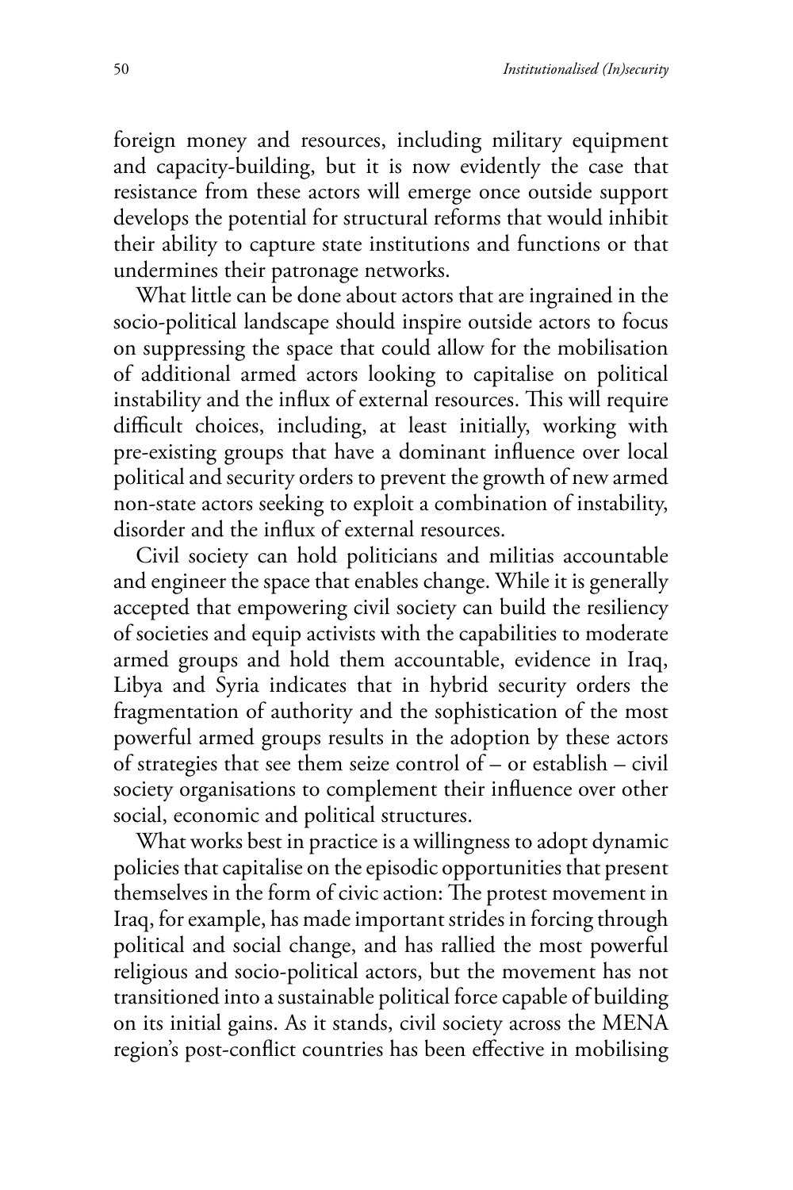foreign money and resources, including military equipment and capacity-building, but it is now evidently the case that resistance from these actors will emerge once outside support develops the potential for structural reforms that would inhibit their ability to capture state institutions and functions or that undermines their patronage networks.

What little can be done about actors that are ingrained in the socio-political landscape should inspire outside actors to focus on suppressing the space that could allow for the mobilisation of additional armed actors looking to capitalise on political instability and the influx of external resources. This will require difficult choices, including, at least initially, working with pre-existing groups that have a dominant influence over local political and security orders to prevent the growth of new armed non-state actors seeking to exploit a combination of instability, disorder and the influx of external resources.

Civil society can hold politicians and militias accountable and engineer the space that enables change. While it is generally accepted that empowering civil society can build the resiliency of societies and equip activists with the capabilities to moderate armed groups and hold them accountable, evidence in Iraq, Libya and Syria indicates that in hybrid security orders the fragmentation of authority and the sophistication of the most powerful armed groups results in the adoption by these actors of strategies that see them seize control of – or establish – civil society organisations to complement their influence over other social, economic and political structures.

What works best in practice is a willingness to adopt dynamic policies that capitalise on the episodic opportunities that present themselves in the form of civic action: The protest movement in Iraq, for example, has made important strides in forcing through political and social change, and has rallied the most powerful religious and socio-political actors, but the movement has not transitioned into a sustainable political force capable of building on its initial gains. As it stands, civil society across the MENA region's post-conflict countries has been effective in mobilising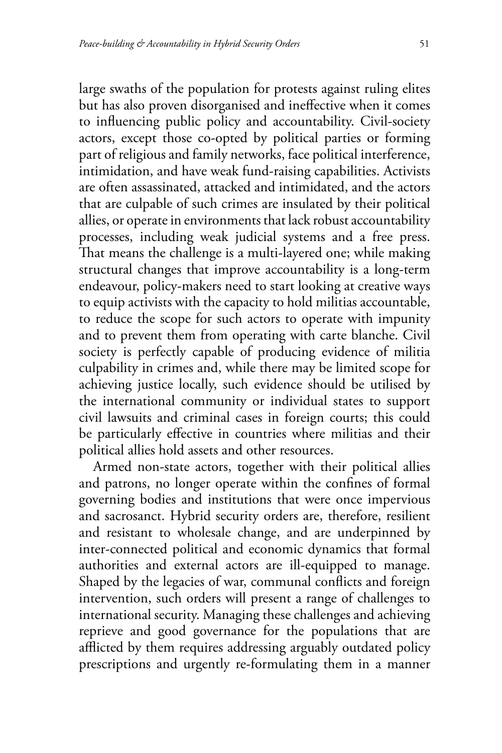large swaths of the population for protests against ruling elites but has also proven disorganised and ineffective when it comes to influencing public policy and accountability. Civil-society actors, except those co-opted by political parties or forming part of religious and family networks, face political interference, intimidation, and have weak fund-raising capabilities. Activists are often assassinated, attacked and intimidated, and the actors that are culpable of such crimes are insulated by their political allies, or operate in environments that lack robust accountability processes, including weak judicial systems and a free press. That means the challenge is a multi-layered one; while making structural changes that improve accountability is a long-term endeavour, policy-makers need to start looking at creative ways to equip activists with the capacity to hold militias accountable, to reduce the scope for such actors to operate with impunity and to prevent them from operating with carte blanche. Civil society is perfectly capable of producing evidence of militia culpability in crimes and, while there may be limited scope for achieving justice locally, such evidence should be utilised by the international community or individual states to support civil lawsuits and criminal cases in foreign courts; this could be particularly effective in countries where militias and their political allies hold assets and other resources.

Armed non-state actors, together with their political allies and patrons, no longer operate within the confines of formal governing bodies and institutions that were once impervious and sacrosanct. Hybrid security orders are, therefore, resilient and resistant to wholesale change, and are underpinned by inter-connected political and economic dynamics that formal authorities and external actors are ill-equipped to manage. Shaped by the legacies of war, communal conflicts and foreign intervention, such orders will present a range of challenges to international security. Managing these challenges and achieving reprieve and good governance for the populations that are afflicted by them requires addressing arguably outdated policy prescriptions and urgently re-formulating them in a manner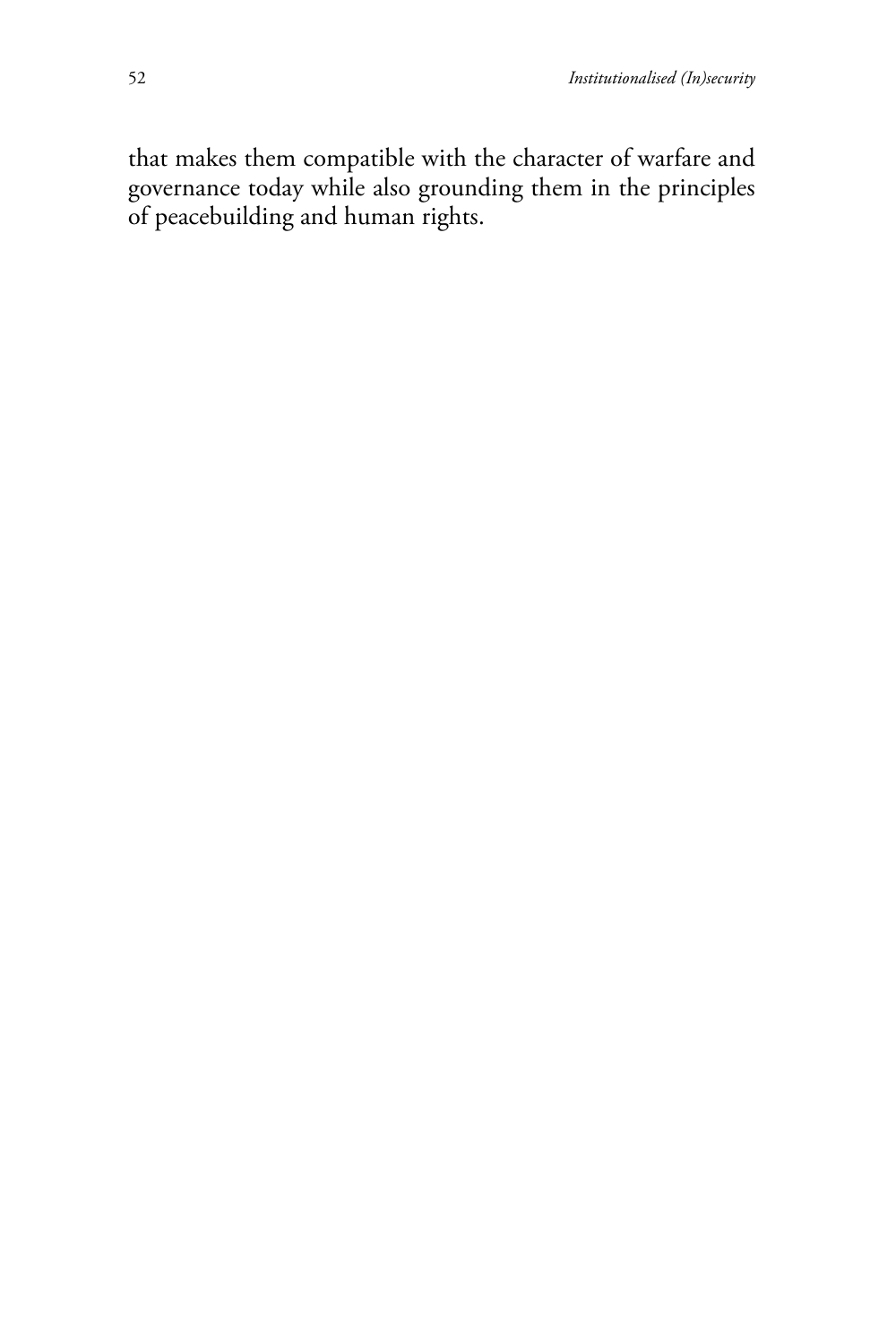that makes them compatible with the character of warfare and governance today while also grounding them in the principles of peacebuilding and human rights.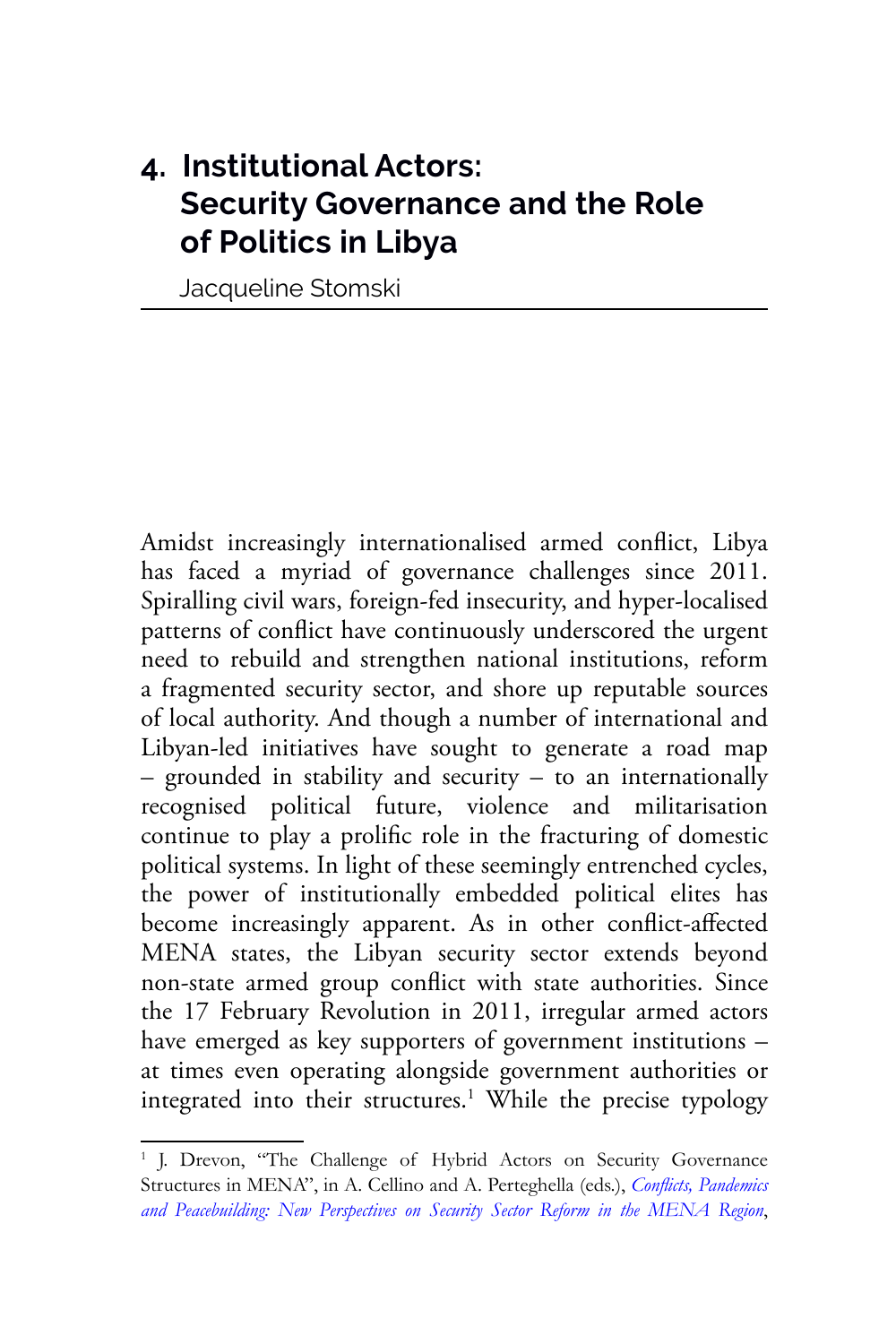# 4. Institutional Actors: Security Governance and the Role of Politics in Libya

Jacqueline Stomski

Amidst increasingly internationalised armed conflict, Libya has faced a myriad of governance challenges since 2011. Spiralling civil wars, foreign-fed insecurity, and hyper-localised patterns of conflict have continuously underscored the urgent need to rebuild and strengthen national institutions, reform a fragmented security sector, and shore up reputable sources of local authority. And though a number of international and Libyan-led initiatives have sought to generate a road map – grounded in stability and security – to an internationally recognised political future, violence and militarisation continue to play a prolific role in the fracturing of domestic political systems. In light of these seemingly entrenched cycles, the power of institutionally embedded political elites has become increasingly apparent. As in other conflict-affected MENA states, the Libyan security sector extends beyond non-state armed group conflict with state authorities. Since the 17 February Revolution in 2011, irregular armed actors have emerged as key supporters of government institutions – at times even operating alongside government authorities or integrated into their structures.[1] While the precise typology

[1] J. Drevon, "The Challenge of Hybrid Actors on Security Governance Structures in MENA", in A. Cellino and A. Perteghella (eds.), *Conflicts, Pandemics and Peacebuilding: New Perspectives on Security Sector Reform in the MENA Region*,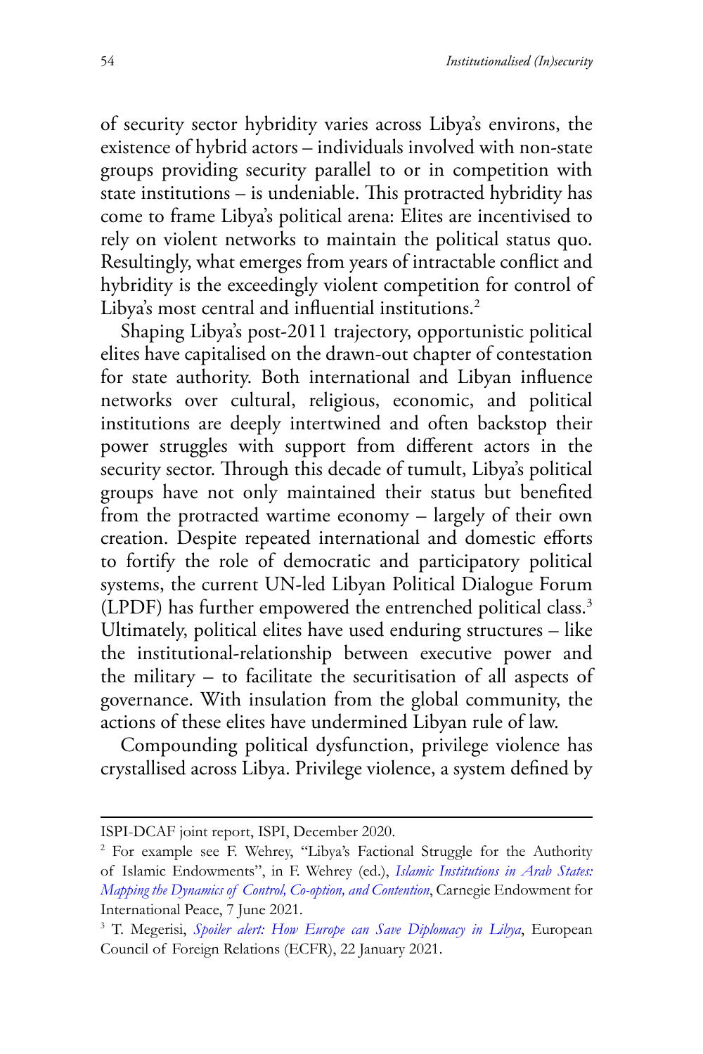of security sector hybridity varies across Libya's environs, the existence of hybrid actors – individuals involved with non-state groups providing security parallel to or in competition with state institutions – is undeniable. This protracted hybridity has come to frame Libya's political arena: Elites are incentivised to rely on violent networks to maintain the political status quo. Resultingly, what emerges from years of intractable conflict and hybridity is the exceedingly violent competition for control of Libya's most central and influential institutions.[2]

Shaping Libya's post-2011 trajectory, opportunistic political elites have capitalised on the drawn-out chapter of contestation for state authority. Both international and Libyan influence networks over cultural, religious, economic, and political institutions are deeply intertwined and often backstop their power struggles with support from different actors in the security sector. Through this decade of tumult, Libya's political groups have not only maintained their status but benefited from the protracted wartime economy – largely of their own creation. Despite repeated international and domestic efforts to fortify the role of democratic and participatory political systems, the current UN-led Libyan Political Dialogue Forum (LPDF) has further empowered the entrenched political class.[3] Ultimately, political elites have used enduring structures – like the institutional-relationship between executive power and the military – to facilitate the securitisation of all aspects of governance. With insulation from the global community, the actions of these elites have undermined Libyan rule of law.

Compounding political dysfunction, privilege violence has crystallised across Libya. Privilege violence, a system defined by

---

ISPI-DCAF joint report, ISPI, December 2020.

[2] For example see F. Wehrey, "Libya's Factional Struggle for the Authority of Islamic Endowments", in F. Wehrey (ed.), *Islamic Institutions in Arab States: Mapping the Dynamics of Control, Co-option, and Contention*, Carnegie Endowment for International Peace, 7 June 2021.

[3] T. Megerisi, *Spoiler alert: How Europe can Save Diplomacy in Libya*, European Council of Foreign Relations (ECFR), 22 January 2021.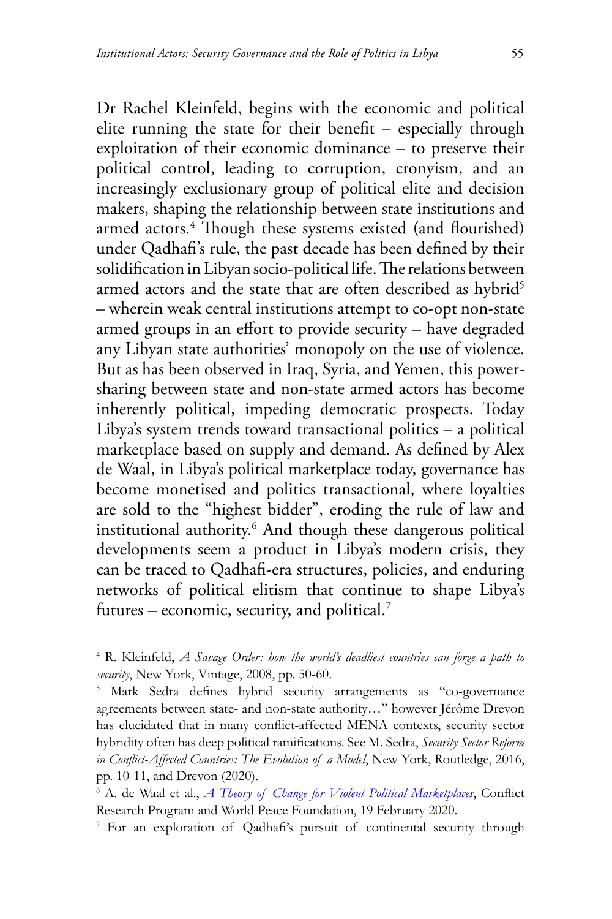Dr Rachel Kleinfeld, begins with the economic and political elite running the state for their benefit – especially through exploitation of their economic dominance – to preserve their political control, leading to corruption, cronyism, and an increasingly exclusionary group of political elite and decision makers, shaping the relationship between state institutions and armed actors.[4] Though these systems existed (and flourished) under Qadhafi's rule, the past decade has been defined by their solidification in Libyan socio-political life. The relations between armed actors and the state that are often described as hybrid[5] – wherein weak central institutions attempt to co-opt non-state armed groups in an effort to provide security – have degraded any Libyan state authorities' monopoly on the use of violence. But as has been observed in Iraq, Syria, and Yemen, this power-sharing between state and non-state armed actors has become inherently political, impeding democratic prospects. Today Libya's system trends toward transactional politics – a political marketplace based on supply and demand. As defined by Alex de Waal, in Libya's political marketplace today, governance has become monetised and politics transactional, where loyalties are sold to the "highest bidder", eroding the rule of law and institutional authority.[6] And though these dangerous political developments seem a product in Libya's modern crisis, they can be traced to Qadhafi-era structures, policies, and enduring networks of political elitism that continue to shape Libya's futures – economic, security, and political.[7]

---

[4] R. Kleinfeld, *A Savage Order: how the world's deadliest countries can forge a path to security*, New York, Vintage, 2008, pp. 50-60.

[5] Mark Sedra defines hybrid security arrangements as "co-governance agreements between state- and non-state authority…" however Jérôme Drevon has elucidated that in many conflict-affected MENA contexts, security sector hybridity often has deep political ramifications. See M. Sedra, *Security Sector Reform in Conflict-Affected Countries: The Evolution of a Model*, New York, Routledge, 2016, pp. 10-11, and Drevon (2020).

[6] A. de Waal et al., *A Theory of Change for Violent Political Marketplaces*, Conflict Research Program and World Peace Foundation, 19 February 2020.

[7] For an exploration of Qadhafi's pursuit of continental security through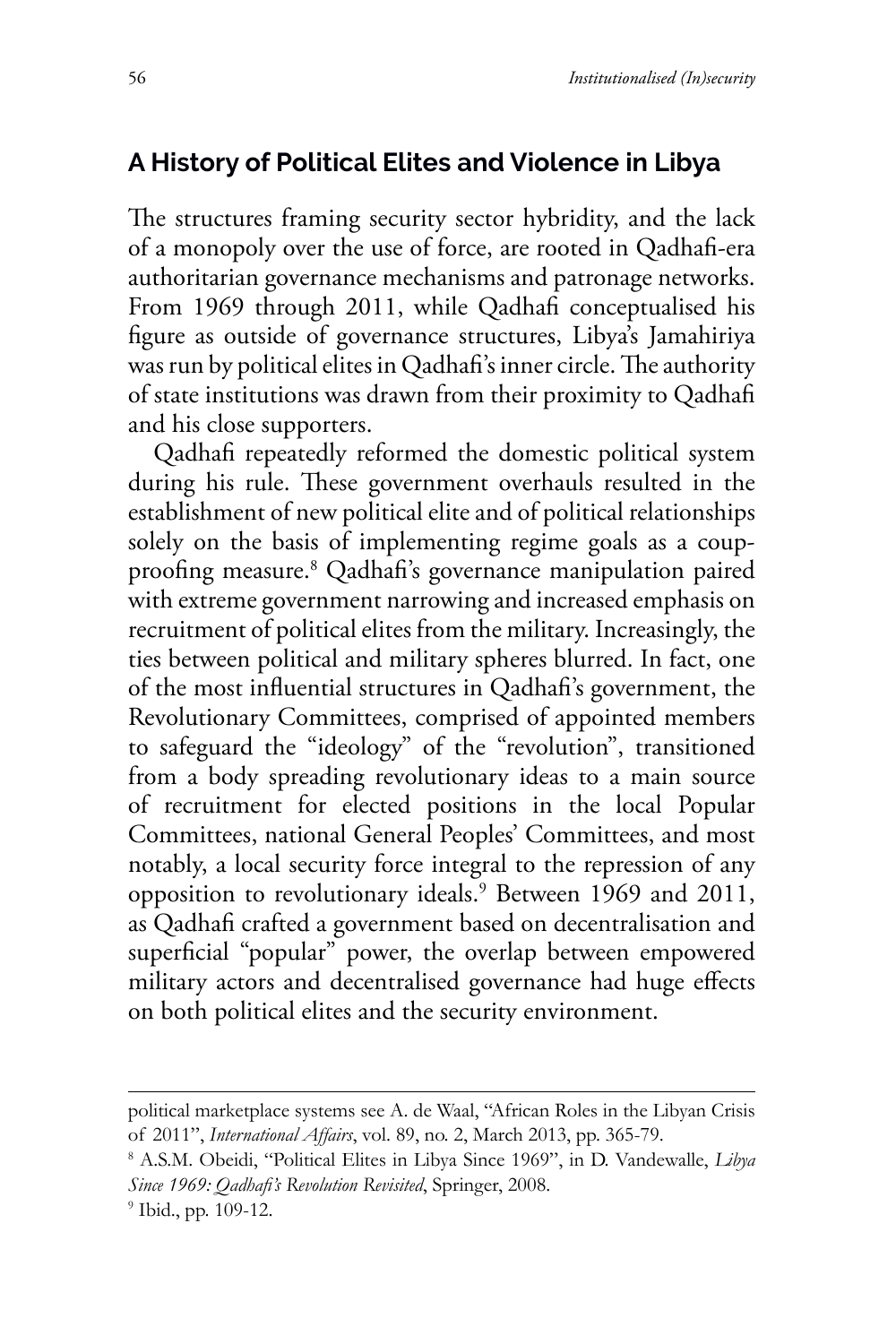## A History of Political Elites and Violence in Libya

The structures framing security sector hybridity, and the lack of a monopoly over the use of force, are rooted in Qadhafi-era authoritarian governance mechanisms and patronage networks. From 1969 through 2011, while Qadhafi conceptualised his figure as outside of governance structures, Libya's Jamahiriya was run by political elites in Qadhafi's inner circle. The authority of state institutions was drawn from their proximity to Qadhafi and his close supporters.

Qadhafi repeatedly reformed the domestic political system during his rule. These government overhauls resulted in the establishment of new political elite and of political relationships solely on the basis of implementing regime goals as a coup-proofing measure.[8] Qadhafi's governance manipulation paired with extreme government narrowing and increased emphasis on recruitment of political elites from the military. Increasingly, the ties between political and military spheres blurred. In fact, one of the most influential structures in Qadhafi's government, the Revolutionary Committees, comprised of appointed members to safeguard the "ideology" of the "revolution", transitioned from a body spreading revolutionary ideas to a main source of recruitment for elected positions in the local Popular Committees, national General Peoples' Committees, and most notably, a local security force integral to the repression of any opposition to revolutionary ideals.[9] Between 1969 and 2011, as Qadhafi crafted a government based on decentralisation and superficial "popular" power, the overlap between empowered military actors and decentralised governance had huge effects on both political elites and the security environment.

---

political marketplace systems see A. de Waal, "African Roles in the Libyan Crisis of 2011", *International Affairs*, vol. 89, no. 2, March 2013, pp. 365-79.

[8] A.S.M. Obeidi, "Political Elites in Libya Since 1969", in D. Vandewalle, *Libya Since 1969: Qadhafi's Revolution Revisited*, Springer, 2008.

[9] Ibid., pp. 109-12.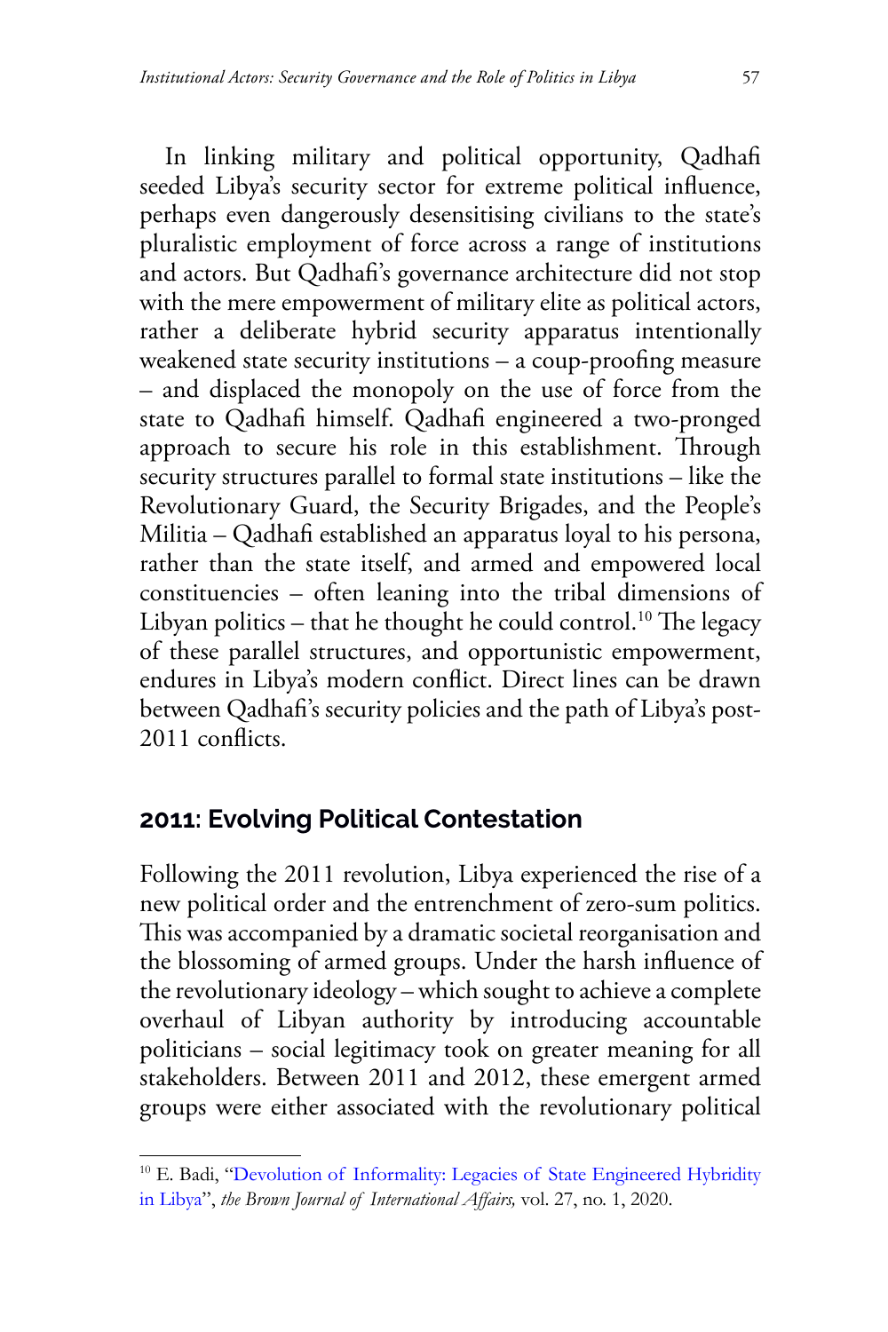In linking military and political opportunity, Qadhafi seeded Libya's security sector for extreme political influence, perhaps even dangerously desensitising civilians to the state's pluralistic employment of force across a range of institutions and actors. But Qadhafi's governance architecture did not stop with the mere empowerment of military elite as political actors, rather a deliberate hybrid security apparatus intentionally weakened state security institutions – a coup-proofing measure – and displaced the monopoly on the use of force from the state to Qadhafi himself. Qadhafi engineered a two-pronged approach to secure his role in this establishment. Through security structures parallel to formal state institutions – like the Revolutionary Guard, the Security Brigades, and the People's Militia – Qadhafi established an apparatus loyal to his persona, rather than the state itself, and armed and empowered local constituencies – often leaning into the tribal dimensions of Libyan politics – that he thought he could control.[10] The legacy of these parallel structures, and opportunistic empowerment, endures in Libya's modern conflict. Direct lines can be drawn between Qadhafi's security policies and the path of Libya's post-2011 conflicts.

## 2011: Evolving Political Contestation

Following the 2011 revolution, Libya experienced the rise of a new political order and the entrenchment of zero-sum politics. This was accompanied by a dramatic societal reorganisation and the blossoming of armed groups. Under the harsh influence of the revolutionary ideology – which sought to achieve a complete overhaul of Libyan authority by introducing accountable politicians – social legitimacy took on greater meaning for all stakeholders. Between 2011 and 2012, these emergent armed groups were either associated with the revolutionary political

[10] E. Badi, "Devolution of Informality: Legacies of State Engineered Hybridity in Libya", *the Brown Journal of International Affairs,* vol. 27, no. 1, 2020.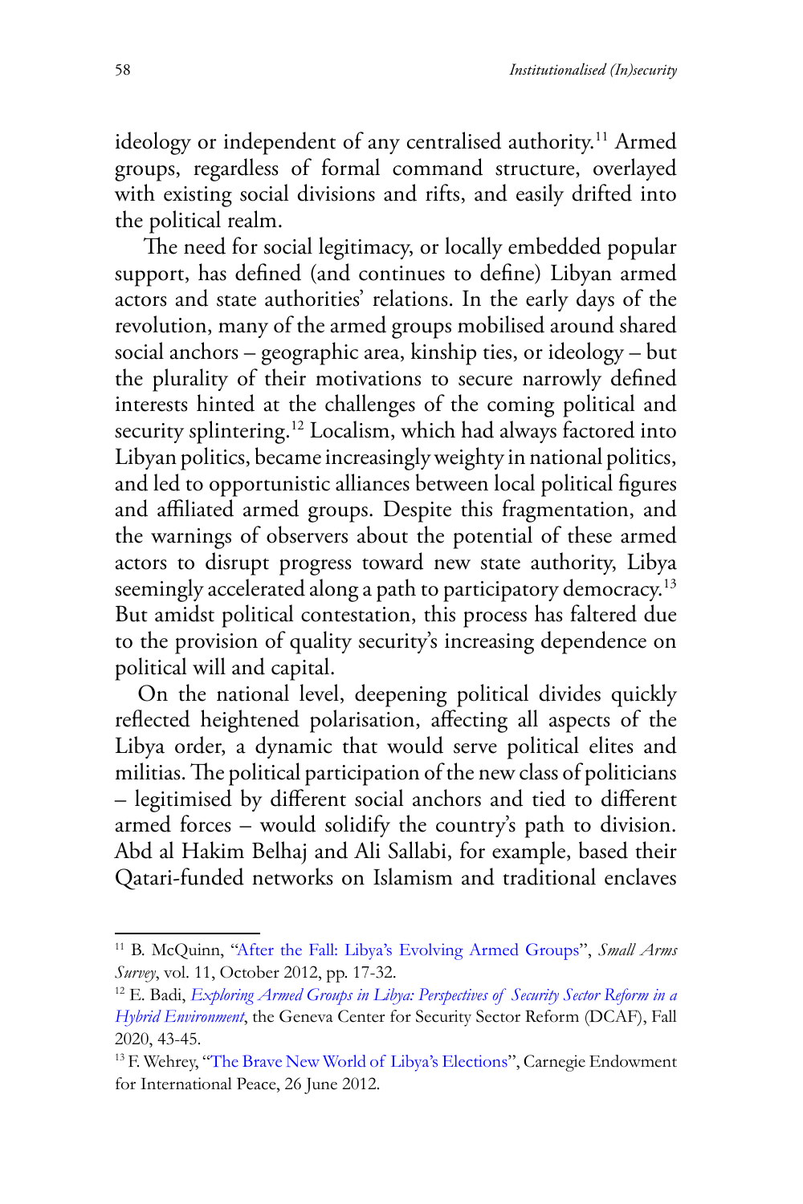ideology or independent of any centralised authority.[11] Armed groups, regardless of formal command structure, overlayed with existing social divisions and rifts, and easily drifted into the political realm.

The need for social legitimacy, or locally embedded popular support, has defined (and continues to define) Libyan armed actors and state authorities' relations. In the early days of the revolution, many of the armed groups mobilised around shared social anchors – geographic area, kinship ties, or ideology – but the plurality of their motivations to secure narrowly defined interests hinted at the challenges of the coming political and security splintering.[12] Localism, which had always factored into Libyan politics, became increasingly weighty in national politics, and led to opportunistic alliances between local political figures and affiliated armed groups. Despite this fragmentation, and the warnings of observers about the potential of these armed actors to disrupt progress toward new state authority, Libya seemingly accelerated along a path to participatory democracy.[13] But amidst political contestation, this process has faltered due to the provision of quality security's increasing dependence on political will and capital.

On the national level, deepening political divides quickly reflected heightened polarisation, affecting all aspects of the Libya order, a dynamic that would serve political elites and militias. The political participation of the new class of politicians – legitimised by different social anchors and tied to different armed forces – would solidify the country's path to division. Abd al Hakim Belhaj and Ali Sallabi, for example, based their Qatari-funded networks on Islamism and traditional enclaves

---

[11] B. McQuinn, "After the Fall: Libya's Evolving Armed Groups", *Small Arms Survey*, vol. 11, October 2012, pp. 17-32.

[12] E. Badi, *Exploring Armed Groups in Libya: Perspectives of Security Sector Reform in a Hybrid Environment*, the Geneva Center for Security Sector Reform (DCAF), Fall 2020, 43-45.

[13] F. Wehrey, "The Brave New World of Libya's Elections", Carnegie Endowment for International Peace, 26 June 2012.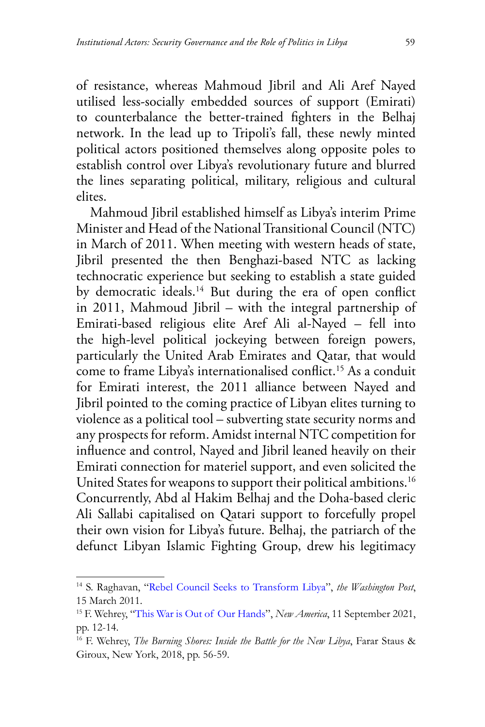of resistance, whereas Mahmoud Jibril and Ali Aref Nayed utilised less-socially embedded sources of support (Emirati) to counterbalance the better-trained fighters in the Belhaj network. In the lead up to Tripoli's fall, these newly minted political actors positioned themselves along opposite poles to establish control over Libya's revolutionary future and blurred the lines separating political, military, religious and cultural elites.

Mahmoud Jibril established himself as Libya's interim Prime Minister and Head of the National Transitional Council (NTC) in March of 2011. When meeting with western heads of state, Jibril presented the then Benghazi-based NTC as lacking technocratic experience but seeking to establish a state guided by democratic ideals.[14] But during the era of open conflict in 2011, Mahmoud Jibril – with the integral partnership of Emirati-based religious elite Aref Ali al-Nayed – fell into the high-level political jockeying between foreign powers, particularly the United Arab Emirates and Qatar, that would come to frame Libya's internationalised conflict.[15] As a conduit for Emirati interest, the 2011 alliance between Nayed and Jibril pointed to the coming practice of Libyan elites turning to violence as a political tool – subverting state security norms and any prospects for reform. Amidst internal NTC competition for influence and control, Nayed and Jibril leaned heavily on their Emirati connection for materiel support, and even solicited the United States for weapons to support their political ambitions.[16] Concurrently, Abd al Hakim Belhaj and the Doha-based cleric Ali Sallabi capitalised on Qatari support to forcefully propel their own vision for Libya's future. Belhaj, the patriarch of the defunct Libyan Islamic Fighting Group, drew his legitimacy

---

[14] S. Raghavan, "Rebel Council Seeks to Transform Libya", *the Washington Post*, 15 March 2011.

[15] F. Wehrey, "This War is Out of Our Hands", *New America*, 11 September 2021, pp. 12-14.

[16] F. Wehrey, *The Burning Shores: Inside the Battle for the New Libya*, Farar Staus & Giroux, New York, 2018, pp. 56-59.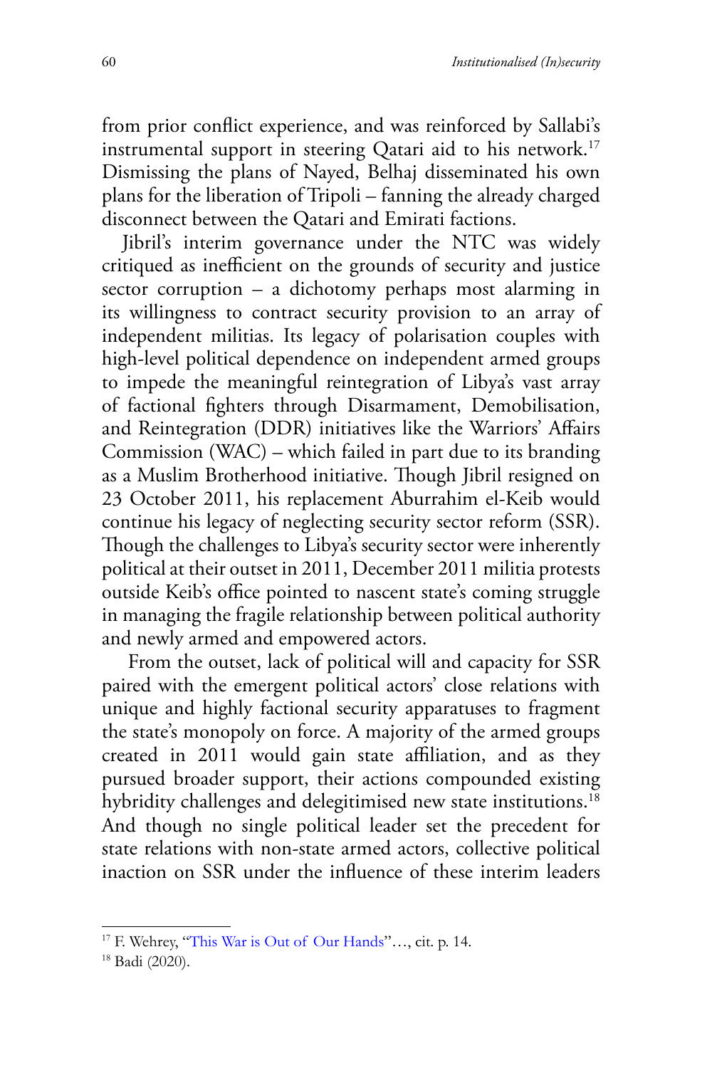from prior conflict experience, and was reinforced by Sallabi's instrumental support in steering Qatari aid to his network.[17] Dismissing the plans of Nayed, Belhaj disseminated his own plans for the liberation of Tripoli – fanning the already charged disconnect between the Qatari and Emirati factions.

Jibril's interim governance under the NTC was widely critiqued as inefficient on the grounds of security and justice sector corruption – a dichotomy perhaps most alarming in its willingness to contract security provision to an array of independent militias. Its legacy of polarisation couples with high-level political dependence on independent armed groups to impede the meaningful reintegration of Libya's vast array of factional fighters through Disarmament, Demobilisation, and Reintegration (DDR) initiatives like the Warriors' Affairs Commission (WAC) – which failed in part due to its branding as a Muslim Brotherhood initiative. Though Jibril resigned on 23 October 2011, his replacement Aburrahim el-Keib would continue his legacy of neglecting security sector reform (SSR). Though the challenges to Libya's security sector were inherently political at their outset in 2011, December 2011 militia protests outside Keib's office pointed to nascent state's coming struggle in managing the fragile relationship between political authority and newly armed and empowered actors.

From the outset, lack of political will and capacity for SSR paired with the emergent political actors' close relations with unique and highly factional security apparatuses to fragment the state's monopoly on force. A majority of the armed groups created in 2011 would gain state affiliation, and as they pursued broader support, their actions compounded existing hybridity challenges and delegitimised new state institutions.[18] And though no single political leader set the precedent for state relations with non-state armed actors, collective political inaction on SSR under the influence of these interim leaders

[17] F. Wehrey, "This War is Out of Our Hands"…, cit. p. 14.

[18] Badi (2020).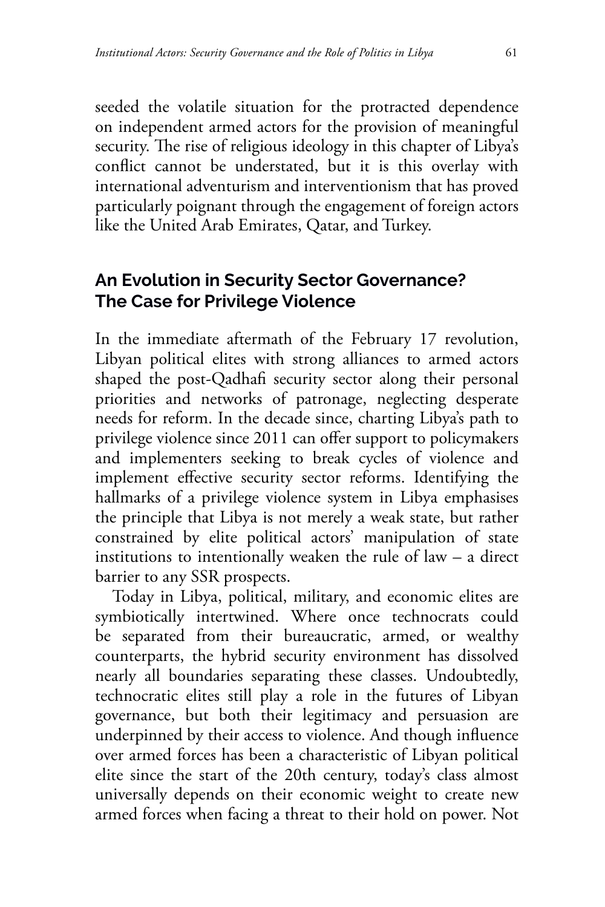seeded the volatile situation for the protracted dependence on independent armed actors for the provision of meaningful security. The rise of religious ideology in this chapter of Libya's conflict cannot be understated, but it is this overlay with international adventurism and interventionism that has proved particularly poignant through the engagement of foreign actors like the United Arab Emirates, Qatar, and Turkey.

## An Evolution in Security Sector Governance? The Case for Privilege Violence

In the immediate aftermath of the February 17 revolution, Libyan political elites with strong alliances to armed actors shaped the post-Qadhafi security sector along their personal priorities and networks of patronage, neglecting desperate needs for reform. In the decade since, charting Libya's path to privilege violence since 2011 can offer support to policymakers and implementers seeking to break cycles of violence and implement effective security sector reforms. Identifying the hallmarks of a privilege violence system in Libya emphasises the principle that Libya is not merely a weak state, but rather constrained by elite political actors' manipulation of state institutions to intentionally weaken the rule of law – a direct barrier to any SSR prospects.

Today in Libya, political, military, and economic elites are symbiotically intertwined. Where once technocrats could be separated from their bureaucratic, armed, or wealthy counterparts, the hybrid security environment has dissolved nearly all boundaries separating these classes. Undoubtedly, technocratic elites still play a role in the futures of Libyan governance, but both their legitimacy and persuasion are underpinned by their access to violence. And though influence over armed forces has been a characteristic of Libyan political elite since the start of the 20th century, today's class almost universally depends on their economic weight to create new armed forces when facing a threat to their hold on power. Not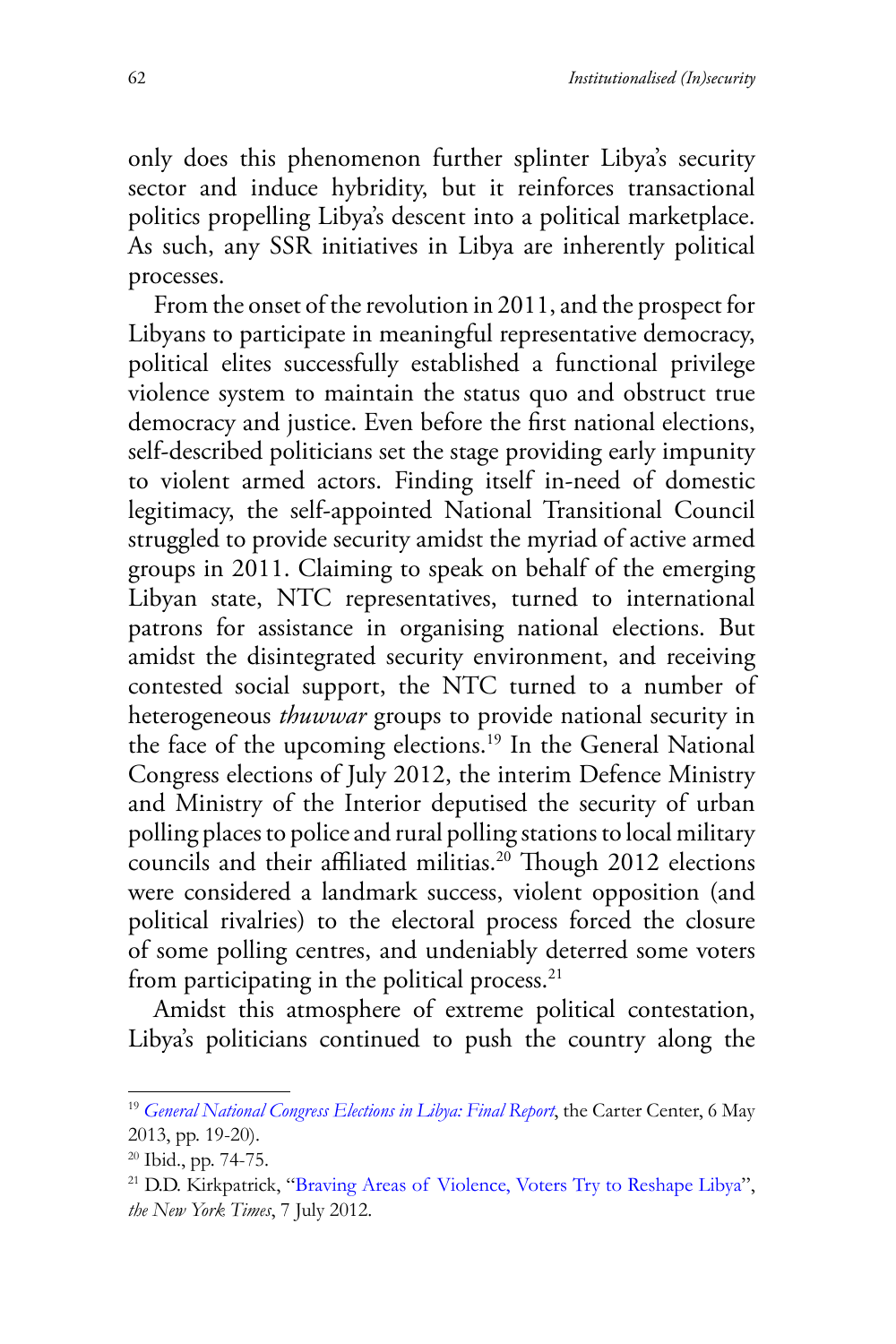only does this phenomenon further splinter Libya's security sector and induce hybridity, but it reinforces transactional politics propelling Libya's descent into a political marketplace. As such, any SSR initiatives in Libya are inherently political processes.

From the onset of the revolution in 2011, and the prospect for Libyans to participate in meaningful representative democracy, political elites successfully established a functional privilege violence system to maintain the status quo and obstruct true democracy and justice. Even before the first national elections, self-described politicians set the stage providing early impunity to violent armed actors. Finding itself in-need of domestic legitimacy, the self-appointed National Transitional Council struggled to provide security amidst the myriad of active armed groups in 2011. Claiming to speak on behalf of the emerging Libyan state, NTC representatives, turned to international patrons for assistance in organising national elections. But amidst the disintegrated security environment, and receiving contested social support, the NTC turned to a number of heterogeneous *thuwwar* groups to provide national security in the face of the upcoming elections.[19] In the General National Congress elections of July 2012, the interim Defence Ministry and Ministry of the Interior deputised the security of urban polling places to police and rural polling stations to local military councils and their affiliated militias.[20] Though 2012 elections were considered a landmark success, violent opposition (and political rivalries) to the electoral process forced the closure of some polling centres, and undeniably deterred some voters from participating in the political process.[21]

Amidst this atmosphere of extreme political contestation, Libya's politicians continued to push the country along the

---

[19] *General National Congress Elections in Libya: Final Report*, the Carter Center, 6 May 2013, pp. 19-20).

[20] Ibid., pp. 74-75.

[21] D.D. Kirkpatrick, "Braving Areas of Violence, Voters Try to Reshape Libya", *the New York Times*, 7 July 2012.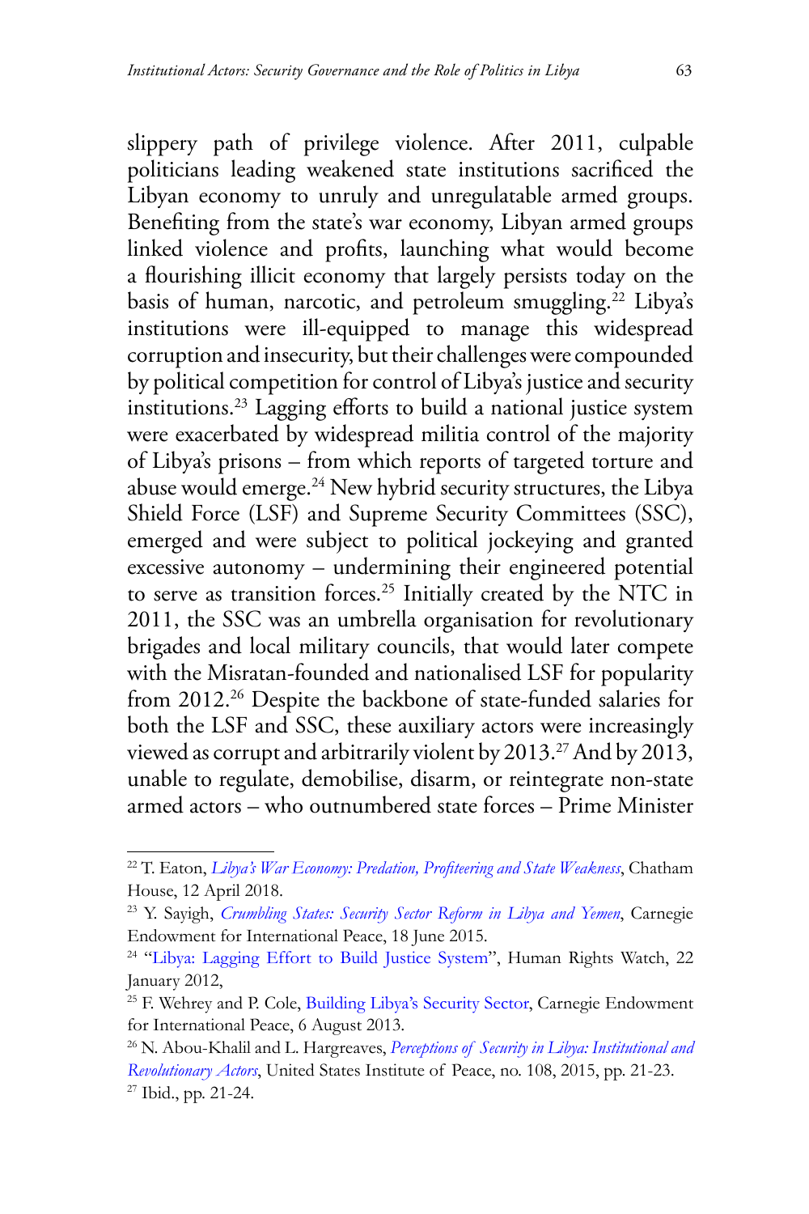slippery path of privilege violence. After 2011, culpable politicians leading weakened state institutions sacrificed the Libyan economy to unruly and unregulatable armed groups. Benefiting from the state's war economy, Libyan armed groups linked violence and profits, launching what would become a flourishing illicit economy that largely persists today on the basis of human, narcotic, and petroleum smuggling.[22] Libya's institutions were ill-equipped to manage this widespread corruption and insecurity, but their challenges were compounded by political competition for control of Libya's justice and security institutions.[23] Lagging efforts to build a national justice system were exacerbated by widespread militia control of the majority of Libya's prisons – from which reports of targeted torture and abuse would emerge.[24] New hybrid security structures, the Libya Shield Force (LSF) and Supreme Security Committees (SSC), emerged and were subject to political jockeying and granted excessive autonomy – undermining their engineered potential to serve as transition forces.[25] Initially created by the NTC in 2011, the SSC was an umbrella organisation for revolutionary brigades and local military councils, that would later compete with the Misratan-founded and nationalised LSF for popularity from 2012.[26] Despite the backbone of state-funded salaries for both the LSF and SSC, these auxiliary actors were increasingly viewed as corrupt and arbitrarily violent by 2013.[27] And by 2013, unable to regulate, demobilise, disarm, or reintegrate non-state armed actors – who outnumbered state forces – Prime Minister

---

[22] T. Eaton, *Libya's War Economy: Predation, Profiteering and State Weakness*, Chatham House, 12 April 2018.

[23] Y. Sayigh, *Crumbling States: Security Sector Reform in Libya and Yemen*, Carnegie Endowment for International Peace, 18 June 2015.

[24] "Libya: Lagging Effort to Build Justice System", Human Rights Watch, 22 January 2012,

[25] F. Wehrey and P. Cole, Building Libya's Security Sector, Carnegie Endowment for International Peace, 6 August 2013.

[26] N. Abou-Khalil and L. Hargreaves, *Perceptions of Security in Libya: Institutional and Revolutionary Actors*, United States Institute of Peace, no. 108, 2015, pp. 21-23.

[27] Ibid., pp. 21-24.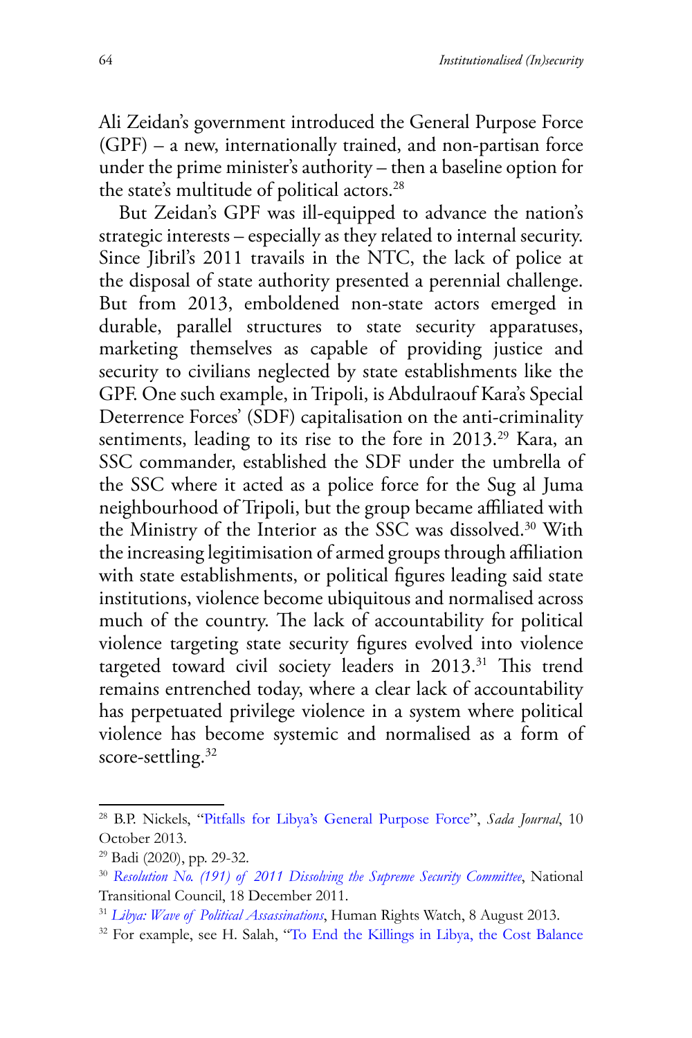Ali Zeidan's government introduced the General Purpose Force (GPF) – a new, internationally trained, and non-partisan force under the prime minister's authority – then a baseline option for the state's multitude of political actors.[28]

But Zeidan's GPF was ill-equipped to advance the nation's strategic interests – especially as they related to internal security. Since Jibril's 2011 travails in the NTC, the lack of police at the disposal of state authority presented a perennial challenge. But from 2013, emboldened non-state actors emerged in durable, parallel structures to state security apparatuses, marketing themselves as capable of providing justice and security to civilians neglected by state establishments like the GPF. One such example, in Tripoli, is Abdulraouf Kara's Special Deterrence Forces' (SDF) capitalisation on the anti-criminality sentiments, leading to its rise to the fore in 2013.[29] Kara, an SSC commander, established the SDF under the umbrella of the SSC where it acted as a police force for the Sug al Juma neighbourhood of Tripoli, but the group became affiliated with the Ministry of the Interior as the SSC was dissolved.[30] With the increasing legitimisation of armed groups through affiliation with state establishments, or political figures leading said state institutions, violence become ubiquitous and normalised across much of the country. The lack of accountability for political violence targeting state security figures evolved into violence targeted toward civil society leaders in 2013.[31] This trend remains entrenched today, where a clear lack of accountability has perpetuated privilege violence in a system where political violence has become systemic and normalised as a form of score-settling.[32]

---

[28] B.P. Nickels, "Pitfalls for Libya's General Purpose Force", *Sada Journal*, 10 October 2013.

[29] Badi (2020), pp. 29-32.

[30] *Resolution No. (191) of 2011 Dissolving the Supreme Security Committee*, National Transitional Council, 18 December 2011.

[31] *Libya: Wave of Political Assassinations*, Human Rights Watch, 8 August 2013.

[32] For example, see H. Salah, "To End the Killings in Libya, the Cost Balance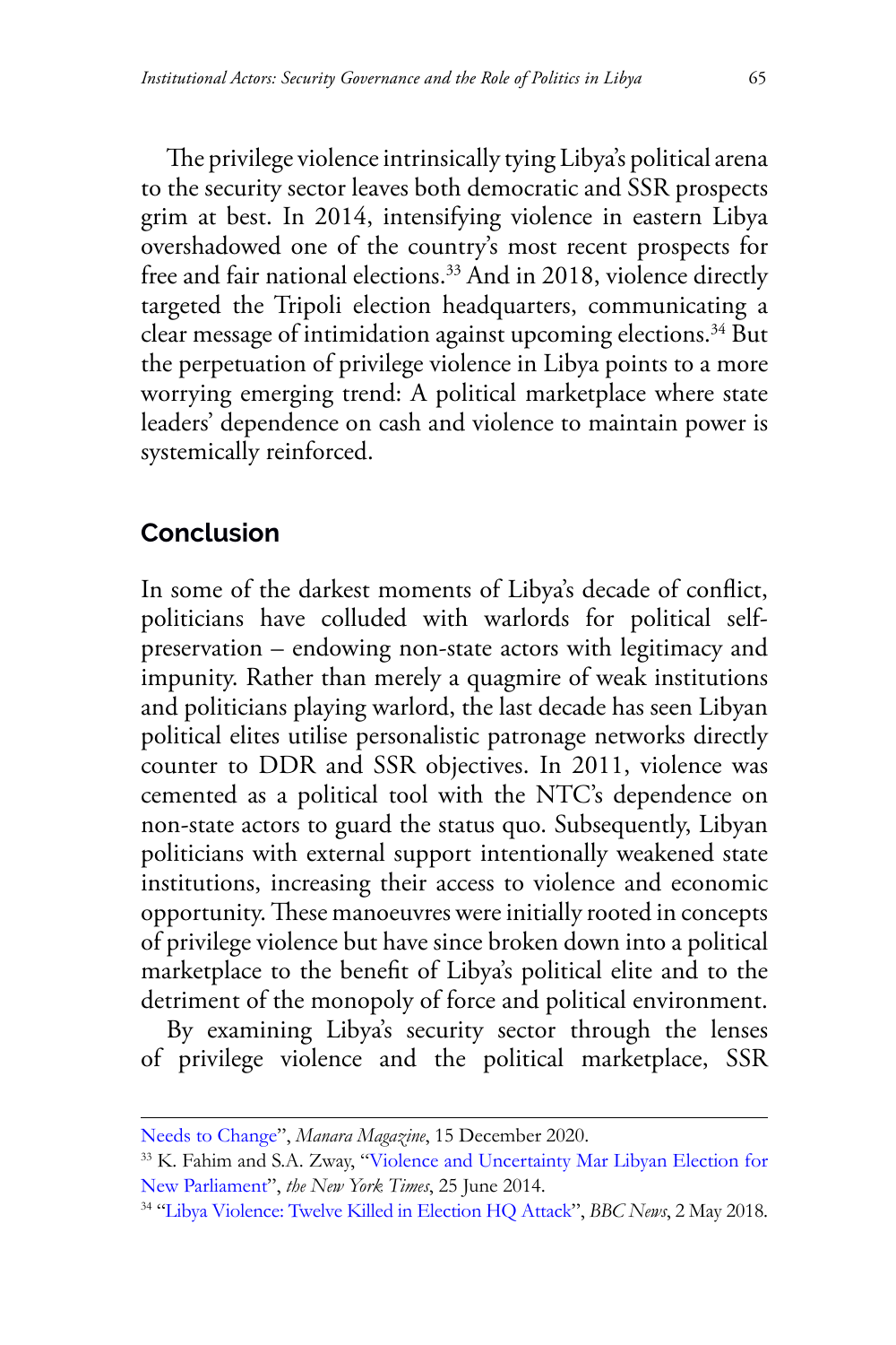The privilege violence intrinsically tying Libya's political arena to the security sector leaves both democratic and SSR prospects grim at best. In 2014, intensifying violence in eastern Libya overshadowed one of the country's most recent prospects for free and fair national elections.[33] And in 2018, violence directly targeted the Tripoli election headquarters, communicating a clear message of intimidation against upcoming elections.[34] But the perpetuation of privilege violence in Libya points to a more worrying emerging trend: A political marketplace where state leaders' dependence on cash and violence to maintain power is systemically reinforced.

## Conclusion

In some of the darkest moments of Libya's decade of conflict, politicians have colluded with warlords for political self-preservation – endowing non-state actors with legitimacy and impunity. Rather than merely a quagmire of weak institutions and politicians playing warlord, the last decade has seen Libyan political elites utilise personalistic patronage networks directly counter to DDR and SSR objectives. In 2011, violence was cemented as a political tool with the NTC's dependence on non-state actors to guard the status quo. Subsequently, Libyan politicians with external support intentionally weakened state institutions, increasing their access to violence and economic opportunity. These manoeuvres were initially rooted in concepts of privilege violence but have since broken down into a political marketplace to the benefit of Libya's political elite and to the detriment of the monopoly of force and political environment.

By examining Libya's security sector through the lenses of privilege violence and the political marketplace, SSR

---

Needs to Change", *Manara Magazine*, 15 December 2020.

[33] K. Fahim and S.A. Zway, "Violence and Uncertainty Mar Libyan Election for New Parliament", *the New York Times*, 25 June 2014.

[34] "Libya Violence: Twelve Killed in Election HQ Attack", *BBC News*, 2 May 2018.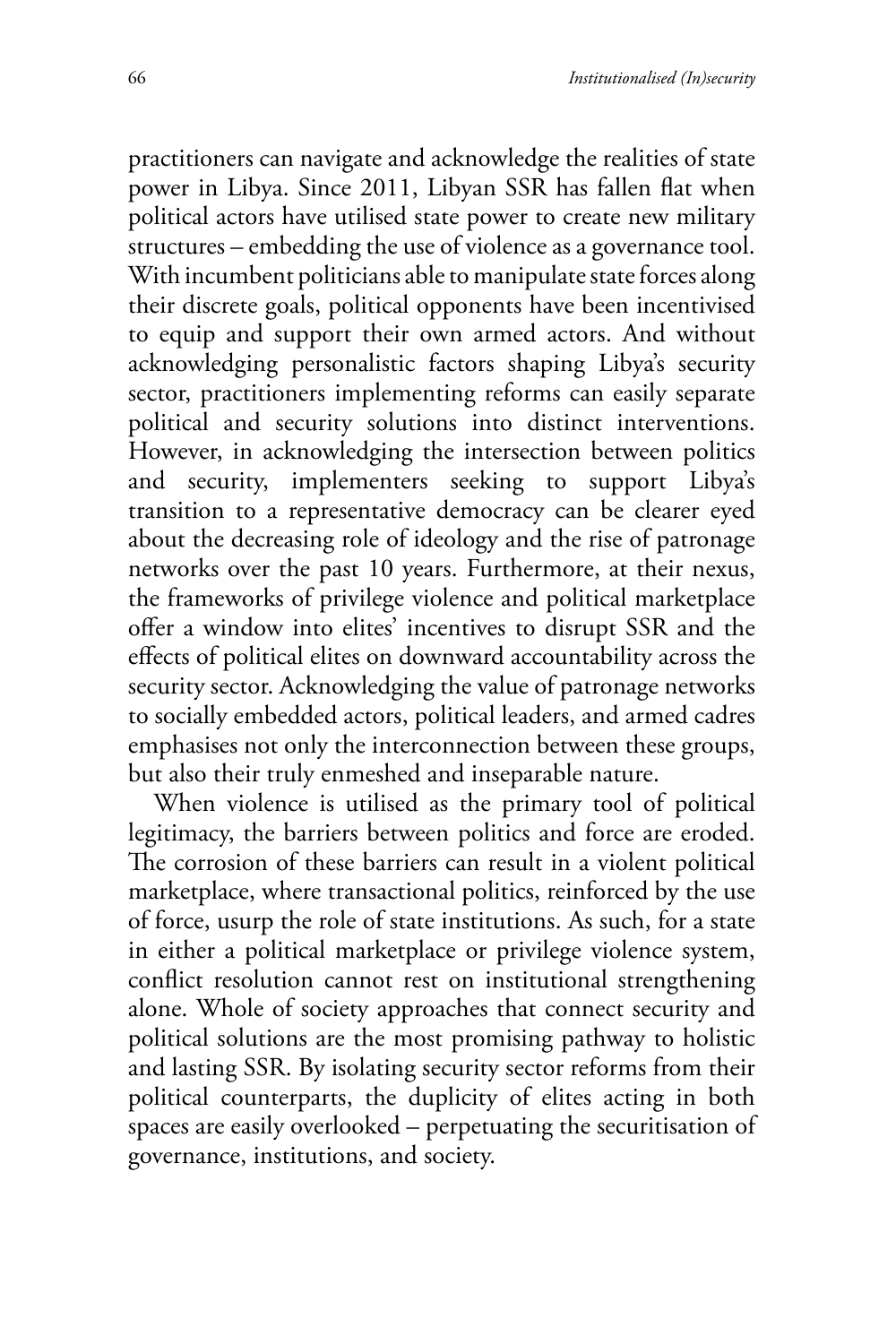practitioners can navigate and acknowledge the realities of state power in Libya. Since 2011, Libyan SSR has fallen flat when political actors have utilised state power to create new military structures – embedding the use of violence as a governance tool. With incumbent politicians able to manipulate state forces along their discrete goals, political opponents have been incentivised to equip and support their own armed actors. And without acknowledging personalistic factors shaping Libya's security sector, practitioners implementing reforms can easily separate political and security solutions into distinct interventions. However, in acknowledging the intersection between politics and security, implementers seeking to support Libya's transition to a representative democracy can be clearer eyed about the decreasing role of ideology and the rise of patronage networks over the past 10 years. Furthermore, at their nexus, the frameworks of privilege violence and political marketplace offer a window into elites' incentives to disrupt SSR and the effects of political elites on downward accountability across the security sector. Acknowledging the value of patronage networks to socially embedded actors, political leaders, and armed cadres emphasises not only the interconnection between these groups, but also their truly enmeshed and inseparable nature.

When violence is utilised as the primary tool of political legitimacy, the barriers between politics and force are eroded. The corrosion of these barriers can result in a violent political marketplace, where transactional politics, reinforced by the use of force, usurp the role of state institutions. As such, for a state in either a political marketplace or privilege violence system, conflict resolution cannot rest on institutional strengthening alone. Whole of society approaches that connect security and political solutions are the most promising pathway to holistic and lasting SSR. By isolating security sector reforms from their political counterparts, the duplicity of elites acting in both spaces are easily overlooked – perpetuating the securitisation of governance, institutions, and society.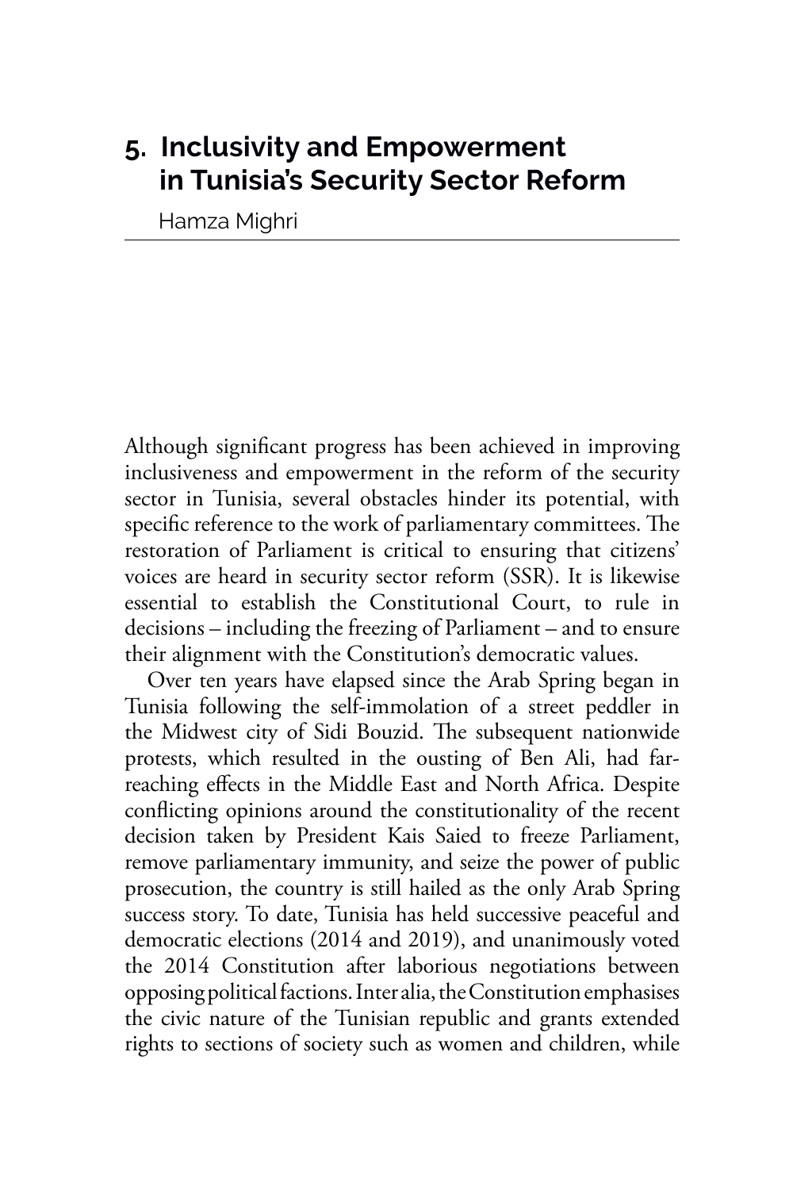# 5. Inclusivity and Empowerment in Tunisia's Security Sector Reform

Hamza Mighri

Although significant progress has been achieved in improving inclusiveness and empowerment in the reform of the security sector in Tunisia, several obstacles hinder its potential, with specific reference to the work of parliamentary committees. The restoration of Parliament is critical to ensuring that citizens' voices are heard in security sector reform (SSR). It is likewise essential to establish the Constitutional Court, to rule in decisions – including the freezing of Parliament – and to ensure their alignment with the Constitution's democratic values.

Over ten years have elapsed since the Arab Spring began in Tunisia following the self-immolation of a street peddler in the Midwest city of Sidi Bouzid. The subsequent nationwide protests, which resulted in the ousting of Ben Ali, had far-reaching effects in the Middle East and North Africa. Despite conflicting opinions around the constitutionality of the recent decision taken by President Kais Saied to freeze Parliament, remove parliamentary immunity, and seize the power of public prosecution, the country is still hailed as the only Arab Spring success story. To date, Tunisia has held successive peaceful and democratic elections (2014 and 2019), and unanimously voted the 2014 Constitution after laborious negotiations between opposing political factions. Inter alia, the Constitution emphasises the civic nature of the Tunisian republic and grants extended rights to sections of society such as women and children, while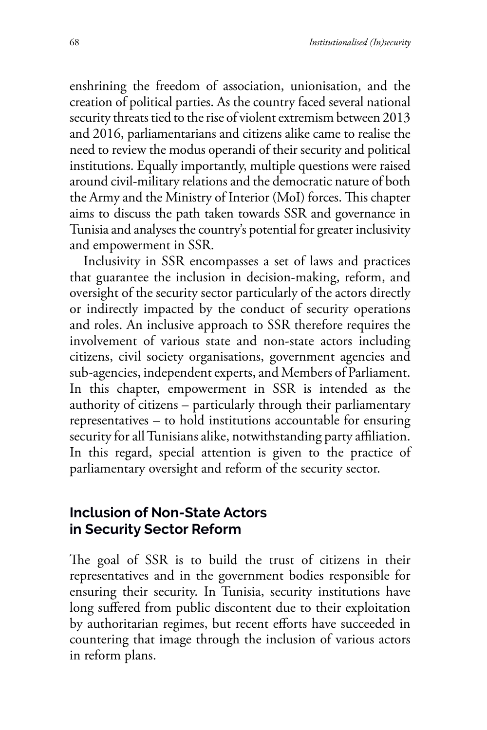enshrining the freedom of association, unionisation, and the creation of political parties. As the country faced several national security threats tied to the rise of violent extremism between 2013 and 2016, parliamentarians and citizens alike came to realise the need to review the modus operandi of their security and political institutions. Equally importantly, multiple questions were raised around civil-military relations and the democratic nature of both the Army and the Ministry of Interior (MoI) forces. This chapter aims to discuss the path taken towards SSR and governance in Tunisia and analyses the country's potential for greater inclusivity and empowerment in SSR.

Inclusivity in SSR encompasses a set of laws and practices that guarantee the inclusion in decision-making, reform, and oversight of the security sector particularly of the actors directly or indirectly impacted by the conduct of security operations and roles. An inclusive approach to SSR therefore requires the involvement of various state and non-state actors including citizens, civil society organisations, government agencies and sub-agencies, independent experts, and Members of Parliament. In this chapter, empowerment in SSR is intended as the authority of citizens – particularly through their parliamentary representatives – to hold institutions accountable for ensuring security for all Tunisians alike, notwithstanding party affiliation. In this regard, special attention is given to the practice of parliamentary oversight and reform of the security sector.

## Inclusion of Non-State Actors in Security Sector Reform

The goal of SSR is to build the trust of citizens in their representatives and in the government bodies responsible for ensuring their security. In Tunisia, security institutions have long suffered from public discontent due to their exploitation by authoritarian regimes, but recent efforts have succeeded in countering that image through the inclusion of various actors in reform plans.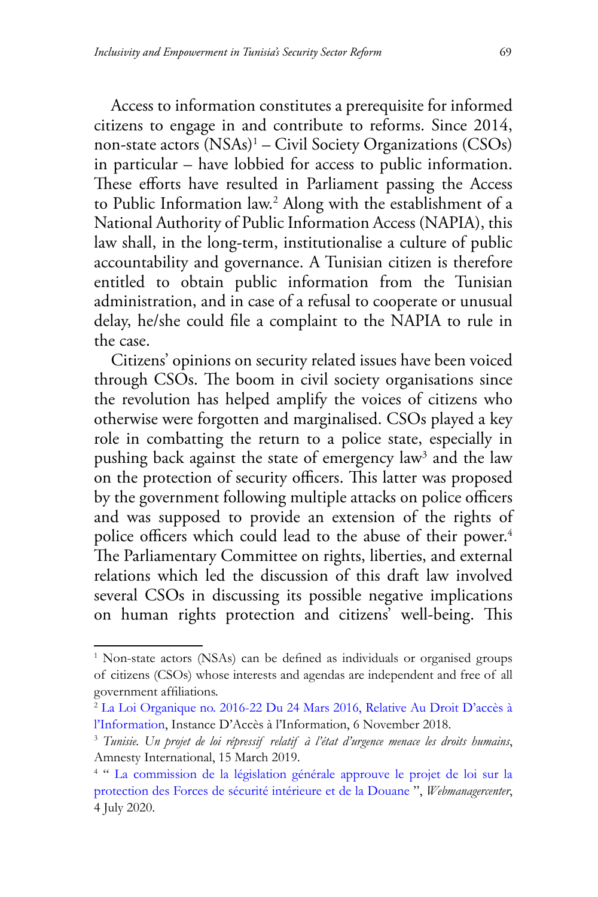Access to information constitutes a prerequisite for informed citizens to engage in and contribute to reforms. Since 2014, non-state actors (NSAs)[1] – Civil Society Organizations (CSOs) in particular – have lobbied for access to public information. These efforts have resulted in Parliament passing the Access to Public Information law.[2] Along with the establishment of a National Authority of Public Information Access (NAPIA), this law shall, in the long-term, institutionalise a culture of public accountability and governance. A Tunisian citizen is therefore entitled to obtain public information from the Tunisian administration, and in case of a refusal to cooperate or unusual delay, he/she could file a complaint to the NAPIA to rule in the case.

Citizens' opinions on security related issues have been voiced through CSOs. The boom in civil society organisations since the revolution has helped amplify the voices of citizens who otherwise were forgotten and marginalised. CSOs played a key role in combatting the return to a police state, especially in pushing back against the state of emergency law[3] and the law on the protection of security officers. This latter was proposed by the government following multiple attacks on police officers and was supposed to provide an extension of the rights of police officers which could lead to the abuse of their power.[4] The Parliamentary Committee on rights, liberties, and external relations which led the discussion of this draft law involved several CSOs in discussing its possible negative implications on human rights protection and citizens' well-being. This

---

[1] Non-state actors (NSAs) can be defined as individuals or organised groups of citizens (CSOs) whose interests and agendas are independent and free of all government affiliations.

[2] La Loi Organique no. 2016-22 Du 24 Mars 2016, Relative Au Droit D'accès à l'Information, Instance D'Accès à l'Information, 6 November 2018.

[3] *Tunisie. Un projet de loi répressif relatif à l'état d'urgence menace les droits humains*, Amnesty International, 15 March 2019.

[4] " La commission de la législation générale approuve le projet de loi sur la protection des Forces de sécurité intérieure et de la Douane ", *Webmanagercenter*, 4 July 2020.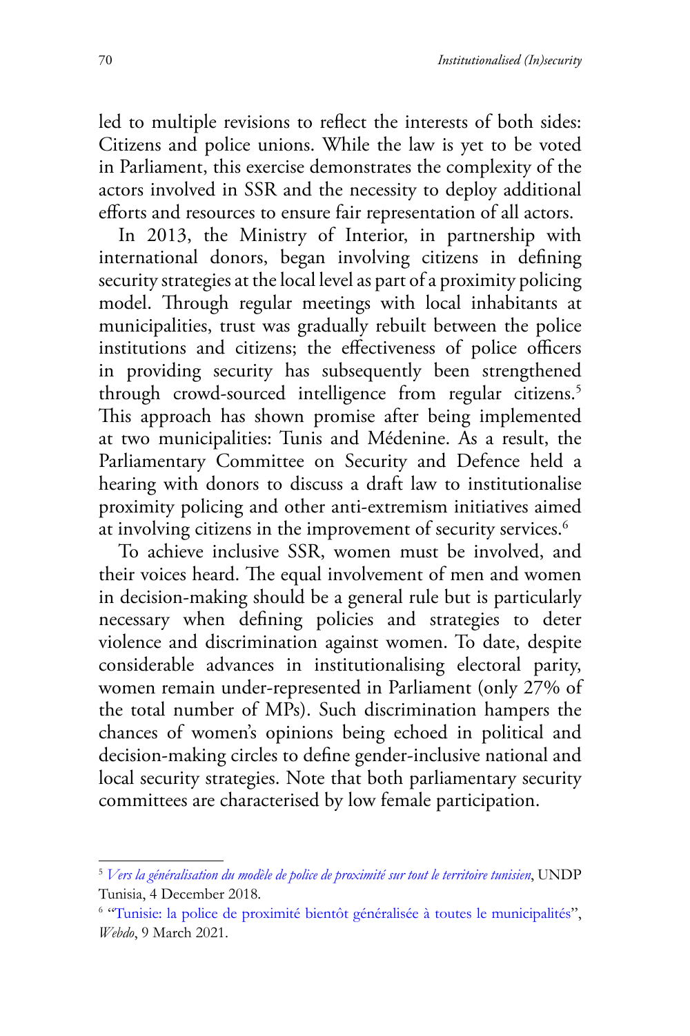led to multiple revisions to reflect the interests of both sides: Citizens and police unions. While the law is yet to be voted in Parliament, this exercise demonstrates the complexity of the actors involved in SSR and the necessity to deploy additional efforts and resources to ensure fair representation of all actors.

In 2013, the Ministry of Interior, in partnership with international donors, began involving citizens in defining security strategies at the local level as part of a proximity policing model. Through regular meetings with local inhabitants at municipalities, trust was gradually rebuilt between the police institutions and citizens; the effectiveness of police officers in providing security has subsequently been strengthened through crowd-sourced intelligence from regular citizens.[5] This approach has shown promise after being implemented at two municipalities: Tunis and Médenine. As a result, the Parliamentary Committee on Security and Defence held a hearing with donors to discuss a draft law to institutionalise proximity policing and other anti-extremism initiatives aimed at involving citizens in the improvement of security services.[6]

To achieve inclusive SSR, women must be involved, and their voices heard. The equal involvement of men and women in decision-making should be a general rule but is particularly necessary when defining policies and strategies to deter violence and discrimination against women. To date, despite considerable advances in institutionalising electoral parity, women remain under-represented in Parliament (only 27% of the total number of MPs). Such discrimination hampers the chances of women's opinions being echoed in political and decision-making circles to define gender-inclusive national and local security strategies. Note that both parliamentary security committees are characterised by low female participation.

---

[5] *Vers la généralisation du modèle de police de proximité sur tout le territoire tunisien*, UNDP Tunisia, 4 December 2018.

[6] "Tunisie: la police de proximité bientôt généralisée à toutes le municipalités", *Webdo*, 9 March 2021.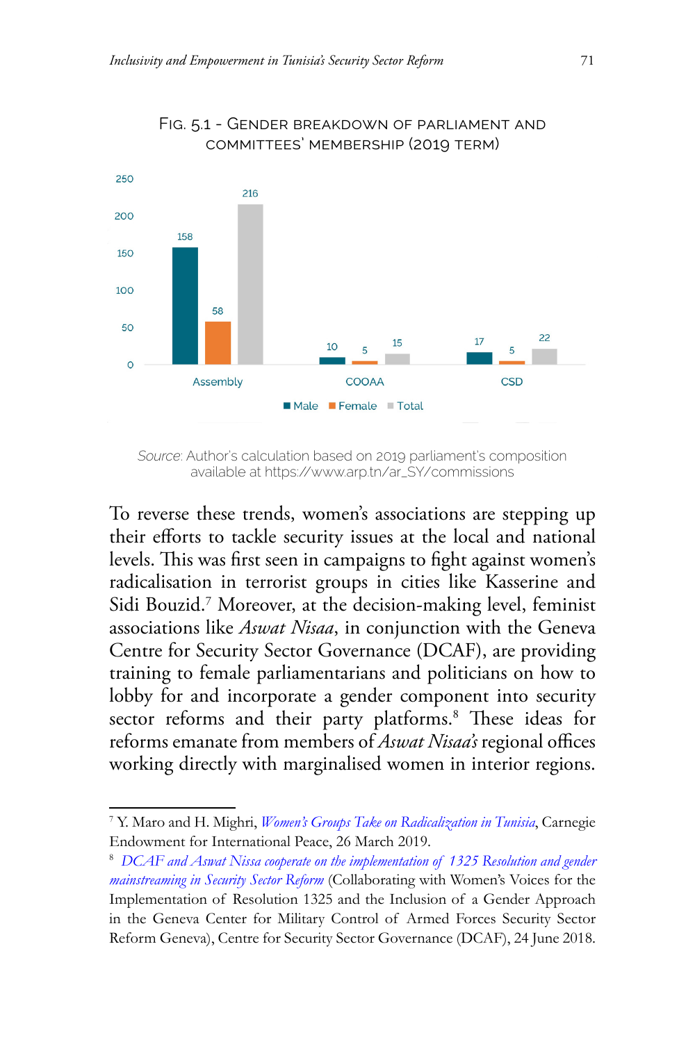Fig. 5.1 - Gender breakdown of parliament and committees' membership (2019 term)

| | Male | Female | Total |
|---|---|---|---|
| Assembly | 158 | 58 | 216 |
| COOAA | 10 | 5 | 15 |
| CSD | 17 | 5 | 22 |

*Source*: Author's calculation based on 2019 parliament's composition available at https://www.arp.tn/ar_SY/commissions

To reverse these trends, women's associations are stepping up their efforts to tackle security issues at the local and national levels. This was first seen in campaigns to fight against women's radicalisation in terrorist groups in cities like Kasserine and Sidi Bouzid.[7] Moreover, at the decision-making level, feminist associations like *Aswat Nisaa*, in conjunction with the Geneva Centre for Security Sector Governance (DCAF), are providing training to female parliamentarians and politicians on how to lobby for and incorporate a gender component into security sector reforms and their party platforms.[8] These ideas for reforms emanate from members of *Aswat Nisaa's* regional offices working directly with marginalised women in interior regions.

---

[7] Y. Maro and H. Mighri, *Women's Groups Take on Radicalization in Tunisia*, Carnegie Endowment for International Peace, 26 March 2019.

[8] *DCAF and Aswat Nissa cooperate on the implementation of 1325 Resolution and gender mainstreaming in Security Sector Reform* (Collaborating with Women's Voices for the Implementation of Resolution 1325 and the Inclusion of a Gender Approach in the Geneva Center for Military Control of Armed Forces Security Sector Reform Geneva), Centre for Security Sector Governance (DCAF), 24 June 2018.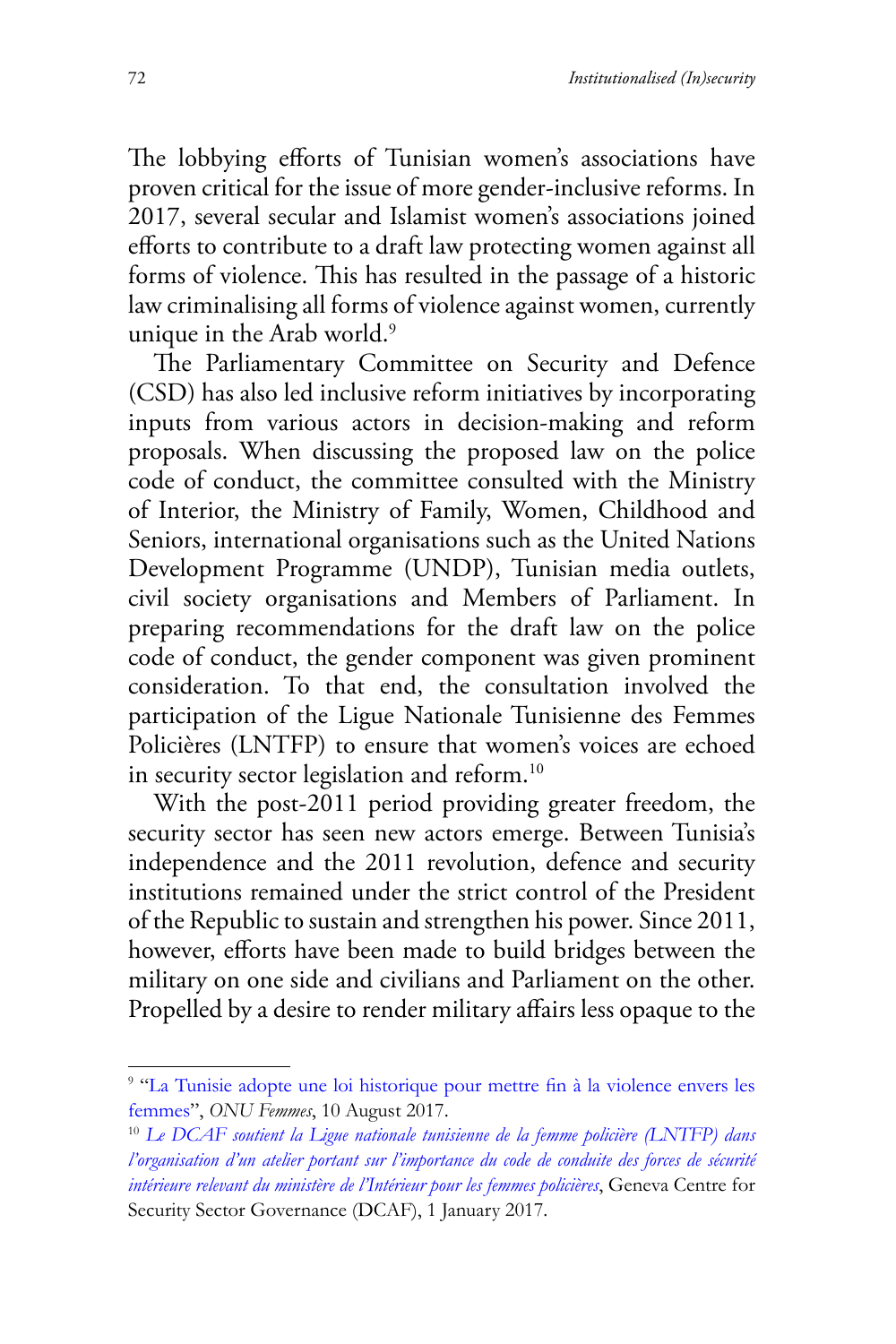The lobbying efforts of Tunisian women's associations have proven critical for the issue of more gender-inclusive reforms. In 2017, several secular and Islamist women's associations joined efforts to contribute to a draft law protecting women against all forms of violence. This has resulted in the passage of a historic law criminalising all forms of violence against women, currently unique in the Arab world.[9]

The Parliamentary Committee on Security and Defence (CSD) has also led inclusive reform initiatives by incorporating inputs from various actors in decision-making and reform proposals. When discussing the proposed law on the police code of conduct, the committee consulted with the Ministry of Interior, the Ministry of Family, Women, Childhood and Seniors, international organisations such as the United Nations Development Programme (UNDP), Tunisian media outlets, civil society organisations and Members of Parliament. In preparing recommendations for the draft law on the police code of conduct, the gender component was given prominent consideration. To that end, the consultation involved the participation of the Ligue Nationale Tunisienne des Femmes Policières (LNTFP) to ensure that women's voices are echoed in security sector legislation and reform.[10]

With the post-2011 period providing greater freedom, the security sector has seen new actors emerge. Between Tunisia's independence and the 2011 revolution, defence and security institutions remained under the strict control of the President of the Republic to sustain and strengthen his power. Since 2011, however, efforts have been made to build bridges between the military on one side and civilians and Parliament on the other. Propelled by a desire to render military affairs less opaque to the

---

[9] "La Tunisie adopte une loi historique pour mettre fin à la violence envers les femmes", *ONU Femmes*, 10 August 2017.

[10] *Le DCAF soutient la Ligue nationale tunisienne de la femme policière (LNTFP) dans l'organisation d'un atelier portant sur l'importance du code de conduite des forces de sécurité intérieure relevant du ministère de l'Intérieur pour les femmes policières*, Geneva Centre for Security Sector Governance (DCAF), 1 January 2017.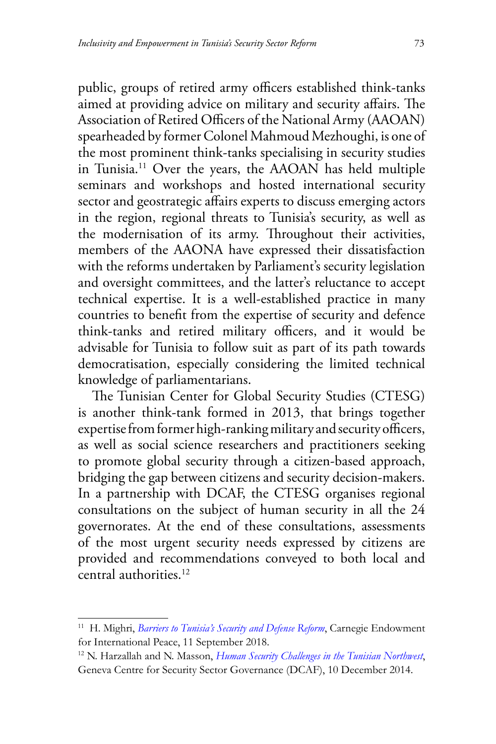public, groups of retired army officers established think-tanks aimed at providing advice on military and security affairs. The Association of Retired Officers of the National Army (AAOAN) spearheaded by former Colonel Mahmoud Mezhoughi, is one of the most prominent think-tanks specialising in security studies in Tunisia.[11] Over the years, the AAOAN has held multiple seminars and workshops and hosted international security sector and geostrategic affairs experts to discuss emerging actors in the region, regional threats to Tunisia's security, as well as the modernisation of its army. Throughout their activities, members of the AAONA have expressed their dissatisfaction with the reforms undertaken by Parliament's security legislation and oversight committees, and the latter's reluctance to accept technical expertise. It is a well-established practice in many countries to benefit from the expertise of security and defence think-tanks and retired military officers, and it would be advisable for Tunisia to follow suit as part of its path towards democratisation, especially considering the limited technical knowledge of parliamentarians.

The Tunisian Center for Global Security Studies (CTESG) is another think-tank formed in 2013, that brings together expertise from former high-ranking military and security officers, as well as social science researchers and practitioners seeking to promote global security through a citizen-based approach, bridging the gap between citizens and security decision-makers. In a partnership with DCAF, the CTESG organises regional consultations on the subject of human security in all the 24 governorates. At the end of these consultations, assessments of the most urgent security needs expressed by citizens are provided and recommendations conveyed to both local and central authorities.[12]

---

[11] H. Mighri, *Barriers to Tunisia's Security and Defense Reform*, Carnegie Endowment for International Peace, 11 September 2018.

[12] N. Harzallah and N. Masson, *Human Security Challenges in the Tunisian Northwest*, Geneva Centre for Security Sector Governance (DCAF), 10 December 2014.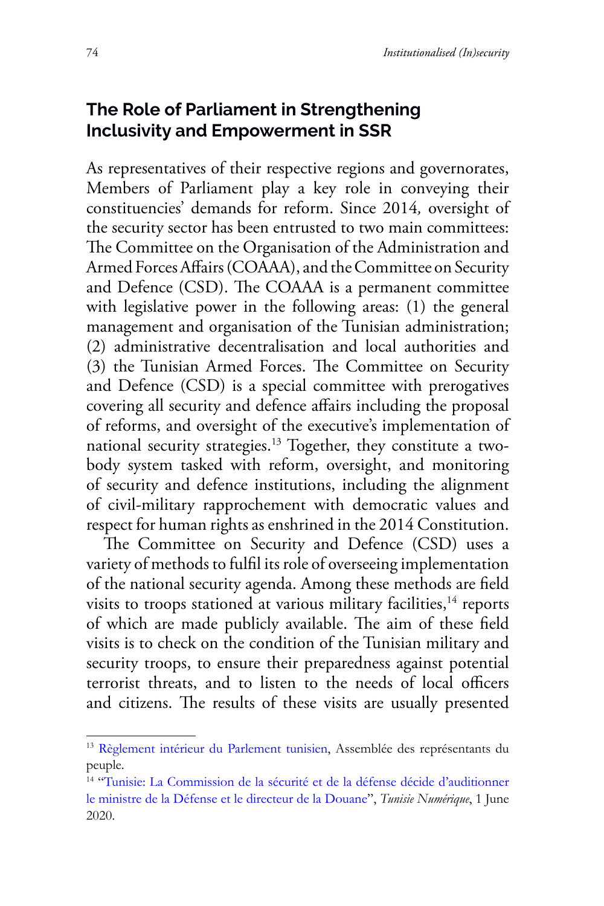## The Role of Parliament in Strengthening Inclusivity and Empowerment in SSR

As representatives of their respective regions and governorates, Members of Parliament play a key role in conveying their constituencies' demands for reform. Since 2014, oversight of the security sector has been entrusted to two main committees: The Committee on the Organisation of the Administration and Armed Forces Affairs (COAAA), and the Committee on Security and Defence (CSD). The COAAA is a permanent committee with legislative power in the following areas: (1) the general management and organisation of the Tunisian administration; (2) administrative decentralisation and local authorities and (3) the Tunisian Armed Forces. The Committee on Security and Defence (CSD) is a special committee with prerogatives covering all security and defence affairs including the proposal of reforms, and oversight of the executive's implementation of national security strategies.[13] Together, they constitute a two-body system tasked with reform, oversight, and monitoring of security and defence institutions, including the alignment of civil-military rapprochement with democratic values and respect for human rights as enshrined in the 2014 Constitution.

The Committee on Security and Defence (CSD) uses a variety of methods to fulfil its role of overseeing implementation of the national security agenda. Among these methods are field visits to troops stationed at various military facilities,[14] reports of which are made publicly available. The aim of these field visits is to check on the condition of the Tunisian military and security troops, to ensure their preparedness against potential terrorist threats, and to listen to the needs of local officers and citizens. The results of these visits are usually presented

---

[13] Règlement intérieur du Parlement tunisien, Assemblée des représentants du peuple.

[14] "Tunisie: La Commission de la sécurité et de la défense décide d'auditionner le ministre de la Défense et le directeur de la Douane", *Tunisie Numérique*, 1 June 2020.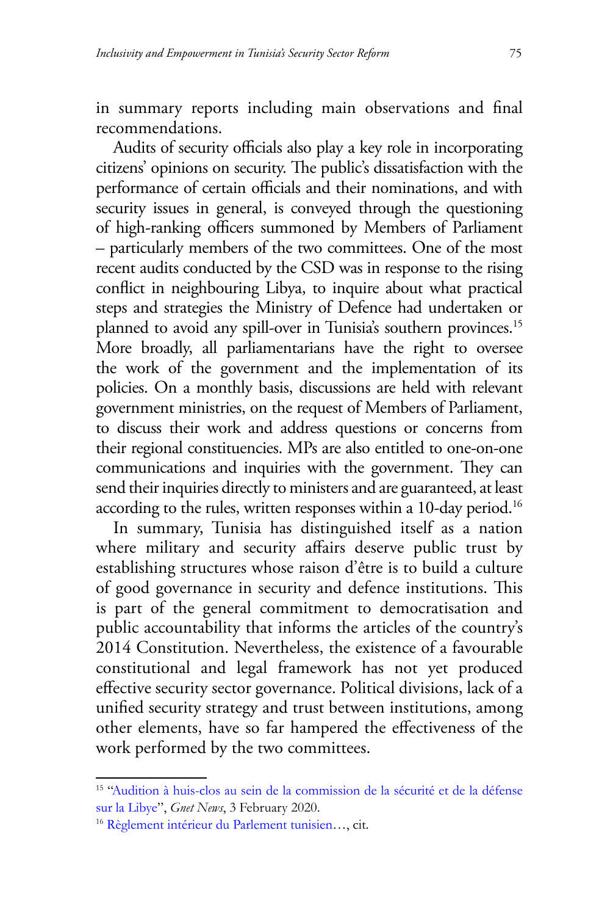in summary reports including main observations and final recommendations.

Audits of security officials also play a key role in incorporating citizens' opinions on security. The public's dissatisfaction with the performance of certain officials and their nominations, and with security issues in general, is conveyed through the questioning of high-ranking officers summoned by Members of Parliament – particularly members of the two committees. One of the most recent audits conducted by the CSD was in response to the rising conflict in neighbouring Libya, to inquire about what practical steps and strategies the Ministry of Defence had undertaken or planned to avoid any spill-over in Tunisia's southern provinces.[15] More broadly, all parliamentarians have the right to oversee the work of the government and the implementation of its policies. On a monthly basis, discussions are held with relevant government ministries, on the request of Members of Parliament, to discuss their work and address questions or concerns from their regional constituencies. MPs are also entitled to one-on-one communications and inquiries with the government. They can send their inquiries directly to ministers and are guaranteed, at least according to the rules, written responses within a 10-day period.[16]

In summary, Tunisia has distinguished itself as a nation where military and security affairs deserve public trust by establishing structures whose raison d'être is to build a culture of good governance in security and defence institutions. This is part of the general commitment to democratisation and public accountability that informs the articles of the country's 2014 Constitution. Nevertheless, the existence of a favourable constitutional and legal framework has not yet produced effective security sector governance. Political divisions, lack of a unified security strategy and trust between institutions, among other elements, have so far hampered the effectiveness of the work performed by the two committees.

---

[15] "Audition à huis-clos au sein de la commission de la sécurité et de la défense sur la Libye", *Gnet News*, 3 February 2020.

[16] Règlement intérieur du Parlement tunisien…, cit.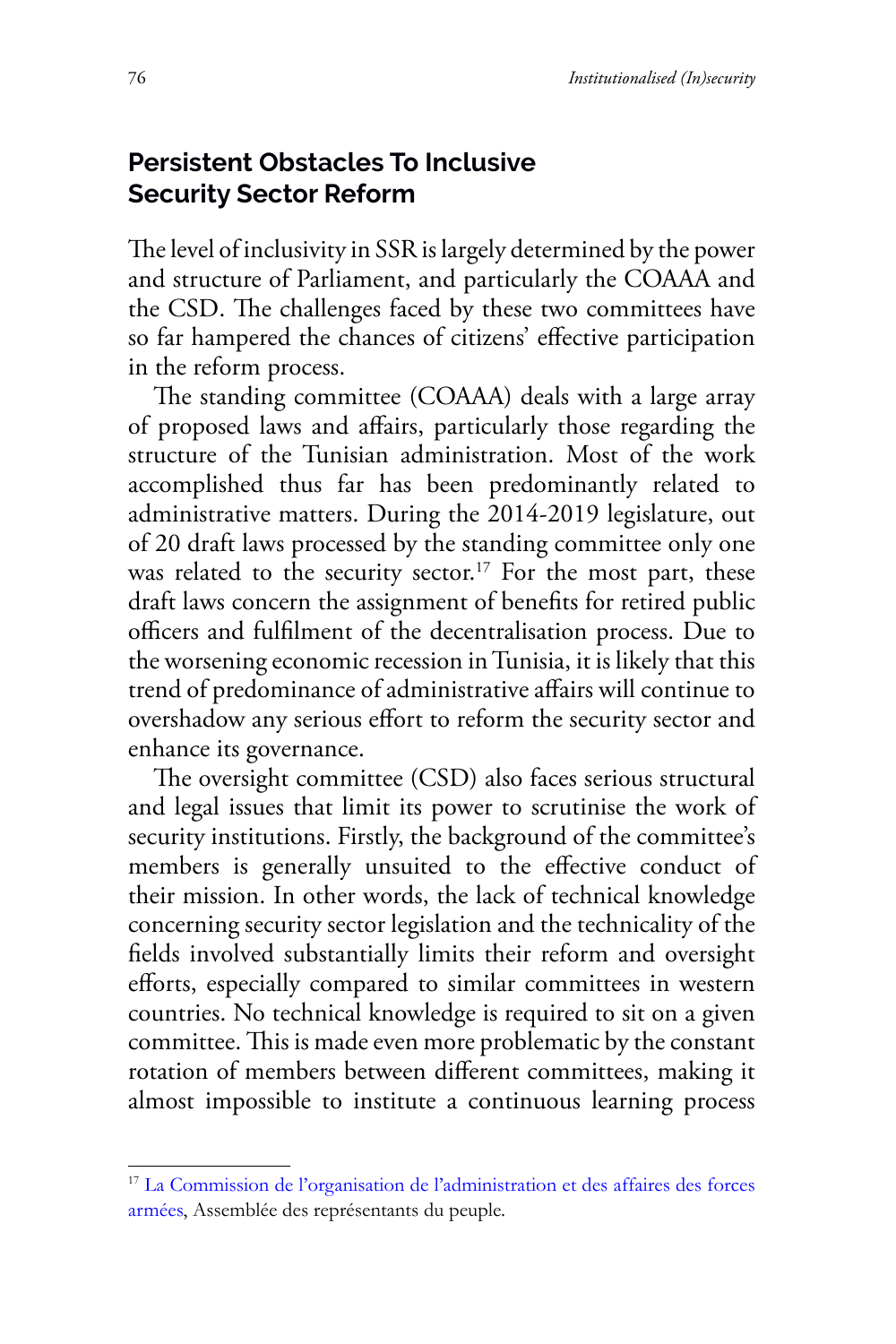## Persistent Obstacles To Inclusive Security Sector Reform

The level of inclusivity in SSR is largely determined by the power and structure of Parliament, and particularly the COAAA and the CSD. The challenges faced by these two committees have so far hampered the chances of citizens' effective participation in the reform process.

The standing committee (COAAA) deals with a large array of proposed laws and affairs, particularly those regarding the structure of the Tunisian administration. Most of the work accomplished thus far has been predominantly related to administrative matters. During the 2014-2019 legislature, out of 20 draft laws processed by the standing committee only one was related to the security sector.[17] For the most part, these draft laws concern the assignment of benefits for retired public officers and fulfilment of the decentralisation process. Due to the worsening economic recession in Tunisia, it is likely that this trend of predominance of administrative affairs will continue to overshadow any serious effort to reform the security sector and enhance its governance.

The oversight committee (CSD) also faces serious structural and legal issues that limit its power to scrutinise the work of security institutions. Firstly, the background of the committee's members is generally unsuited to the effective conduct of their mission. In other words, the lack of technical knowledge concerning security sector legislation and the technicality of the fields involved substantially limits their reform and oversight efforts, especially compared to similar committees in western countries. No technical knowledge is required to sit on a given committee. This is made even more problematic by the constant rotation of members between different committees, making it almost impossible to institute a continuous learning process

---

[17] La Commission de l'organisation de l'administration et des affaires des forces armées, Assemblée des représentants du peuple.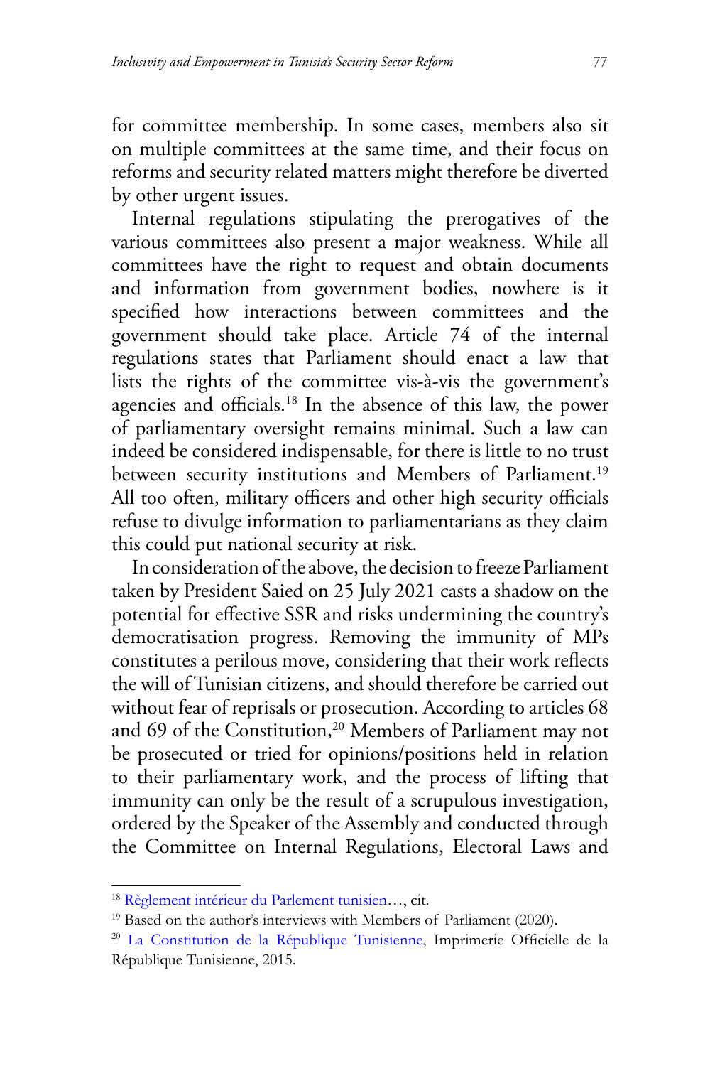for committee membership. In some cases, members also sit on multiple committees at the same time, and their focus on reforms and security related matters might therefore be diverted by other urgent issues.

Internal regulations stipulating the prerogatives of the various committees also present a major weakness. While all committees have the right to request and obtain documents and information from government bodies, nowhere is it specified how interactions between committees and the government should take place. Article 74 of the internal regulations states that Parliament should enact a law that lists the rights of the committee vis-à-vis the government's agencies and officials.[18] In the absence of this law, the power of parliamentary oversight remains minimal. Such a law can indeed be considered indispensable, for there is little to no trust between security institutions and Members of Parliament.[19] All too often, military officers and other high security officials refuse to divulge information to parliamentarians as they claim this could put national security at risk.

In consideration of the above, the decision to freeze Parliament taken by President Saied on 25 July 2021 casts a shadow on the potential for effective SSR and risks undermining the country's democratisation progress. Removing the immunity of MPs constitutes a perilous move, considering that their work reflects the will of Tunisian citizens, and should therefore be carried out without fear of reprisals or prosecution. According to articles 68 and 69 of the Constitution,[20] Members of Parliament may not be prosecuted or tried for opinions/positions held in relation to their parliamentary work, and the process of lifting that immunity can only be the result of a scrupulous investigation, ordered by the Speaker of the Assembly and conducted through the Committee on Internal Regulations, Electoral Laws and

---

[18] Règlement intérieur du Parlement tunisien…, cit.

[19] Based on the author's interviews with Members of Parliament (2020).

[20] La Constitution de la République Tunisienne, Imprimerie Officielle de la République Tunisienne, 2015.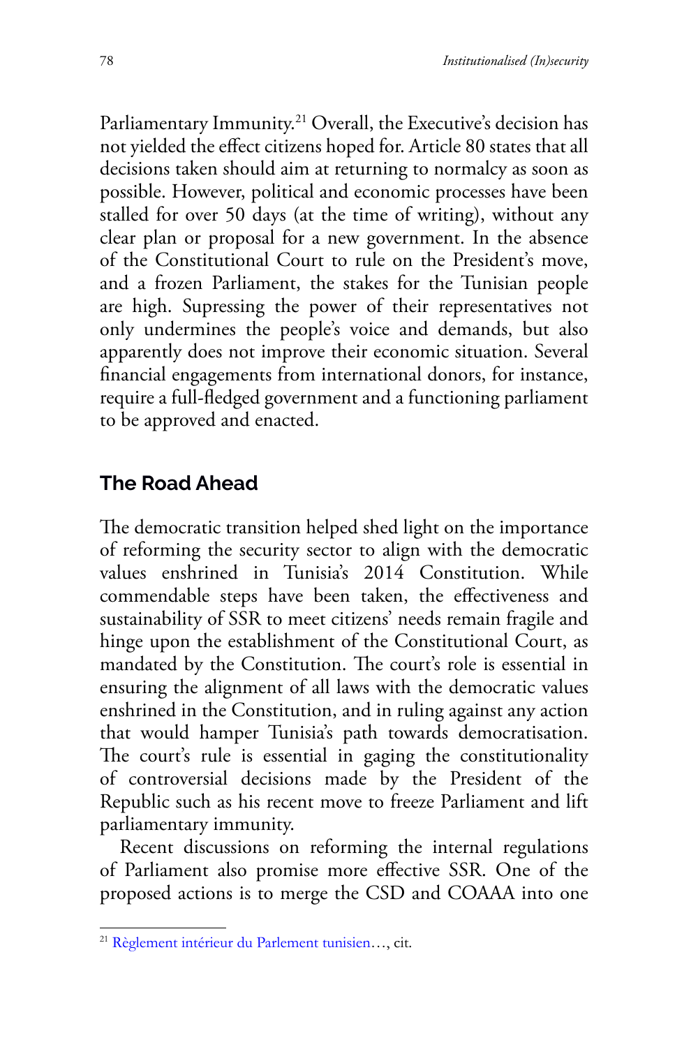Parliamentary Immunity.[21] Overall, the Executive's decision has not yielded the effect citizens hoped for. Article 80 states that all decisions taken should aim at returning to normalcy as soon as possible. However, political and economic processes have been stalled for over 50 days (at the time of writing), without any clear plan or proposal for a new government. In the absence of the Constitutional Court to rule on the President's move, and a frozen Parliament, the stakes for the Tunisian people are high. Supressing the power of their representatives not only undermines the people's voice and demands, but also apparently does not improve their economic situation. Several financial engagements from international donors, for instance, require a full-fledged government and a functioning parliament to be approved and enacted.

## The Road Ahead

The democratic transition helped shed light on the importance of reforming the security sector to align with the democratic values enshrined in Tunisia's 2014 Constitution. While commendable steps have been taken, the effectiveness and sustainability of SSR to meet citizens' needs remain fragile and hinge upon the establishment of the Constitutional Court, as mandated by the Constitution. The court's role is essential in ensuring the alignment of all laws with the democratic values enshrined in the Constitution, and in ruling against any action that would hamper Tunisia's path towards democratisation. The court's rule is essential in gaging the constitutionality of controversial decisions made by the President of the Republic such as his recent move to freeze Parliament and lift parliamentary immunity.

Recent discussions on reforming the internal regulations of Parliament also promise more effective SSR. One of the proposed actions is to merge the CSD and COAAA into one

[21] Règlement intérieur du Parlement tunisien…, cit.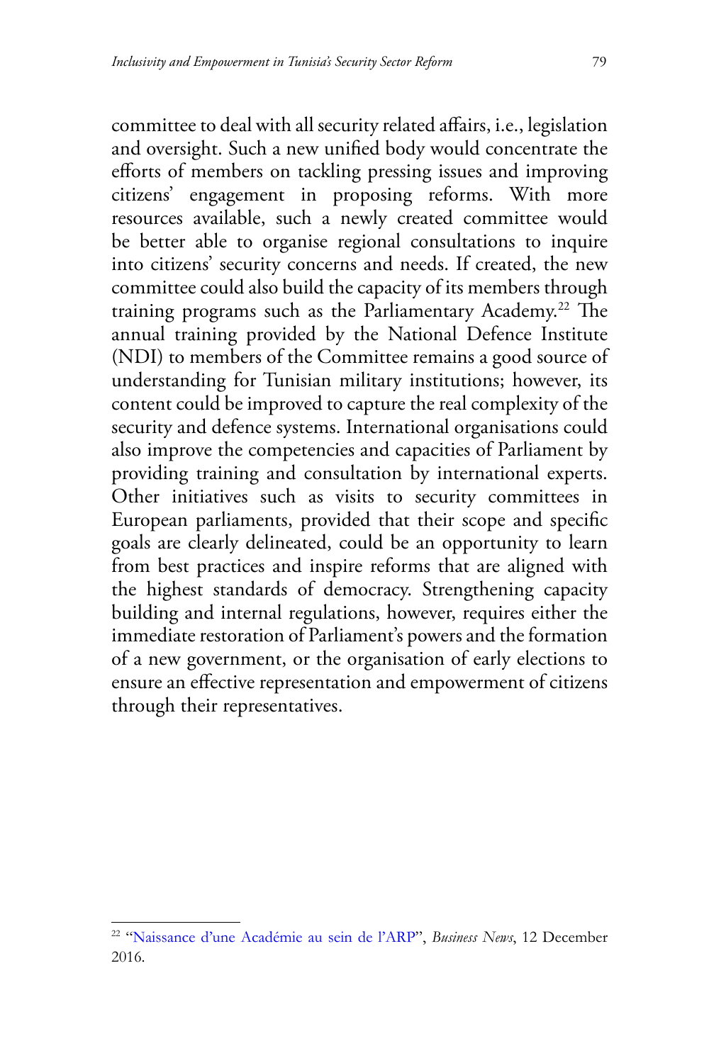committee to deal with all security related affairs, i.e., legislation and oversight. Such a new unified body would concentrate the efforts of members on tackling pressing issues and improving citizens' engagement in proposing reforms. With more resources available, such a newly created committee would be better able to organise regional consultations to inquire into citizens' security concerns and needs. If created, the new committee could also build the capacity of its members through training programs such as the Parliamentary Academy.[22] The annual training provided by the National Defence Institute (NDI) to members of the Committee remains a good source of understanding for Tunisian military institutions; however, its content could be improved to capture the real complexity of the security and defence systems. International organisations could also improve the competencies and capacities of Parliament by providing training and consultation by international experts. Other initiatives such as visits to security committees in European parliaments, provided that their scope and specific goals are clearly delineated, could be an opportunity to learn from best practices and inspire reforms that are aligned with the highest standards of democracy. Strengthening capacity building and internal regulations, however, requires either the immediate restoration of Parliament's powers and the formation of a new government, or the organisation of early elections to ensure an effective representation and empowerment of citizens through their representatives.

---

[22] "Naissance d'une Académie au sein de l'ARP", *Business News*, 12 December 2016.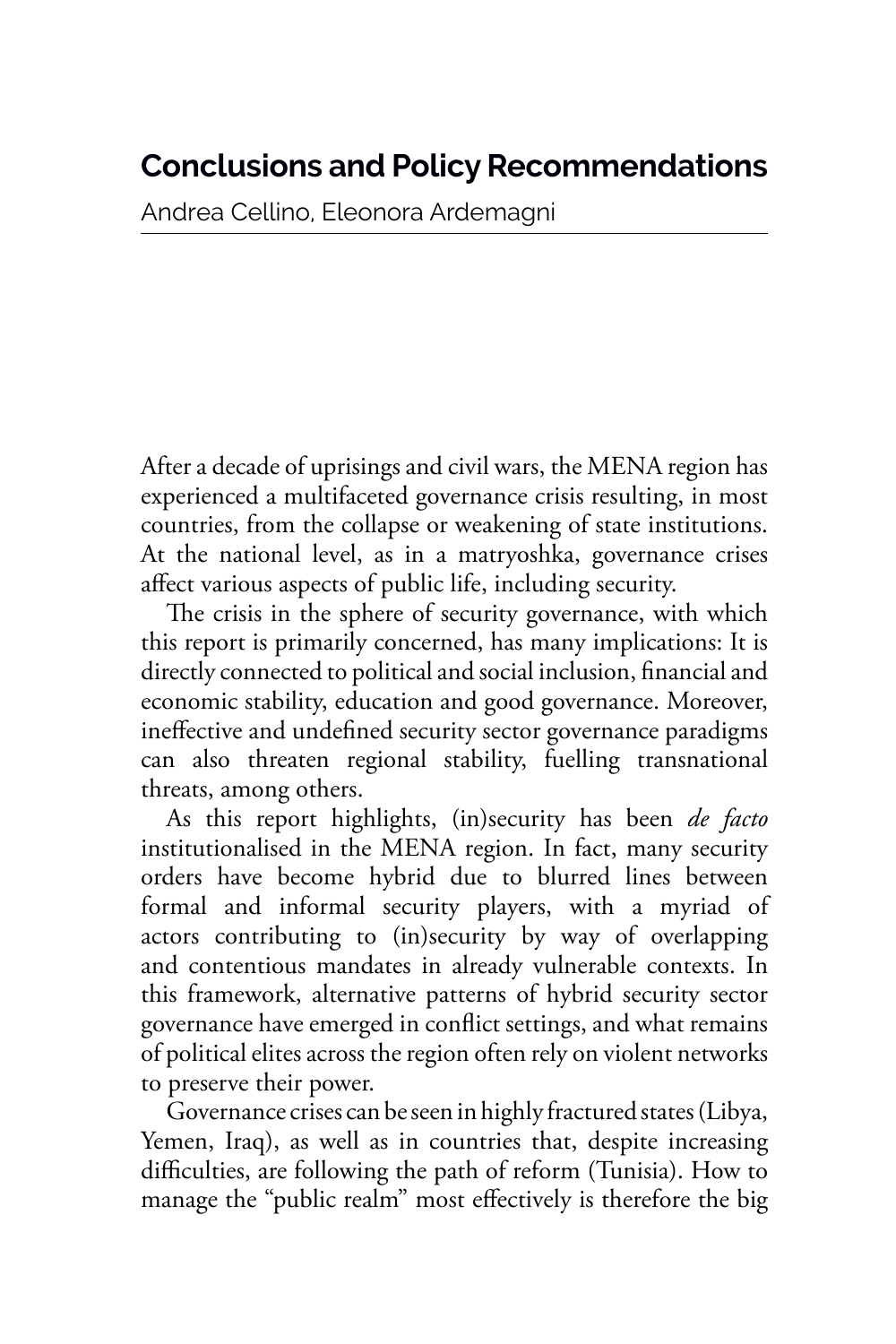# Conclusions and Policy Recommendations

Andrea Cellino, Eleonora Ardemagni

After a decade of uprisings and civil wars, the MENA region has experienced a multifaceted governance crisis resulting, in most countries, from the collapse or weakening of state institutions. At the national level, as in a matryoshka, governance crises affect various aspects of public life, including security.

The crisis in the sphere of security governance, with which this report is primarily concerned, has many implications: It is directly connected to political and social inclusion, financial and economic stability, education and good governance. Moreover, ineffective and undefined security sector governance paradigms can also threaten regional stability, fuelling transnational threats, among others.

As this report highlights, (in)security has been *de facto* institutionalised in the MENA region. In fact, many security orders have become hybrid due to blurred lines between formal and informal security players, with a myriad of actors contributing to (in)security by way of overlapping and contentious mandates in already vulnerable contexts. In this framework, alternative patterns of hybrid security sector governance have emerged in conflict settings, and what remains of political elites across the region often rely on violent networks to preserve their power.

Governance crises can be seen in highly fractured states (Libya, Yemen, Iraq), as well as in countries that, despite increasing difficulties, are following the path of reform (Tunisia). How to manage the "public realm" most effectively is therefore the big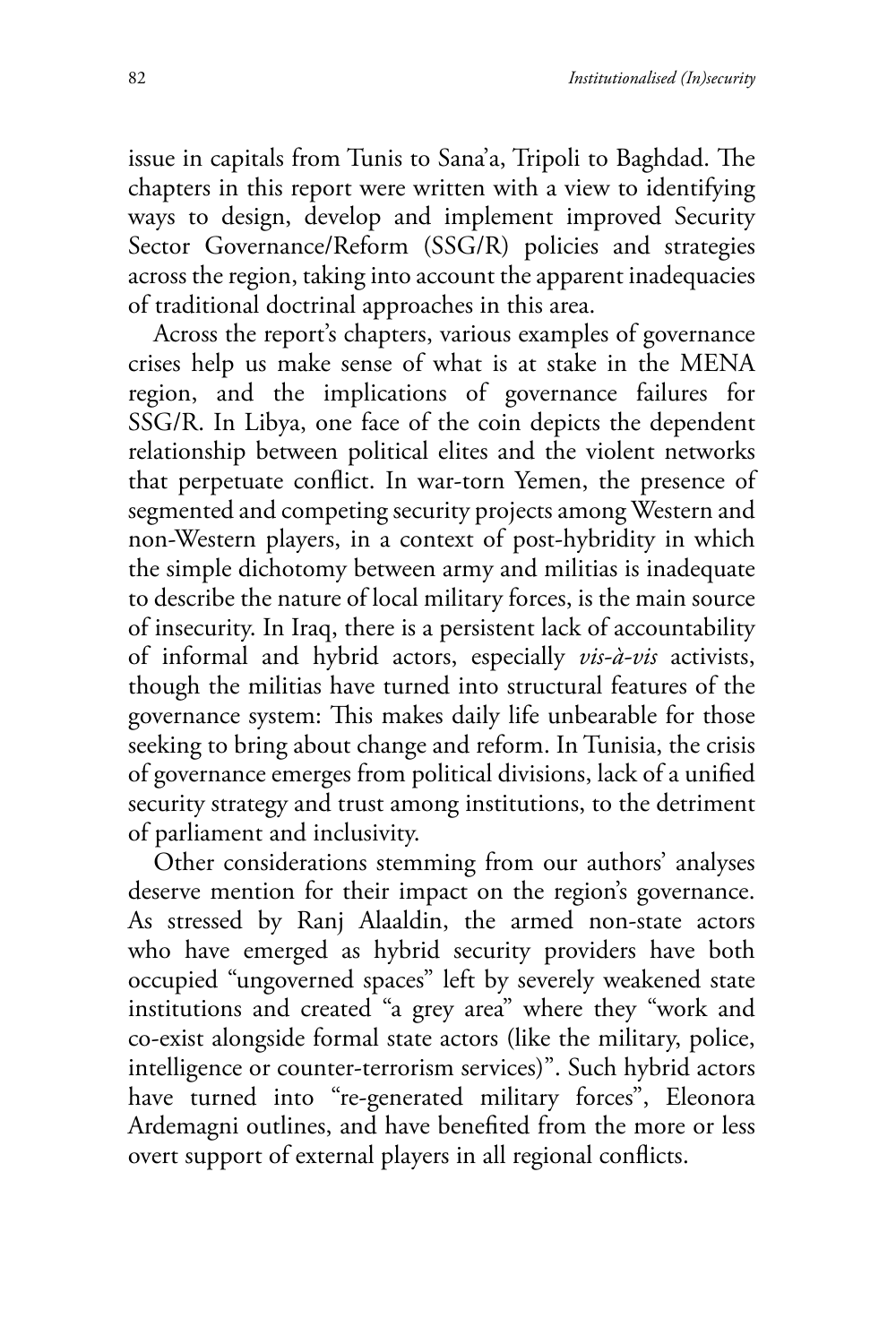issue in capitals from Tunis to Sana'a, Tripoli to Baghdad. The chapters in this report were written with a view to identifying ways to design, develop and implement improved Security Sector Governance/Reform (SSG/R) policies and strategies across the region, taking into account the apparent inadequacies of traditional doctrinal approaches in this area.

Across the report's chapters, various examples of governance crises help us make sense of what is at stake in the MENA region, and the implications of governance failures for SSG/R. In Libya, one face of the coin depicts the dependent relationship between political elites and the violent networks that perpetuate conflict. In war-torn Yemen, the presence of segmented and competing security projects among Western and non-Western players, in a context of post-hybridity in which the simple dichotomy between army and militias is inadequate to describe the nature of local military forces, is the main source of insecurity. In Iraq, there is a persistent lack of accountability of informal and hybrid actors, especially *vis-à-vis* activists, though the militias have turned into structural features of the governance system: This makes daily life unbearable for those seeking to bring about change and reform. In Tunisia, the crisis of governance emerges from political divisions, lack of a unified security strategy and trust among institutions, to the detriment of parliament and inclusivity.

Other considerations stemming from our authors' analyses deserve mention for their impact on the region's governance. As stressed by Ranj Alaaldin, the armed non-state actors who have emerged as hybrid security providers have both occupied "ungoverned spaces" left by severely weakened state institutions and created "a grey area" where they "work and co-exist alongside formal state actors (like the military, police, intelligence or counter-terrorism services)". Such hybrid actors have turned into "re-generated military forces", Eleonora Ardemagni outlines, and have benefited from the more or less overt support of external players in all regional conflicts.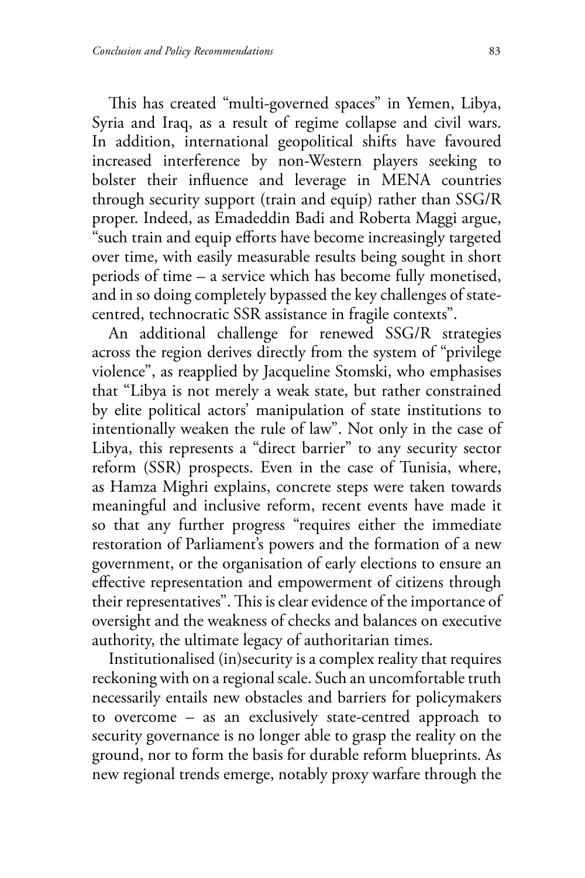This has created "multi-governed spaces" in Yemen, Libya, Syria and Iraq, as a result of regime collapse and civil wars. In addition, international geopolitical shifts have favoured increased interference by non-Western players seeking to bolster their influence and leverage in MENA countries through security support (train and equip) rather than SSG/R proper. Indeed, as Emadeddin Badi and Roberta Maggi argue, "such train and equip efforts have become increasingly targeted over time, with easily measurable results being sought in short periods of time – a service which has become fully monetised, and in so doing completely bypassed the key challenges of state-centred, technocratic SSR assistance in fragile contexts".

An additional challenge for renewed SSG/R strategies across the region derives directly from the system of "privilege violence", as reapplied by Jacqueline Stomski, who emphasises that "Libya is not merely a weak state, but rather constrained by elite political actors' manipulation of state institutions to intentionally weaken the rule of law". Not only in the case of Libya, this represents a "direct barrier" to any security sector reform (SSR) prospects. Even in the case of Tunisia, where, as Hamza Mighri explains, concrete steps were taken towards meaningful and inclusive reform, recent events have made it so that any further progress "requires either the immediate restoration of Parliament's powers and the formation of a new government, or the organisation of early elections to ensure an effective representation and empowerment of citizens through their representatives". This is clear evidence of the importance of oversight and the weakness of checks and balances on executive authority, the ultimate legacy of authoritarian times.

Institutionalised (in)security is a complex reality that requires reckoning with on a regional scale. Such an uncomfortable truth necessarily entails new obstacles and barriers for policymakers to overcome – as an exclusively state-centred approach to security governance is no longer able to grasp the reality on the ground, nor to form the basis for durable reform blueprints. As new regional trends emerge, notably proxy warfare through the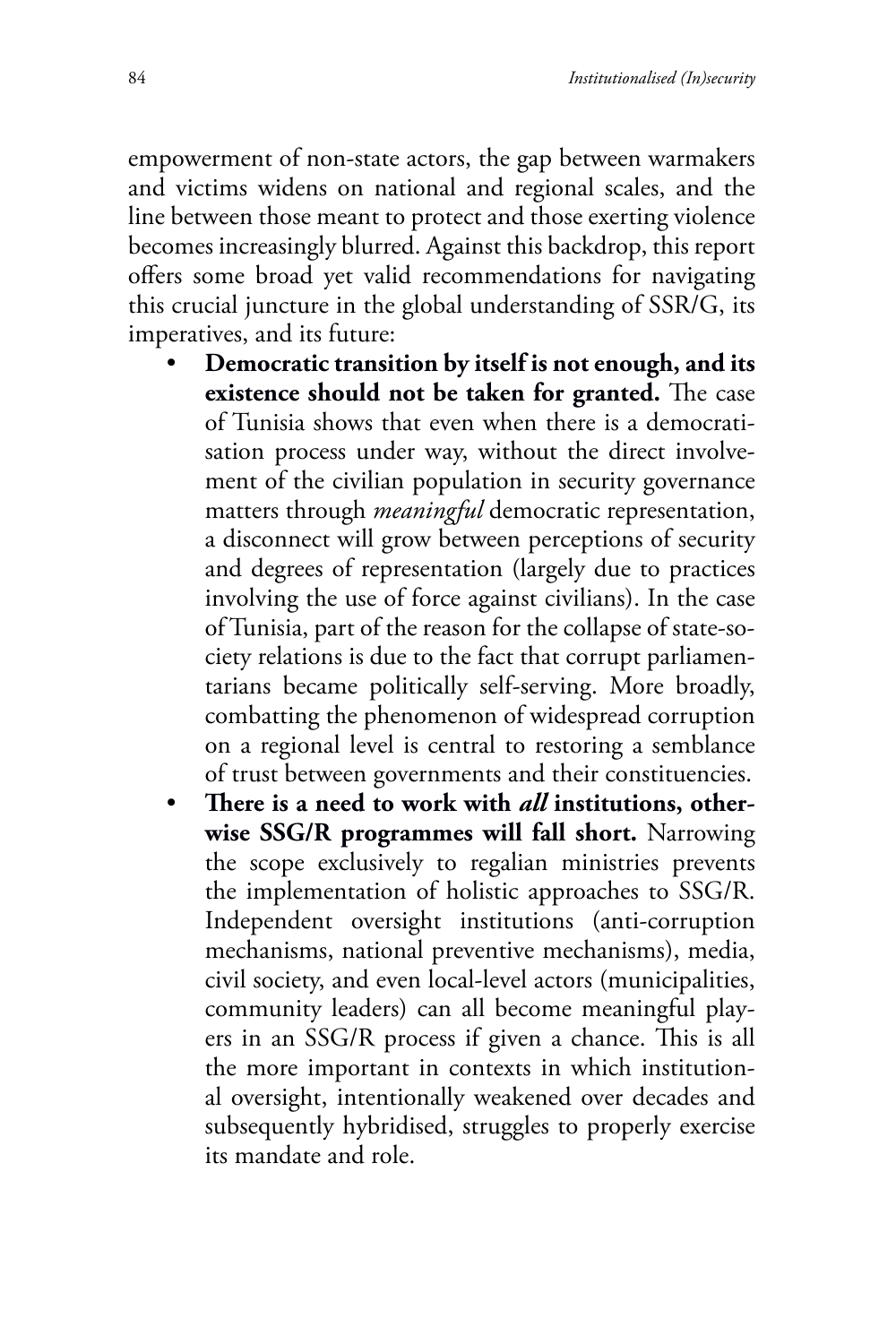empowerment of non-state actors, the gap between warmakers and victims widens on national and regional scales, and the line between those meant to protect and those exerting violence becomes increasingly blurred. Against this backdrop, this report offers some broad yet valid recommendations for navigating this crucial juncture in the global understanding of SSR/G, its imperatives, and its future:

- **Democratic transition by itself is not enough, and its existence should not be taken for granted.** The case of Tunisia shows that even when there is a democratisation process under way, without the direct involvement of the civilian population in security governance matters through *meaningful* democratic representation, a disconnect will grow between perceptions of security and degrees of representation (largely due to practices involving the use of force against civilians). In the case of Tunisia, part of the reason for the collapse of state-society relations is due to the fact that corrupt parliamentarians became politically self-serving. More broadly, combatting the phenomenon of widespread corruption on a regional level is central to restoring a semblance of trust between governments and their constituencies.
- **There is a need to work with *all* institutions, otherwise SSG/R programmes will fall short.** Narrowing the scope exclusively to regalian ministries prevents the implementation of holistic approaches to SSG/R. Independent oversight institutions (anti-corruption mechanisms, national preventive mechanisms), media, civil society, and even local-level actors (municipalities, community leaders) can all become meaningful players in an SSG/R process if given a chance. This is all the more important in contexts in which institutional oversight, intentionally weakened over decades and subsequently hybridised, struggles to properly exercise its mandate and role.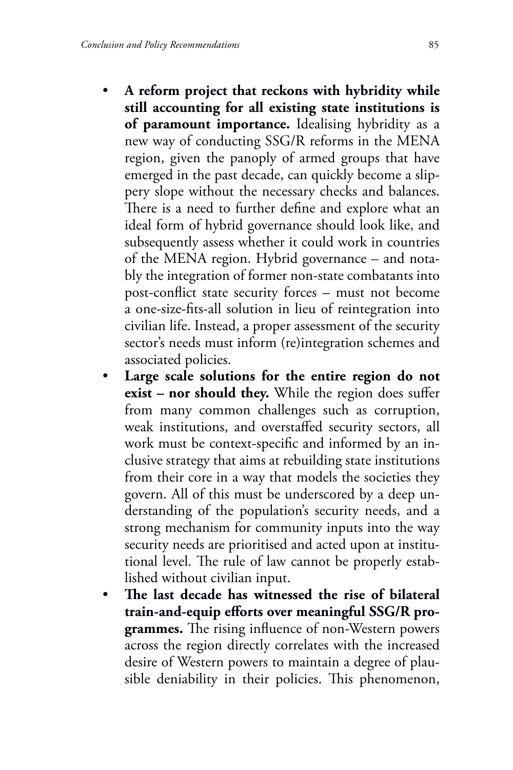- **A reform project that reckons with hybridity while still accounting for all existing state institutions is of paramount importance.** Idealising hybridity as a new way of conducting SSG/R reforms in the MENA region, given the panoply of armed groups that have emerged in the past decade, can quickly become a slippery slope without the necessary checks and balances. There is a need to further define and explore what an ideal form of hybrid governance should look like, and subsequently assess whether it could work in countries of the MENA region. Hybrid governance – and notably the integration of former non-state combatants into post-conflict state security forces – must not become a one-size-fits-all solution in lieu of reintegration into civilian life. Instead, a proper assessment of the security sector's needs must inform (re)integration schemes and associated policies.
- **Large scale solutions for the entire region do not exist – nor should they.** While the region does suffer from many common challenges such as corruption, weak institutions, and overstaffed security sectors, all work must be context-specific and informed by an inclusive strategy that aims at rebuilding state institutions from their core in a way that models the societies they govern. All of this must be underscored by a deep understanding of the population's security needs, and a strong mechanism for community inputs into the way security needs are prioritised and acted upon at institutional level. The rule of law cannot be properly established without civilian input.
- **The last decade has witnessed the rise of bilateral train-and-equip efforts over meaningful SSG/R programmes.** The rising influence of non-Western powers across the region directly correlates with the increased desire of Western powers to maintain a degree of plausible deniability in their policies. This phenomenon,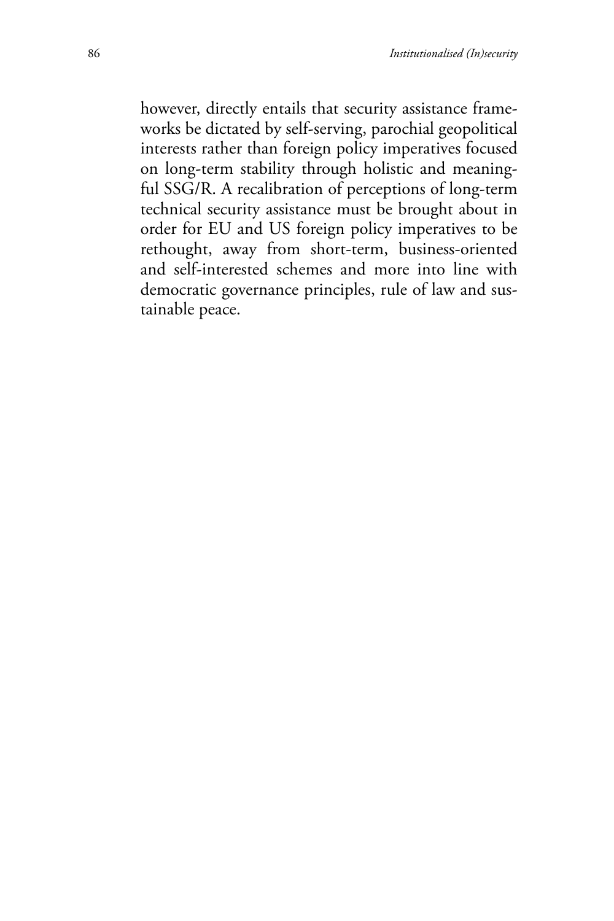however, directly entails that security assistance frameworks be dictated by self-serving, parochial geopolitical interests rather than foreign policy imperatives focused on long-term stability through holistic and meaningful SSG/R. A recalibration of perceptions of long-term technical security assistance must be brought about in order for EU and US foreign policy imperatives to be rethought, away from short-term, business-oriented and self-interested schemes and more into line with democratic governance principles, rule of law and sustainable peace.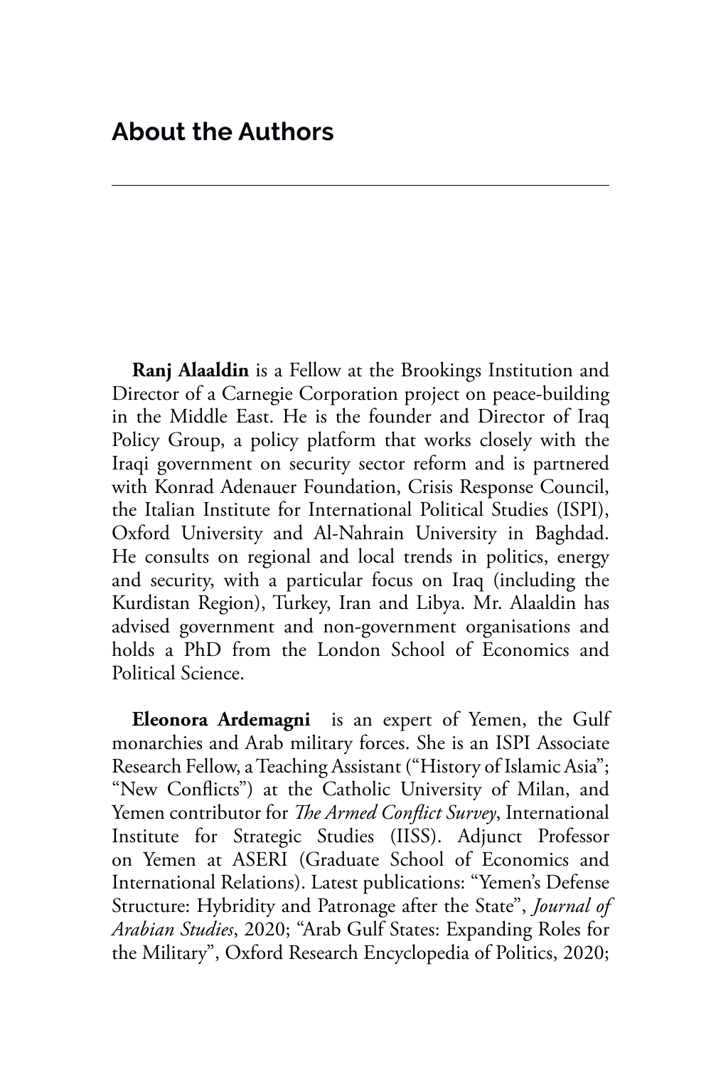## About the Authors

**Ranj Alaaldin** is a Fellow at the Brookings Institution and Director of a Carnegie Corporation project on peace-building in the Middle East. He is the founder and Director of Iraq Policy Group, a policy platform that works closely with the Iraqi government on security sector reform and is partnered with Konrad Adenauer Foundation, Crisis Response Council, the Italian Institute for International Political Studies (ISPI), Oxford University and Al-Nahrain University in Baghdad. He consults on regional and local trends in politics, energy and security, with a particular focus on Iraq (including the Kurdistan Region), Turkey, Iran and Libya. Mr. Alaaldin has advised government and non-government organisations and holds a PhD from the London School of Economics and Political Science.

**Eleonora Ardemagni** is an expert of Yemen, the Gulf monarchies and Arab military forces. She is an ISPI Associate Research Fellow, a Teaching Assistant ("History of Islamic Asia"; "New Conflicts") at the Catholic University of Milan, and Yemen contributor for *The Armed Conflict Survey*, International Institute for Strategic Studies (IISS). Adjunct Professor on Yemen at ASERI (Graduate School of Economics and International Relations). Latest publications: "Yemen's Defense Structure: Hybridity and Patronage after the State", *Journal of Arabian Studies*, 2020; "Arab Gulf States: Expanding Roles for the Military", Oxford Research Encyclopedia of Politics, 2020;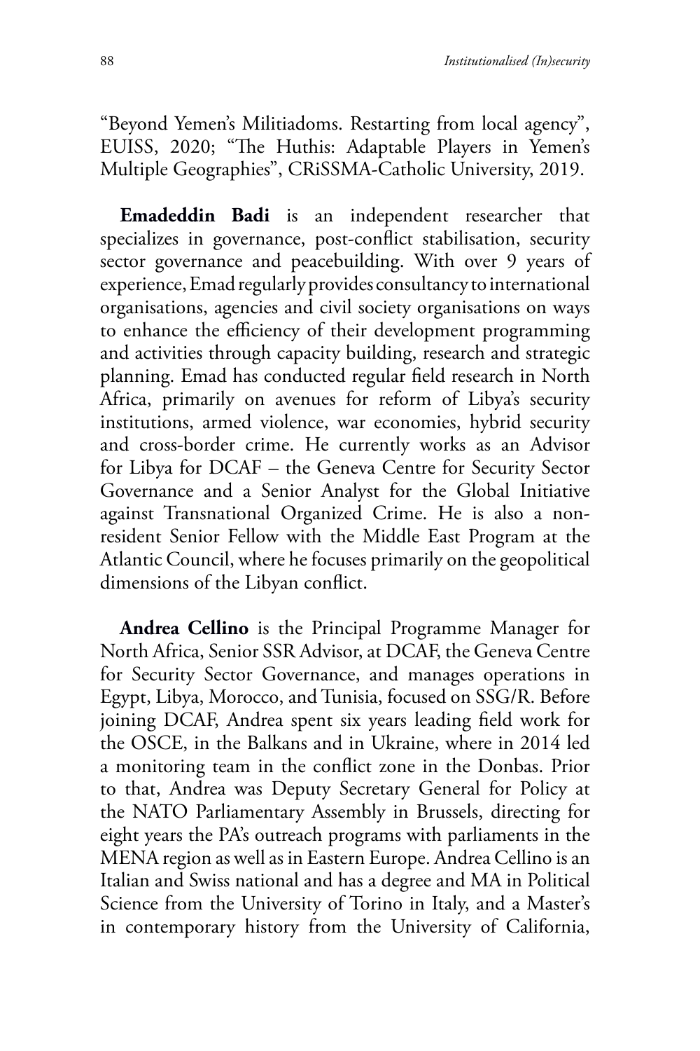"Beyond Yemen's Militiadoms. Restarting from local agency", EUISS, 2020; "The Huthis: Adaptable Players in Yemen's Multiple Geographies", CRiSSMA-Catholic University, 2019.

**Emadeddin Badi** is an independent researcher that specializes in governance, post-conflict stabilisation, security sector governance and peacebuilding. With over 9 years of experience, Emad regularly provides consultancy to international organisations, agencies and civil society organisations on ways to enhance the efficiency of their development programming and activities through capacity building, research and strategic planning. Emad has conducted regular field research in North Africa, primarily on avenues for reform of Libya's security institutions, armed violence, war economies, hybrid security and cross-border crime. He currently works as an Advisor for Libya for DCAF – the Geneva Centre for Security Sector Governance and a Senior Analyst for the Global Initiative against Transnational Organized Crime. He is also a non-resident Senior Fellow with the Middle East Program at the Atlantic Council, where he focuses primarily on the geopolitical dimensions of the Libyan conflict.

**Andrea Cellino** is the Principal Programme Manager for North Africa, Senior SSR Advisor, at DCAF, the Geneva Centre for Security Sector Governance, and manages operations in Egypt, Libya, Morocco, and Tunisia, focused on SSG/R. Before joining DCAF, Andrea spent six years leading field work for the OSCE, in the Balkans and in Ukraine, where in 2014 led a monitoring team in the conflict zone in the Donbas. Prior to that, Andrea was Deputy Secretary General for Policy at the NATO Parliamentary Assembly in Brussels, directing for eight years the PA's outreach programs with parliaments in the MENA region as well as in Eastern Europe. Andrea Cellino is an Italian and Swiss national and has a degree and MA in Political Science from the University of Torino in Italy, and a Master's in contemporary history from the University of California,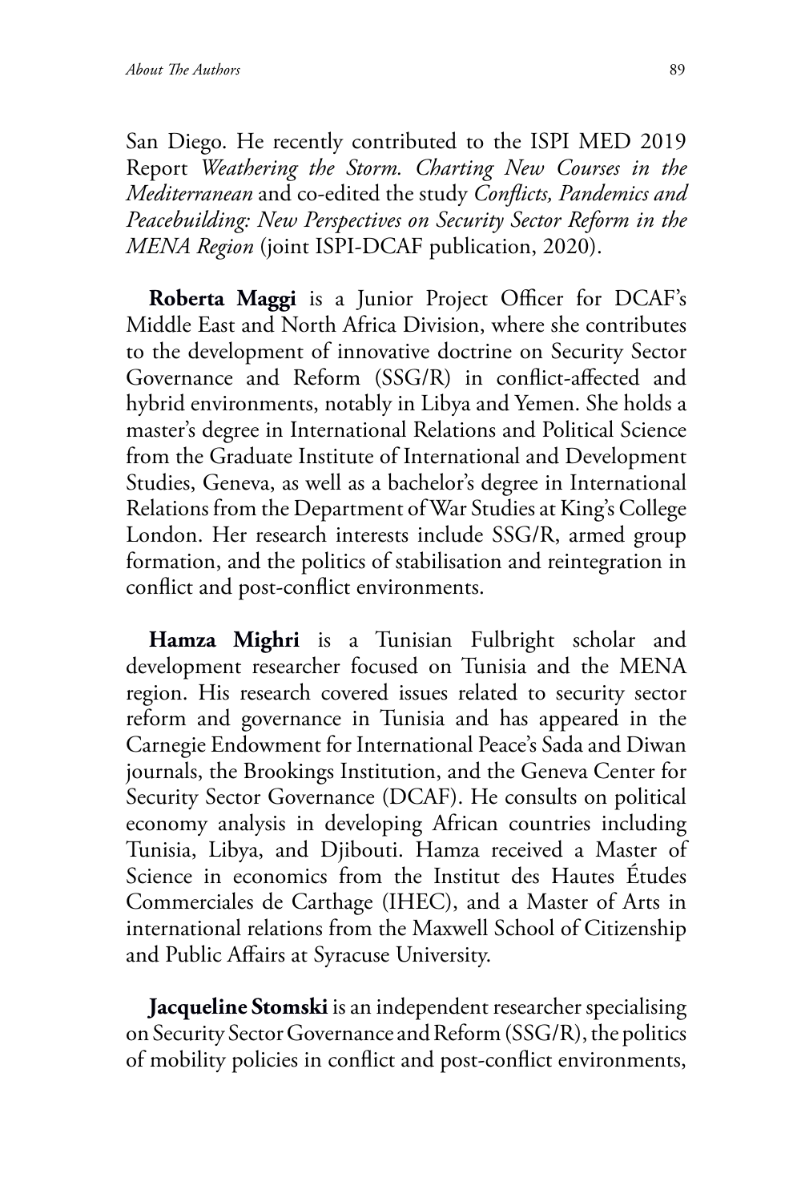San Diego. He recently contributed to the ISPI MED 2019 Report *Weathering the Storm. Charting New Courses in the Mediterranean* and co-edited the study *Conflicts, Pandemics and Peacebuilding: New Perspectives on Security Sector Reform in the MENA Region* (joint ISPI-DCAF publication, 2020).

**Roberta Maggi** is a Junior Project Officer for DCAF's Middle East and North Africa Division, where she contributes to the development of innovative doctrine on Security Sector Governance and Reform (SSG/R) in conflict-affected and hybrid environments, notably in Libya and Yemen. She holds a master's degree in International Relations and Political Science from the Graduate Institute of International and Development Studies, Geneva, as well as a bachelor's degree in International Relations from the Department of War Studies at King's College London. Her research interests include SSG/R, armed group formation, and the politics of stabilisation and reintegration in conflict and post-conflict environments.

**Hamza Mighri** is a Tunisian Fulbright scholar and development researcher focused on Tunisia and the MENA region. His research covered issues related to security sector reform and governance in Tunisia and has appeared in the Carnegie Endowment for International Peace's Sada and Diwan journals, the Brookings Institution, and the Geneva Center for Security Sector Governance (DCAF). He consults on political economy analysis in developing African countries including Tunisia, Libya, and Djibouti. Hamza received a Master of Science in economics from the Institut des Hautes Études Commerciales de Carthage (IHEC), and a Master of Arts in international relations from the Maxwell School of Citizenship and Public Affairs at Syracuse University.

**Jacqueline Stomski** is an independent researcher specialising on Security Sector Governance and Reform (SSG/R), the politics of mobility policies in conflict and post-conflict environments,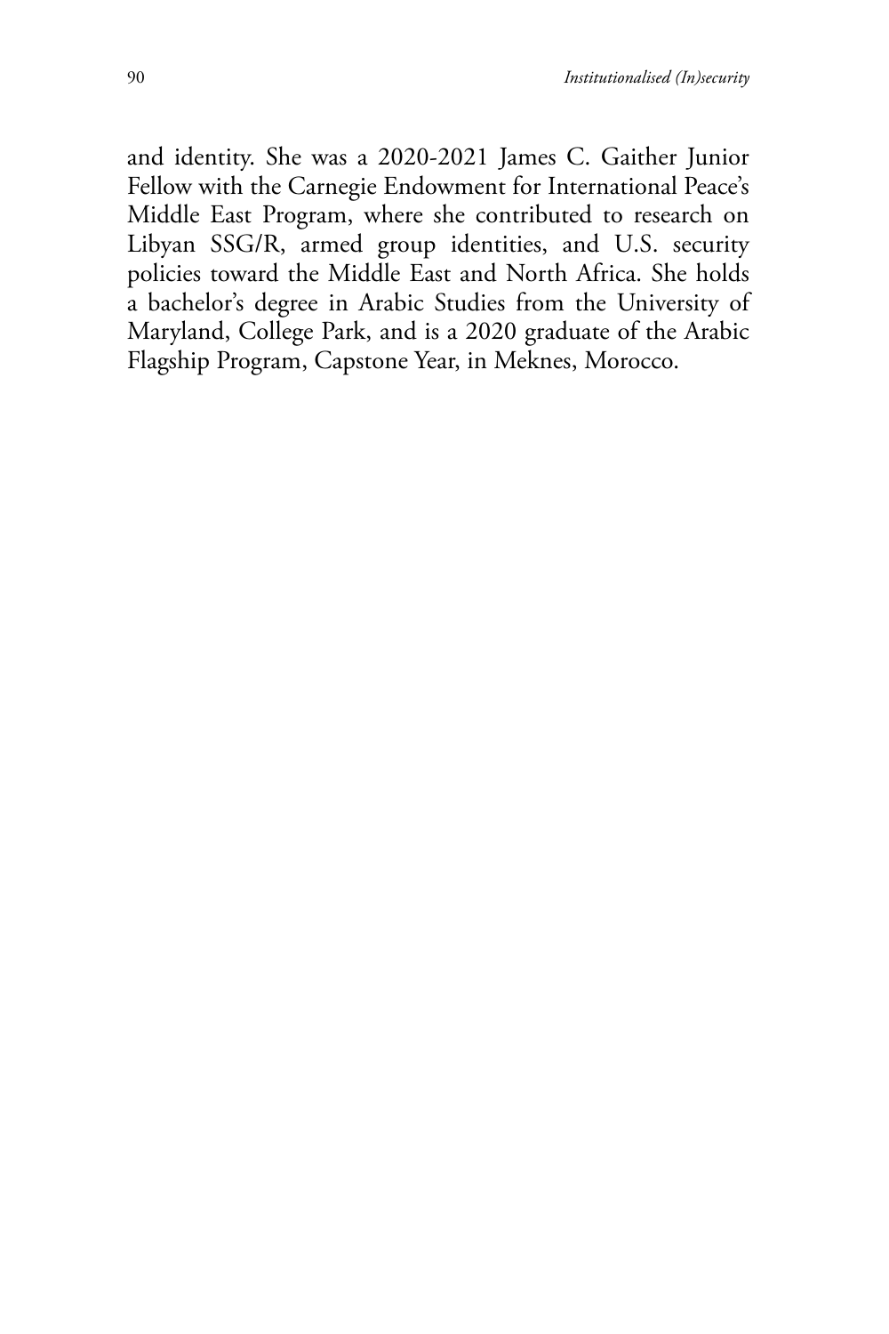and identity. She was a 2020-2021 James C. Gaither Junior Fellow with the Carnegie Endowment for International Peace's Middle East Program, where she contributed to research on Libyan SSG/R, armed group identities, and U.S. security policies toward the Middle East and North Africa. She holds a bachelor's degree in Arabic Studies from the University of Maryland, College Park, and is a 2020 graduate of the Arabic Flagship Program, Capstone Year, in Meknes, Morocco.